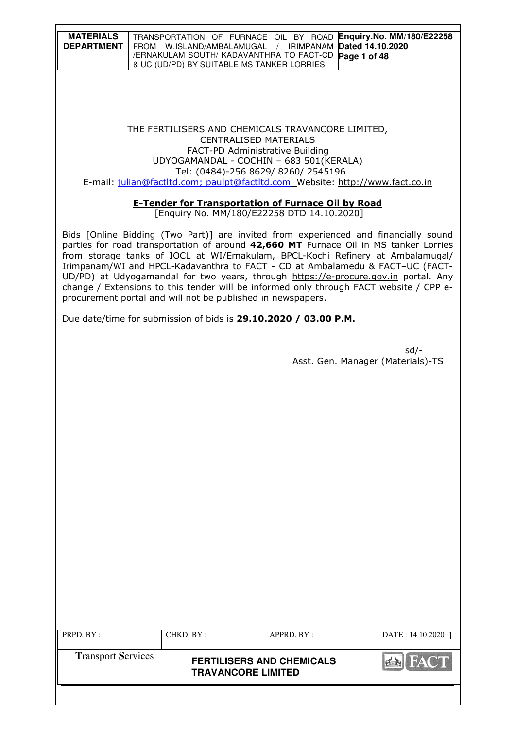THE FERTILISERS AND CHEMICALS TRAVANCORE LIMITED,
CENTRALISED MATERIALS
FACT-PD Administrative Building
UDYOGAMANDAL - COCHIN – 683 501(KERALA)
Tel: (0484)-256 8629/ 8260/ 2545196
E-mail: julian@factltd.com; paulpt@factltd.com Website: http://www.fact.co.in

## E-Tender for Transportation of Furnace Oil by Road

[Enquiry No. MM/180/E22258 DTD 14.10.2020]

Bids [Online Bidding (Two Part)] are invited from experienced and financially sound parties for road transportation of around **42,660 MT** Furnace Oil in MS tanker Lorries from storage tanks of IOCL at WI/Ernakulam, BPCL-Kochi Refinery at Ambalamugal/ Irimpanam/WI and HPCL-Kadavanthra to FACT - CD at Ambalamedu & FACT–UC (FACT-UD/PD) at Udyogamandal for two years, through https://e-procure.gov.in portal. Any change / Extensions to this tender will be informed only through FACT website / CPP e-procurement portal and will not be published in newspapers.

Due date/time for submission of bids is **29.10.2020 / 03.00 P.M.**

sd/-
Asst. Gen. Manager (Materials)-TS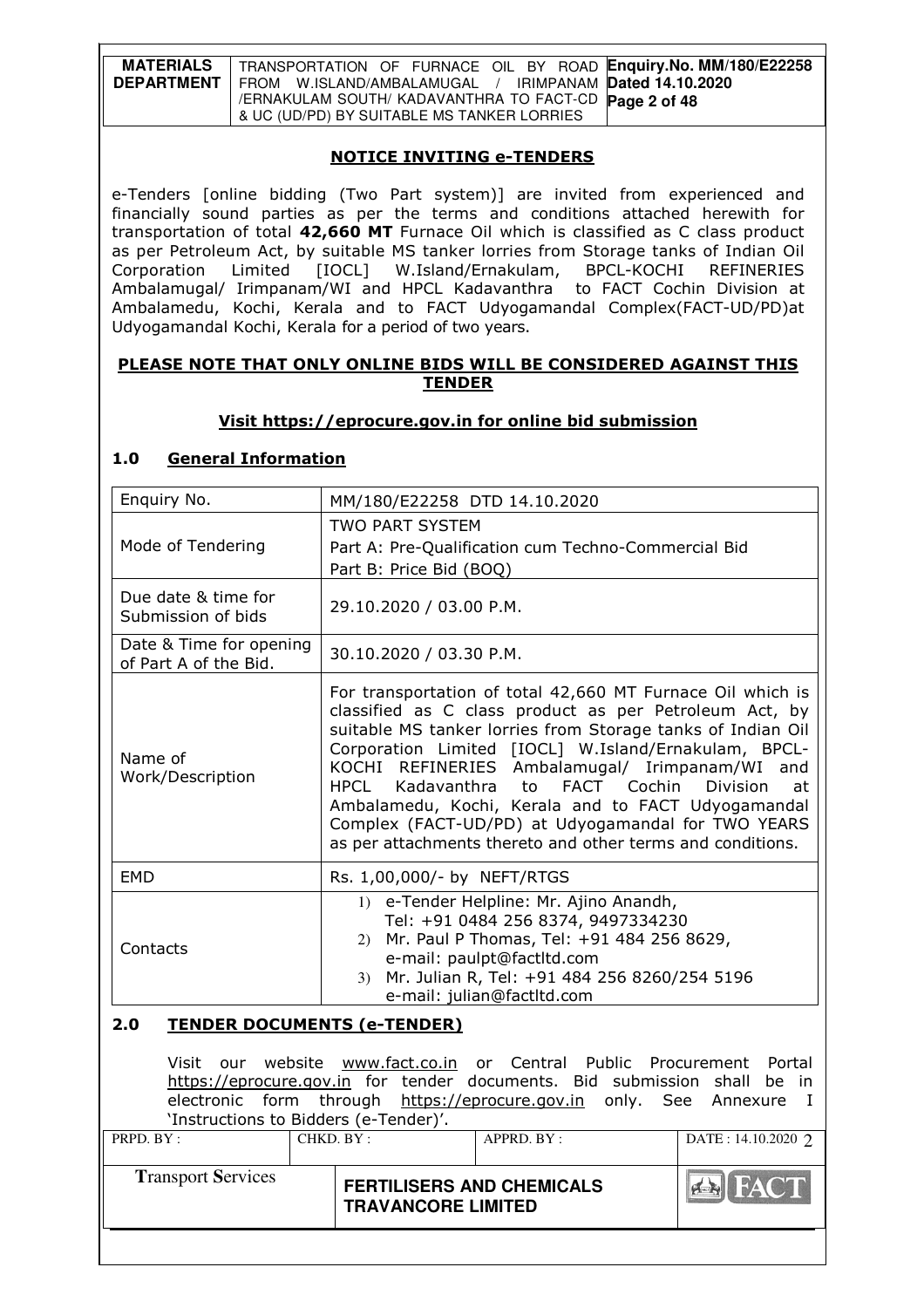## NOTICE INVITING e-TENDERS

e-Tenders [online bidding (Two Part system)] are invited from experienced and financially sound parties as per the terms and conditions attached herewith for transportation of total **42,660 MT** Furnace Oil which is classified as C class product as per Petroleum Act, by suitable MS tanker lorries from Storage tanks of Indian Oil Corporation Limited [IOCL] W.Island/Ernakulam, BPCL-KOCHI REFINERIES Ambalamugal/ Irimpanam/WI and HPCL Kadavanthra to FACT Cochin Division at Ambalamedu, Kochi, Kerala and to FACT Udyogamandal Complex(FACT-UD/PD)at Udyogamandal Kochi, Kerala for a period of two years.

**PLEASE NOTE THAT ONLY ONLINE BIDS WILL BE CONSIDERED AGAINST THIS TENDER**

**Visit https://eprocure.gov.in for online bid submission**

### 1.0 General Information

| Enquiry No. | MM/180/E22258 DTD 14.10.2020 |
|---|---|
| Mode of Tendering | TWO PART SYSTEM<br>Part A: Pre-Qualification cum Techno-Commercial Bid<br>Part B: Price Bid (BOQ) |
| Due date & time for Submission of bids | 29.10.2020 / 03.00 P.M. |
| Date & Time for opening of Part A of the Bid. | 30.10.2020 / 03.30 P.M. |
| Name of Work/Description | For transportation of total 42,660 MT Furnace Oil which is classified as C class product as per Petroleum Act, by suitable MS tanker lorries from Storage tanks of Indian Oil Corporation Limited [IOCL] W.Island/Ernakulam, BPCL-KOCHI REFINERIES Ambalamugal/ Irimpanam/WI and HPCL Kadavanthra to FACT Cochin Division at Ambalamedu, Kochi, Kerala and to FACT Udyogamandal Complex (FACT-UD/PD) at Udyogamandal for TWO YEARS as per attachments thereto and other terms and conditions. |
| EMD | Rs. 1,00,000/- by NEFT/RTGS |
| Contacts | 1) e-Tender Helpline: Mr. Ajino Anandh, Tel: +91 0484 256 8374, 9497334230<br>2) Mr. Paul P Thomas, Tel: +91 484 256 8629, e-mail: paulpt@factltd.com<br>3) Mr. Julian R, Tel: +91 484 256 8260/254 5196 e-mail: julian@factltd.com |

### 2.0 TENDER DOCUMENTS (e-TENDER)

Visit our website www.fact.co.in or Central Public Procurement Portal https://eprocure.gov.in for tender documents. Bid submission shall be in electronic form through https://eprocure.gov.in only. See Annexure I 'Instructions to Bidders (e-Tender)'.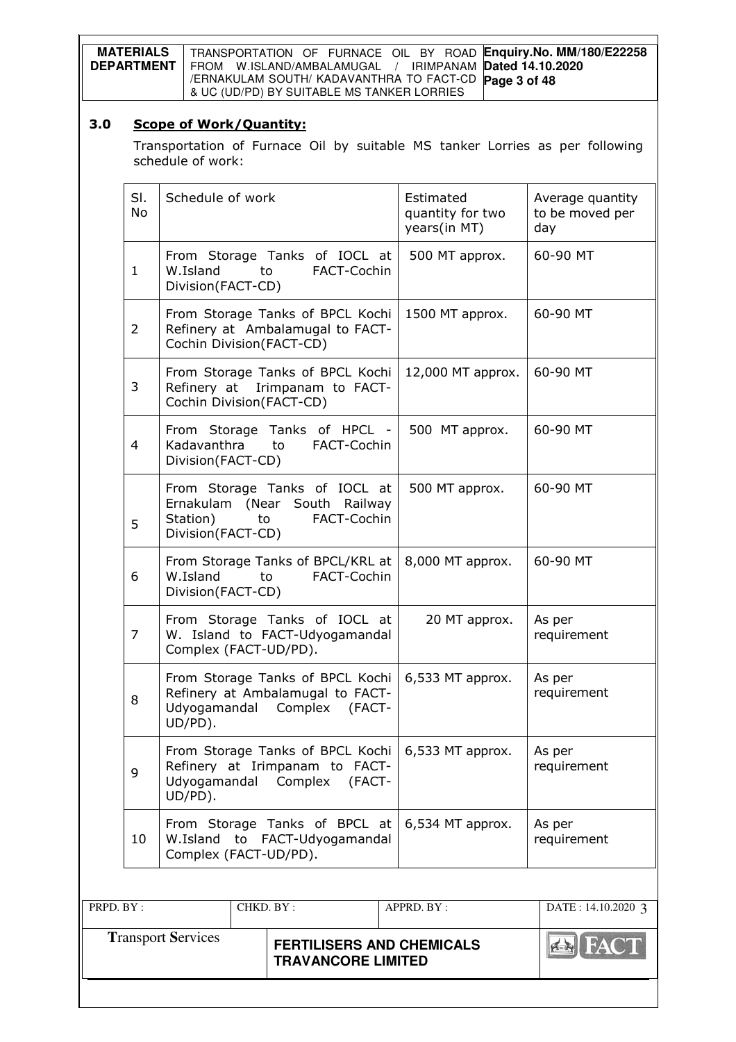## 3.0 Scope of Work/Quantity:

Transportation of Furnace Oil by suitable MS tanker Lorries as per following schedule of work:

| Sl. No | Schedule of work | Estimated quantity for two years(in MT) | Average quantity to be moved per day |
|---|---|---|---|
| 1 | From Storage Tanks of IOCL at W.Island to FACT-Cochin Division(FACT-CD) | 500 MT approx. | 60-90 MT |
| 2 | From Storage Tanks of BPCL Kochi Refinery at Ambalamugal to FACT-Cochin Division(FACT-CD) | 1500 MT approx. | 60-90 MT |
| 3 | From Storage Tanks of BPCL Kochi Refinery at Irimpanam to FACT-Cochin Division(FACT-CD) | 12,000 MT approx. | 60-90 MT |
| 4 | From Storage Tanks of HPCL - Kadavanthra to FACT-Cochin Division(FACT-CD) | 500 MT approx. | 60-90 MT |
| 5 | From Storage Tanks of IOCL at Ernakulam (Near South Railway Station) to FACT-Cochin Division(FACT-CD) | 500 MT approx. | 60-90 MT |
| 6 | From Storage Tanks of BPCL/KRL at W.Island to FACT-Cochin Division(FACT-CD) | 8,000 MT approx. | 60-90 MT |
| 7 | From Storage Tanks of IOCL at W. Island to FACT-Udyogamandal Complex (FACT-UD/PD). | 20 MT approx. | As per requirement |
| 8 | From Storage Tanks of BPCL Kochi Refinery at Ambalamugal to FACT-Udyogamandal Complex (FACT-UD/PD). | 6,533 MT approx. | As per requirement |
| 9 | From Storage Tanks of BPCL Kochi Refinery at Irimpanam to FACT-Udyogamandal Complex (FACT-UD/PD). | 6,533 MT approx. | As per requirement |
| 10 | From Storage Tanks of BPCL at W.Island to FACT-Udyogamandal Complex (FACT-UD/PD). | 6,534 MT approx. | As per requirement |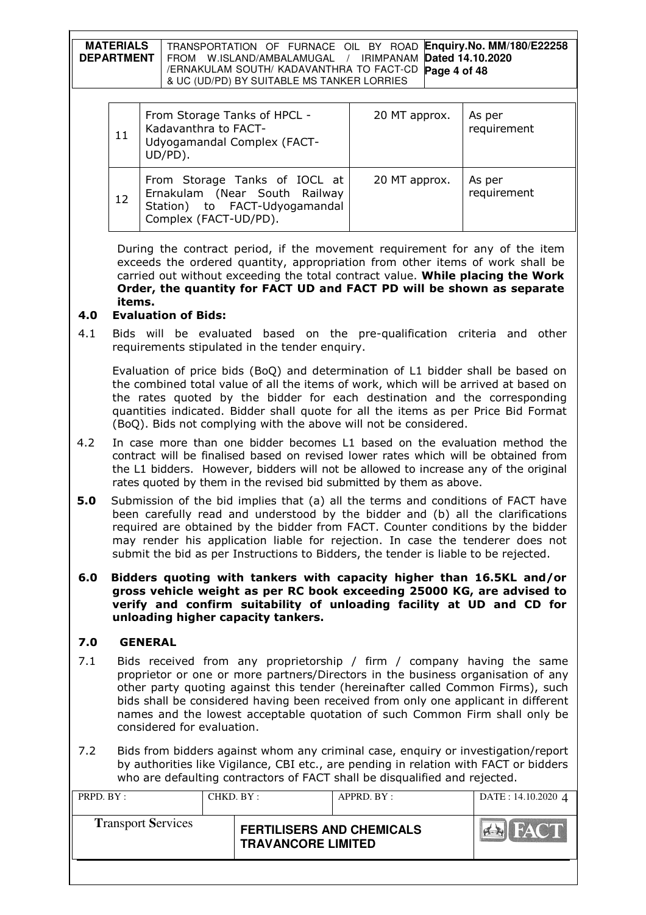| 11 | From Storage Tanks of HPCL - Kadavanthra to FACT-Udyogamandal Complex (FACT-UD/PD). | 20 MT approx. | As per requirement |
|---|---|---|---|
| 12 | From Storage Tanks of IOCL at Ernakulam (Near South Railway Station) to FACT-Udyogamandal Complex (FACT-UD/PD). | 20 MT approx. | As per requirement |

During the contract period, if the movement requirement for any of the item exceeds the ordered quantity, appropriation from other items of work shall be carried out without exceeding the total contract value. **While placing the Work Order, the quantity for FACT UD and FACT PD will be shown as separate items.**

**4.0 Evaluation of Bids:**

4.1 Bids will be evaluated based on the pre-qualification criteria and other requirements stipulated in the tender enquiry.

Evaluation of price bids (BoQ) and determination of L1 bidder shall be based on the combined total value of all the items of work, which will be arrived at based on the rates quoted by the bidder for each destination and the corresponding quantities indicated. Bidder shall quote for all the items as per Price Bid Format (BoQ). Bids not complying with the above will not be considered.

4.2 In case more than one bidder becomes L1 based on the evaluation method the contract will be finalised based on revised lower rates which will be obtained from the L1 bidders. However, bidders will not be allowed to increase any of the original rates quoted by them in the revised bid submitted by them as above.

**5.0** Submission of the bid implies that (a) all the terms and conditions of FACT have been carefully read and understood by the bidder and (b) all the clarifications required are obtained by the bidder from FACT. Counter conditions by the bidder may render his application liable for rejection. In case the tenderer does not submit the bid as per Instructions to Bidders, the tender is liable to be rejected.

**6.0 Bidders quoting with tankers with capacity higher than 16.5KL and/or gross vehicle weight as per RC book exceeding 25000 KG, are advised to verify and confirm suitability of unloading facility at UD and CD for unloading higher capacity tankers.**

**7.0 GENERAL**

7.1 Bids received from any proprietorship / firm / company having the same proprietor or one or more partners/Directors in the business organisation of any other party quoting against this tender (hereinafter called Common Firms), such bids shall be considered having been received from only one applicant in different names and the lowest acceptable quotation of such Common Firm shall only be considered for evaluation.

7.2 Bids from bidders against whom any criminal case, enquiry or investigation/report by authorities like Vigilance, CBI etc., are pending in relation with FACT or bidders who are defaulting contractors of FACT shall be disqualified and rejected.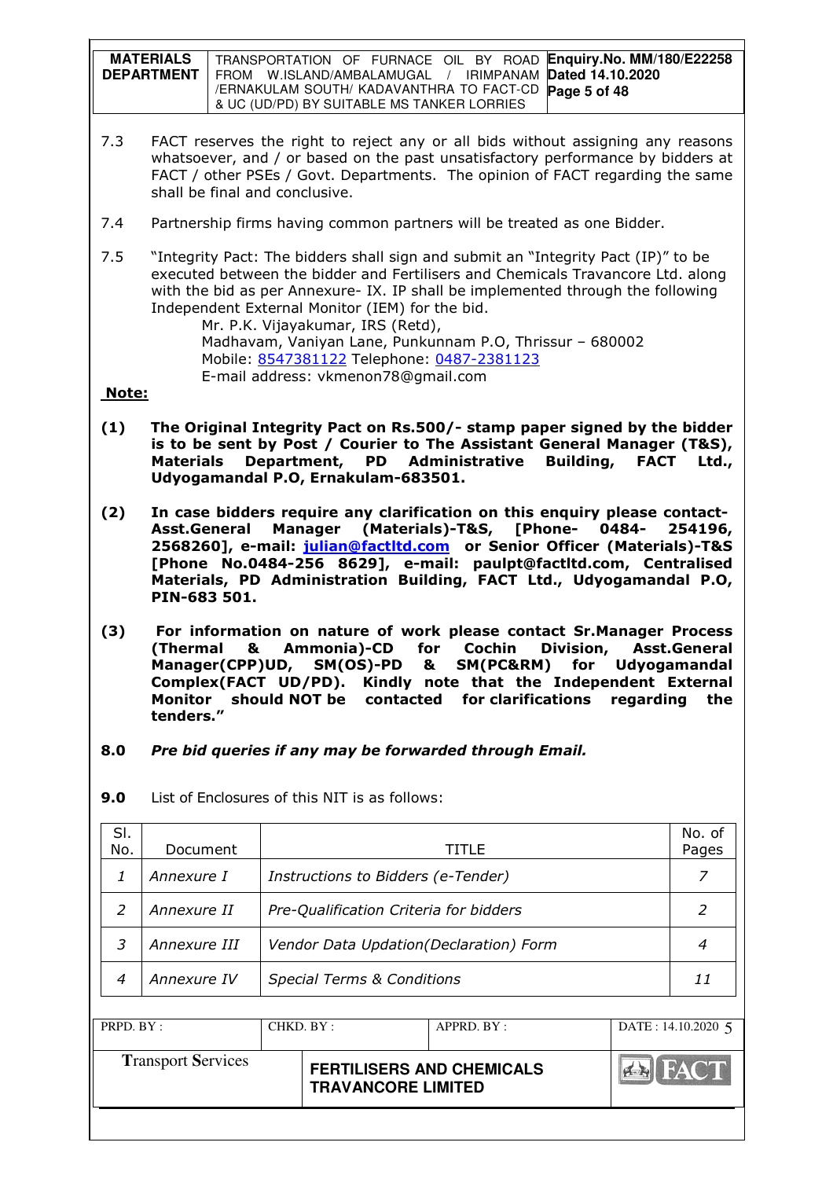7.3 FACT reserves the right to reject any or all bids without assigning any reasons whatsoever, and / or based on the past unsatisfactory performance by bidders at FACT / other PSEs / Govt. Departments. The opinion of FACT regarding the same shall be final and conclusive.

7.4 Partnership firms having common partners will be treated as one Bidder.

7.5 "Integrity Pact: The bidders shall sign and submit an "Integrity Pact (IP)" to be executed between the bidder and Fertilisers and Chemicals Travancore Ltd. along with the bid as per Annexure- IX. IP shall be implemented through the following Independent External Monitor (IEM) for the bid.

Mr. P.K. Vijayakumar, IRS (Retd),
Madhavam, Vaniyan Lane, Punkunnam P.O, Thrissur – 680002
Mobile: 8547381122 Telephone: 0487-2381123
E-mail address: vkmenon78@gmail.com

**Note:**

**(1) The Original Integrity Pact on Rs.500/- stamp paper signed by the bidder is to be sent by Post / Courier to The Assistant General Manager (T&S), Materials Department, PD Administrative Building, FACT Ltd., Udyogamandal P.O, Ernakulam-683501.**

**(2) In case bidders require any clarification on this enquiry please contact- Asst.General Manager (Materials)-T&S, [Phone- 0484- 254196, 2568260], e-mail: julian@factltd.com or Senior Officer (Materials)-T&S [Phone No.0484-256 8629], e-mail: paulpt@factltd.com, Centralised Materials, PD Administration Building, FACT Ltd., Udyogamandal P.O, PIN-683 501.**

**(3) For information on nature of work please contact Sr.Manager Process (Thermal & Ammonia)-CD for Cochin Division, Asst.General Manager(CPP)UD, SM(OS)-PD & SM(PC&RM) for Udyogamandal Complex(FACT UD/PD). Kindly note that the Independent External Monitor should NOT be contacted for clarifications regarding the tenders."**

**8.0** ***Pre bid queries if any may be forwarded through Email.***

**9.0** List of Enclosures of this NIT is as follows:

| Sl. No. | Document | TITLE | No. of Pages |
|---|---|---|---|
| *1* | *Annexure I* | *Instructions to Bidders (e-Tender)* | *7* |
| *2* | *Annexure II* | *Pre-Qualification Criteria for bidders* | *2* |
| *3* | *Annexure III* | *Vendor Data Updation(Declaration) Form* | *4* |
| *4* | *Annexure IV* | *Special Terms & Conditions* | *11* |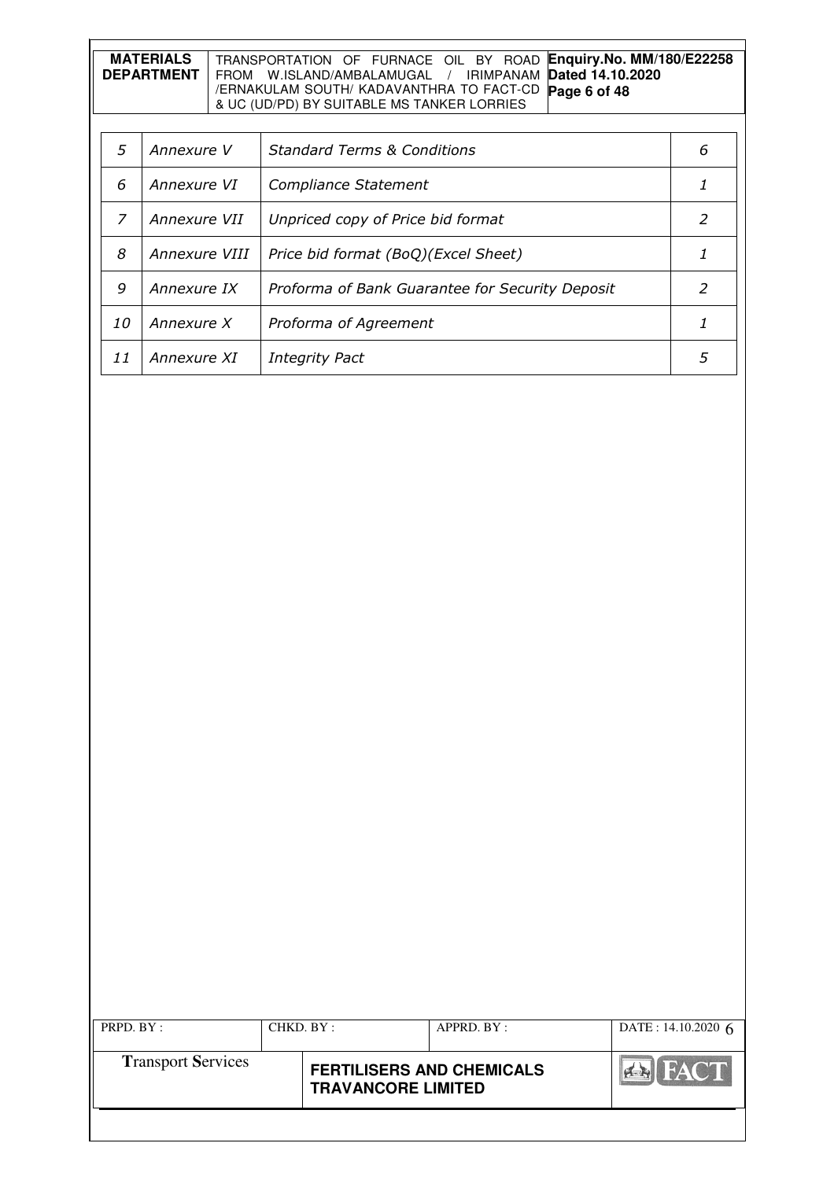| | | | |
|---|---|---|---|
| *5* | *Annexure V* | *Standard Terms & Conditions* | *6* |
| *6* | *Annexure VI* | *Compliance Statement* | *1* |
| *7* | *Annexure VII* | *Unpriced copy of Price bid format* | *2* |
| *8* | *Annexure VIII* | *Price bid format (BoQ)(Excel Sheet)* | *1* |
| *9* | *Annexure IX* | *Proforma of Bank Guarantee for Security Deposit* | *2* |
| *10* | *Annexure X* | *Proforma of Agreement* | *1* |
| *11* | *Annexure XI* | *Integrity Pact* | *5* |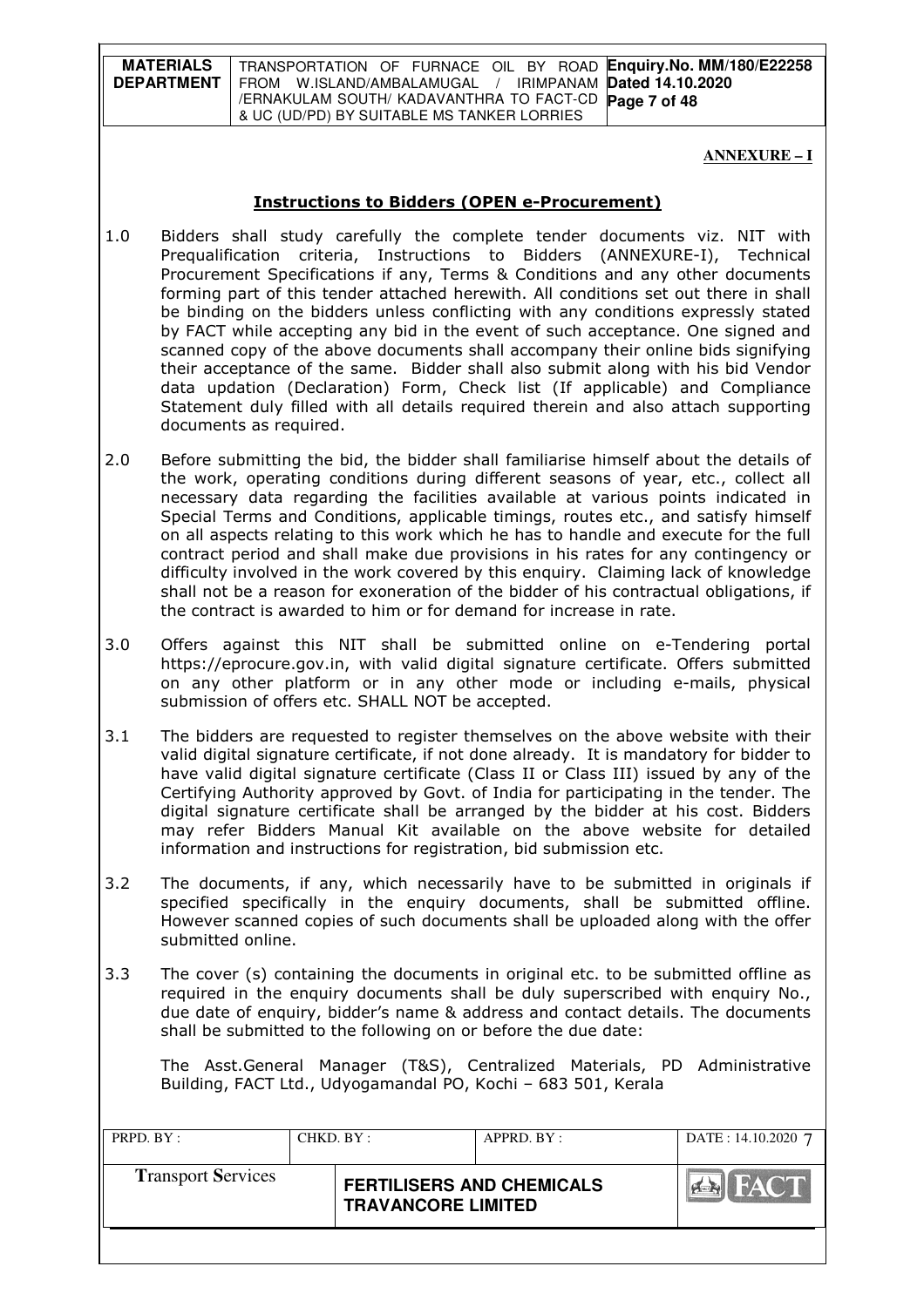**ANNEXURE – I**

## Instructions to Bidders (OPEN e-Procurement)

1.0 Bidders shall study carefully the complete tender documents viz. NIT with Prequalification criteria, Instructions to Bidders (ANNEXURE-I), Technical Procurement Specifications if any, Terms & Conditions and any other documents forming part of this tender attached herewith. All conditions set out there in shall be binding on the bidders unless conflicting with any conditions expressly stated by FACT while accepting any bid in the event of such acceptance. One signed and scanned copy of the above documents shall accompany their online bids signifying their acceptance of the same. Bidder shall also submit along with his bid Vendor data updation (Declaration) Form, Check list (If applicable) and Compliance Statement duly filled with all details required therein and also attach supporting documents as required.

2.0 Before submitting the bid, the bidder shall familiarise himself about the details of the work, operating conditions during different seasons of year, etc., collect all necessary data regarding the facilities available at various points indicated in Special Terms and Conditions, applicable timings, routes etc., and satisfy himself on all aspects relating to this work which he has to handle and execute for the full contract period and shall make due provisions in his rates for any contingency or difficulty involved in the work covered by this enquiry. Claiming lack of knowledge shall not be a reason for exoneration of the bidder of his contractual obligations, if the contract is awarded to him or for demand for increase in rate.

3.0 Offers against this NIT shall be submitted online on e-Tendering portal https://eprocure.gov.in, with valid digital signature certificate. Offers submitted on any other platform or in any other mode or including e-mails, physical submission of offers etc. SHALL NOT be accepted.

3.1 The bidders are requested to register themselves on the above website with their valid digital signature certificate, if not done already. It is mandatory for bidder to have valid digital signature certificate (Class II or Class III) issued by any of the Certifying Authority approved by Govt. of India for participating in the tender. The digital signature certificate shall be arranged by the bidder at his cost. Bidders may refer Bidders Manual Kit available on the above website for detailed information and instructions for registration, bid submission etc.

3.2 The documents, if any, which necessarily have to be submitted in originals if specified specifically in the enquiry documents, shall be submitted offline. However scanned copies of such documents shall be uploaded along with the offer submitted online.

3.3 The cover (s) containing the documents in original etc. to be submitted offline as required in the enquiry documents shall be duly superscribed with enquiry No., due date of enquiry, bidder's name & address and contact details. The documents shall be submitted to the following on or before the due date:

The Asst.General Manager (T&S), Centralized Materials, PD Administrative Building, FACT Ltd., Udyogamandal PO, Kochi – 683 501, Kerala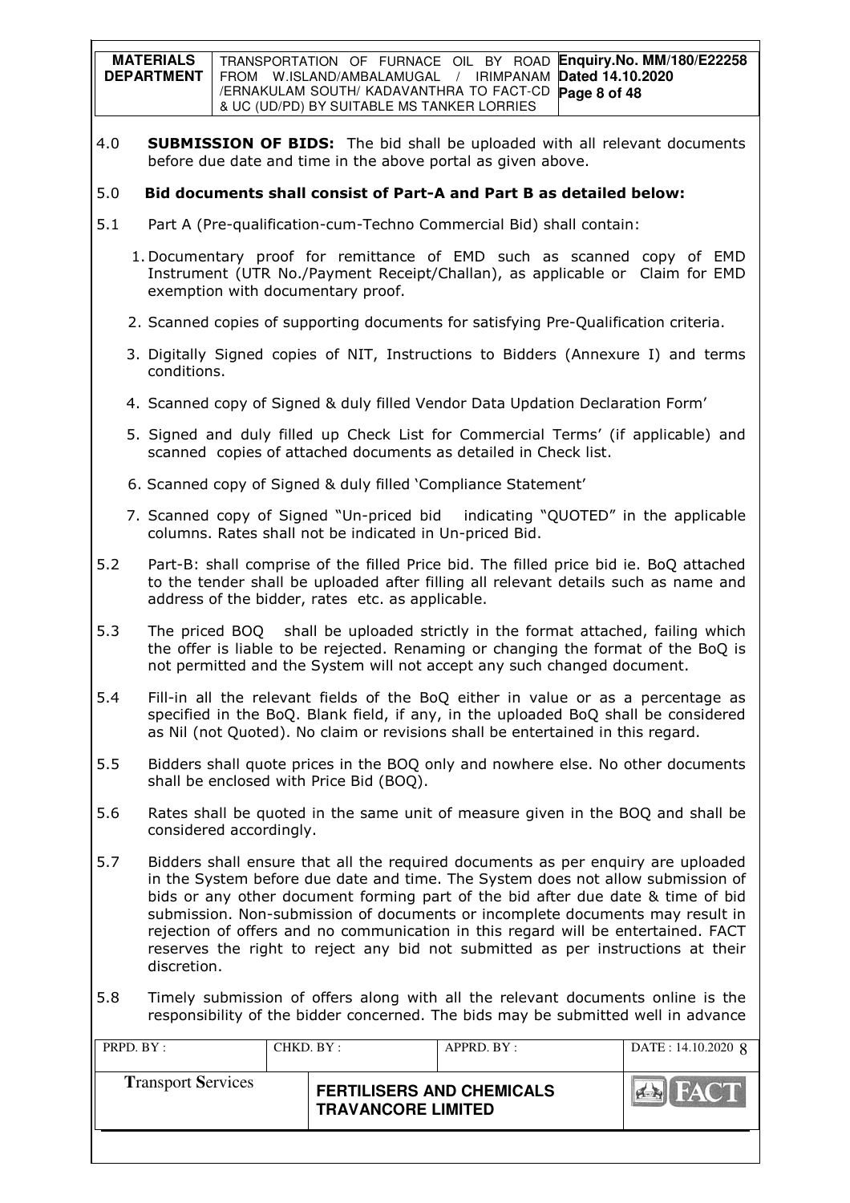4.0 **SUBMISSION OF BIDS:** The bid shall be uploaded with all relevant documents before due date and time in the above portal as given above.

5.0 **Bid documents shall consist of Part-A and Part B as detailed below:**

5.1 Part A (Pre-qualification-cum-Techno Commercial Bid) shall contain:

1. Documentary proof for remittance of EMD such as scanned copy of EMD Instrument (UTR No./Payment Receipt/Challan), as applicable or Claim for EMD exemption with documentary proof.
2. Scanned copies of supporting documents for satisfying Pre-Qualification criteria.
3. Digitally Signed copies of NIT, Instructions to Bidders (Annexure I) and terms conditions.
4. Scanned copy of Signed & duly filled Vendor Data Updation Declaration Form'
5. Signed and duly filled up Check List for Commercial Terms' (if applicable) and scanned copies of attached documents as detailed in Check list.
6. Scanned copy of Signed & duly filled 'Compliance Statement'
7. Scanned copy of Signed "Un-priced bid indicating "QUOTED" in the applicable columns. Rates shall not be indicated in Un-priced Bid.

5.2 Part-B: shall comprise of the filled Price bid. The filled price bid ie. BoQ attached to the tender shall be uploaded after filling all relevant details such as name and address of the bidder, rates etc. as applicable.

5.3 The priced BOQ shall be uploaded strictly in the format attached, failing which the offer is liable to be rejected. Renaming or changing the format of the BoQ is not permitted and the System will not accept any such changed document.

5.4 Fill-in all the relevant fields of the BoQ either in value or as a percentage as specified in the BoQ. Blank field, if any, in the uploaded BoQ shall be considered as Nil (not Quoted). No claim or revisions shall be entertained in this regard.

5.5 Bidders shall quote prices in the BOQ only and nowhere else. No other documents shall be enclosed with Price Bid (BOQ).

5.6 Rates shall be quoted in the same unit of measure given in the BOQ and shall be considered accordingly.

5.7 Bidders shall ensure that all the required documents as per enquiry are uploaded in the System before due date and time. The System does not allow submission of bids or any other document forming part of the bid after due date & time of bid submission. Non-submission of documents or incomplete documents may result in rejection of offers and no communication in this regard will be entertained. FACT reserves the right to reject any bid not submitted as per instructions at their discretion.

5.8 Timely submission of offers along with all the relevant documents online is the responsibility of the bidder concerned. The bids may be submitted well in advance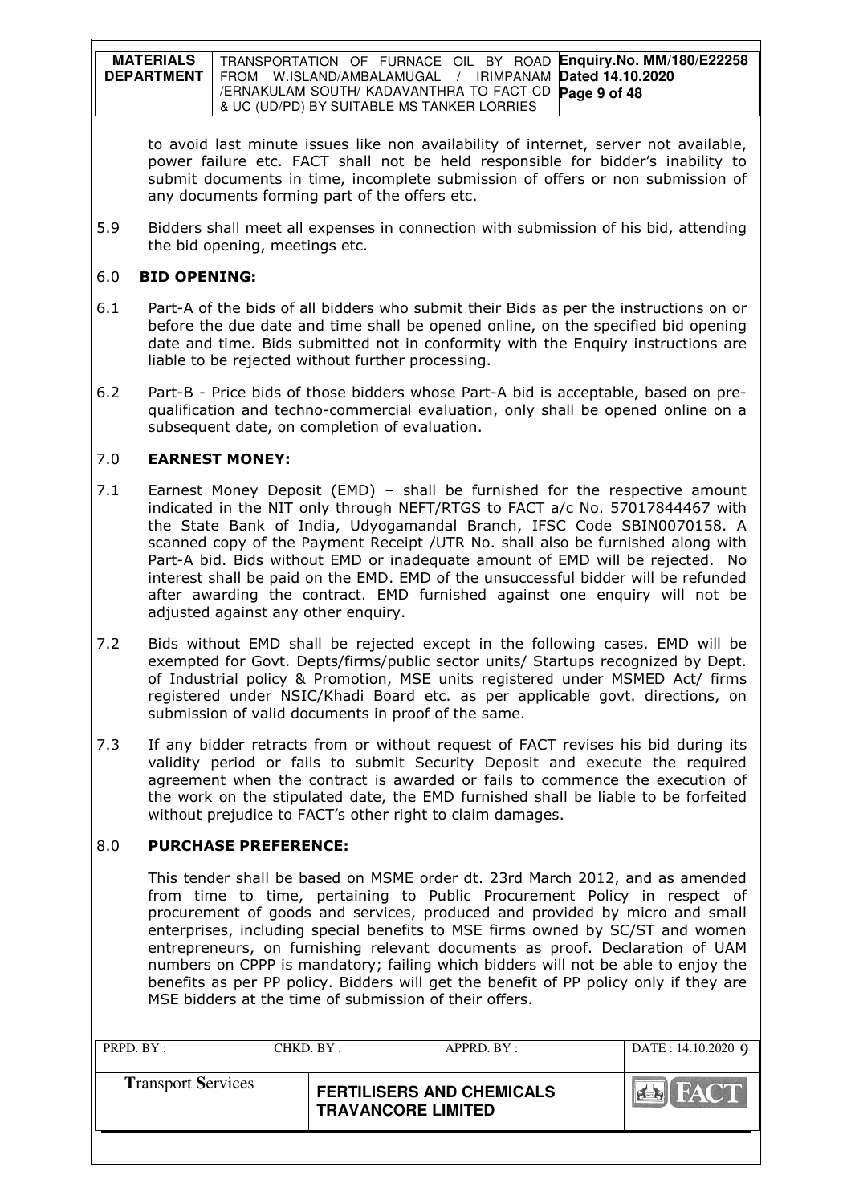to avoid last minute issues like non availability of internet, server not available, power failure etc. FACT shall not be held responsible for bidder's inability to submit documents in time, incomplete submission of offers or non submission of any documents forming part of the offers etc.

5.9 Bidders shall meet all expenses in connection with submission of his bid, attending the bid opening, meetings etc.

## 6.0 BID OPENING:

6.1 Part-A of the bids of all bidders who submit their Bids as per the instructions on or before the due date and time shall be opened online, on the specified bid opening date and time. Bids submitted not in conformity with the Enquiry instructions are liable to be rejected without further processing.

6.2 Part-B - Price bids of those bidders whose Part-A bid is acceptable, based on pre-qualification and techno-commercial evaluation, only shall be opened online on a subsequent date, on completion of evaluation.

## 7.0 EARNEST MONEY:

7.1 Earnest Money Deposit (EMD) – shall be furnished for the respective amount indicated in the NIT only through NEFT/RTGS to FACT a/c No. 57017844467 with the State Bank of India, Udyogamandal Branch, IFSC Code SBIN0070158. A scanned copy of the Payment Receipt /UTR No. shall also be furnished along with Part-A bid. Bids without EMD or inadequate amount of EMD will be rejected. No interest shall be paid on the EMD. EMD of the unsuccessful bidder will be refunded after awarding the contract. EMD furnished against one enquiry will not be adjusted against any other enquiry.

7.2 Bids without EMD shall be rejected except in the following cases. EMD will be exempted for Govt. Depts/firms/public sector units/ Startups recognized by Dept. of Industrial policy & Promotion, MSE units registered under MSMED Act/ firms registered under NSIC/Khadi Board etc. as per applicable govt. directions, on submission of valid documents in proof of the same.

7.3 If any bidder retracts from or without request of FACT revises his bid during its validity period or fails to submit Security Deposit and execute the required agreement when the contract is awarded or fails to commence the execution of the work on the stipulated date, the EMD furnished shall be liable to be forfeited without prejudice to FACT's other right to claim damages.

## 8.0 PURCHASE PREFERENCE:

This tender shall be based on MSME order dt. 23rd March 2012, and as amended from time to time, pertaining to Public Procurement Policy in respect of procurement of goods and services, produced and provided by micro and small enterprises, including special benefits to MSE firms owned by SC/ST and women entrepreneurs, on furnishing relevant documents as proof. Declaration of UAM numbers on CPPP is mandatory; failing which bidders will not be able to enjoy the benefits as per PP policy. Bidders will get the benefit of PP policy only if they are MSE bidders at the time of submission of their offers.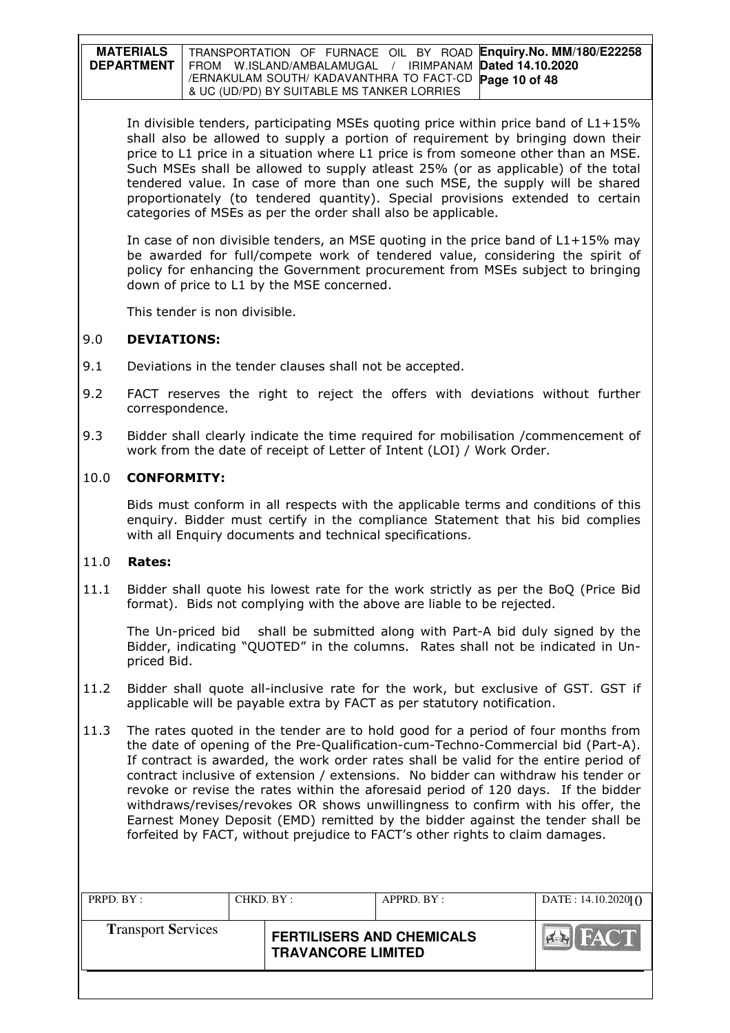In divisible tenders, participating MSEs quoting price within price band of L1+15% shall also be allowed to supply a portion of requirement by bringing down their price to L1 price in a situation where L1 price is from someone other than an MSE. Such MSEs shall be allowed to supply atleast 25% (or as applicable) of the total tendered value. In case of more than one such MSE, the supply will be shared proportionately (to tendered quantity). Special provisions extended to certain categories of MSEs as per the order shall also be applicable.

In case of non divisible tenders, an MSE quoting in the price band of L1+15% may be awarded for full/compete work of tendered value, considering the spirit of policy for enhancing the Government procurement from MSEs subject to bringing down of price to L1 by the MSE concerned.

This tender is non divisible.

## 9.0 DEVIATIONS:

9.1 Deviations in the tender clauses shall not be accepted.

9.2 FACT reserves the right to reject the offers with deviations without further correspondence.

9.3 Bidder shall clearly indicate the time required for mobilisation /commencement of work from the date of receipt of Letter of Intent (LOI) / Work Order.

## 10.0 CONFORMITY:

Bids must conform in all respects with the applicable terms and conditions of this enquiry. Bidder must certify in the compliance Statement that his bid complies with all Enquiry documents and technical specifications.

## 11.0 Rates:

11.1 Bidder shall quote his lowest rate for the work strictly as per the BoQ (Price Bid format). Bids not complying with the above are liable to be rejected.

The Un-priced bid shall be submitted along with Part-A bid duly signed by the Bidder, indicating "QUOTED" in the columns. Rates shall not be indicated in Un-priced Bid.

11.2 Bidder shall quote all-inclusive rate for the work, but exclusive of GST. GST if applicable will be payable extra by FACT as per statutory notification.

11.3 The rates quoted in the tender are to hold good for a period of four months from the date of opening of the Pre-Qualification-cum-Techno-Commercial bid (Part-A). If contract is awarded, the work order rates shall be valid for the entire period of contract inclusive of extension / extensions. No bidder can withdraw his tender or revoke or revise the rates within the aforesaid period of 120 days. If the bidder withdraws/revises/revokes OR shows unwillingness to confirm with his offer, the Earnest Money Deposit (EMD) remitted by the bidder against the tender shall be forfeited by FACT, without prejudice to FACT's other rights to claim damages.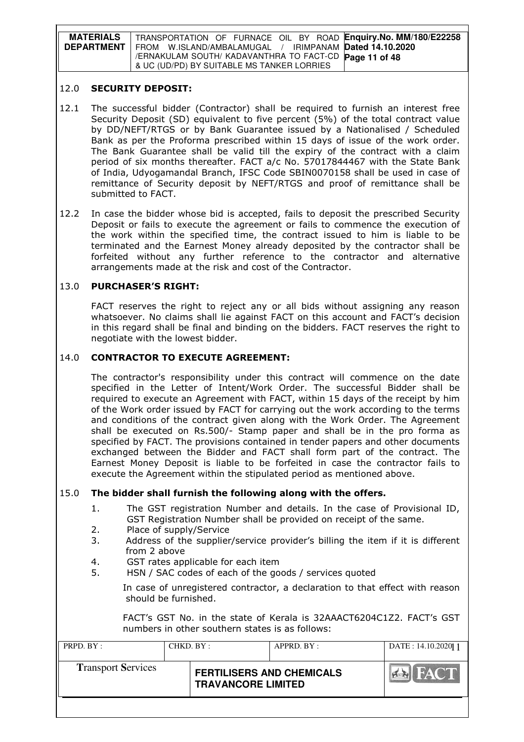## 12.0 SECURITY DEPOSIT:

12.1 The successful bidder (Contractor) shall be required to furnish an interest free Security Deposit (SD) equivalent to five percent (5%) of the total contract value by DD/NEFT/RTGS or by Bank Guarantee issued by a Nationalised / Scheduled Bank as per the Proforma prescribed within 15 days of issue of the work order. The Bank Guarantee shall be valid till the expiry of the contract with a claim period of six months thereafter. FACT a/c No. 57017844467 with the State Bank of India, Udyogamandal Branch, IFSC Code SBIN0070158 shall be used in case of remittance of Security deposit by NEFT/RTGS and proof of remittance shall be submitted to FACT.

12.2 In case the bidder whose bid is accepted, fails to deposit the prescribed Security Deposit or fails to execute the agreement or fails to commence the execution of the work within the specified time, the contract issued to him is liable to be terminated and the Earnest Money already deposited by the contractor shall be forfeited without any further reference to the contractor and alternative arrangements made at the risk and cost of the Contractor.

## 13.0 PURCHASER'S RIGHT:

FACT reserves the right to reject any or all bids without assigning any reason whatsoever. No claims shall lie against FACT on this account and FACT's decision in this regard shall be final and binding on the bidders. FACT reserves the right to negotiate with the lowest bidder.

## 14.0 CONTRACTOR TO EXECUTE AGREEMENT:

The contractor's responsibility under this contract will commence on the date specified in the Letter of Intent/Work Order. The successful Bidder shall be required to execute an Agreement with FACT, within 15 days of the receipt by him of the Work order issued by FACT for carrying out the work according to the terms and conditions of the contract given along with the Work Order. The Agreement shall be executed on Rs.500/- Stamp paper and shall be in the pro forma as specified by FACT. The provisions contained in tender papers and other documents exchanged between the Bidder and FACT shall form part of the contract. The Earnest Money Deposit is liable to be forfeited in case the contractor fails to execute the Agreement within the stipulated period as mentioned above.

## 15.0 The bidder shall furnish the following along with the offers.

1. The GST registration Number and details. In the case of Provisional ID, GST Registration Number shall be provided on receipt of the same.
2. Place of supply/Service
3. Address of the supplier/service provider's billing the item if it is different from 2 above
4. GST rates applicable for each item
5. HSN / SAC codes of each of the goods / services quoted

In case of unregistered contractor, a declaration to that effect with reason should be furnished.

FACT's GST No. in the state of Kerala is 32AAACT6204C1Z2. FACT's GST numbers in other southern states is as follows: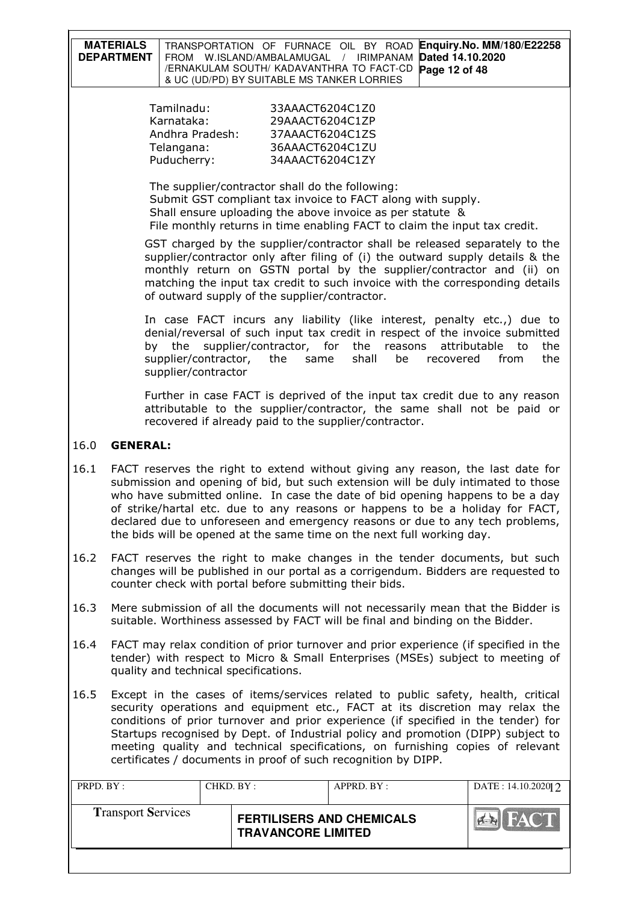Tamilnadu: 33AAACT6204C1Z0
Karnataka: 29AAACT6204C1ZP
Andhra Pradesh: 37AAACT6204C1ZS
Telangana: 36AAACT6204C1ZU
Puducherry: 34AAACT6204C1ZY

The supplier/contractor shall do the following:
Submit GST compliant tax invoice to FACT along with supply.
Shall ensure uploading the above invoice as per statute &
File monthly returns in time enabling FACT to claim the input tax credit.

GST charged by the supplier/contractor shall be released separately to the supplier/contractor only after filing of (i) the outward supply details & the monthly return on GSTN portal by the supplier/contractor and (ii) on matching the input tax credit to such invoice with the corresponding details of outward supply of the supplier/contractor.

In case FACT incurs any liability (like interest, penalty etc.,) due to denial/reversal of such input tax credit in respect of the invoice submitted by the supplier/contractor, for the reasons attributable to the supplier/contractor, the same shall be recovered from the supplier/contractor

Further in case FACT is deprived of the input tax credit due to any reason attributable to the supplier/contractor, the same shall not be paid or recovered if already paid to the supplier/contractor.

## 16.0 GENERAL:

16.1 FACT reserves the right to extend without giving any reason, the last date for submission and opening of bid, but such extension will be duly intimated to those who have submitted online. In case the date of bid opening happens to be a day of strike/hartal etc. due to any reasons or happens to be a holiday for FACT, declared due to unforeseen and emergency reasons or due to any tech problems, the bids will be opened at the same time on the next full working day.

16.2 FACT reserves the right to make changes in the tender documents, but such changes will be published in our portal as a corrigendum. Bidders are requested to counter check with portal before submitting their bids.

16.3 Mere submission of all the documents will not necessarily mean that the Bidder is suitable. Worthiness assessed by FACT will be final and binding on the Bidder.

16.4 FACT may relax condition of prior turnover and prior experience (if specified in the tender) with respect to Micro & Small Enterprises (MSEs) subject to meeting of quality and technical specifications.

16.5 Except in the cases of items/services related to public safety, health, critical security operations and equipment etc., FACT at its discretion may relax the conditions of prior turnover and prior experience (if specified in the tender) for Startups recognised by Dept. of Industrial policy and promotion (DIPP) subject to meeting quality and technical specifications, on furnishing copies of relevant certificates / documents in proof of such recognition by DIPP.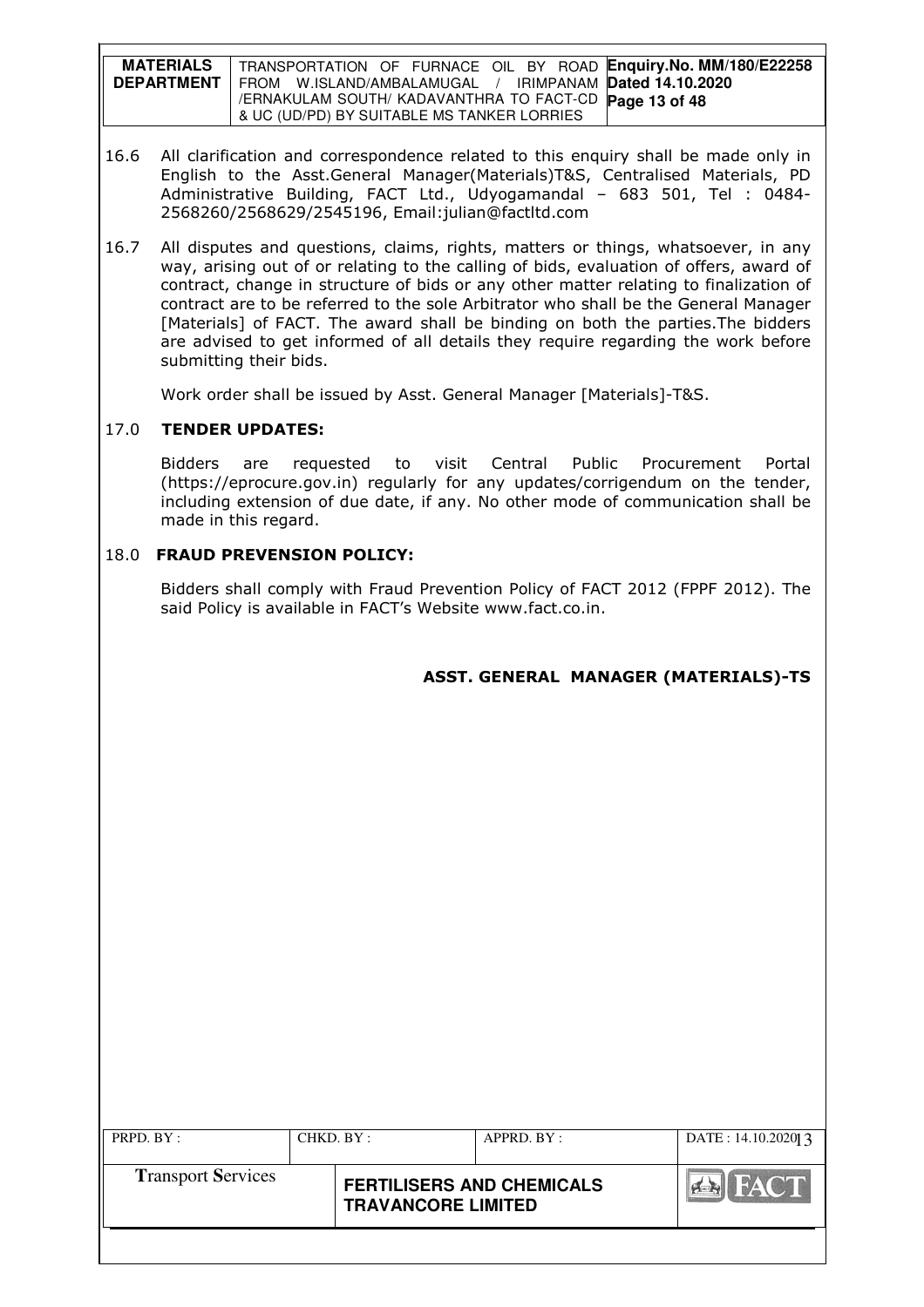16.6 All clarification and correspondence related to this enquiry shall be made only in English to the Asst.General Manager(Materials)T&S, Centralised Materials, PD Administrative Building, FACT Ltd., Udyogamandal – 683 501, Tel : 0484-2568260/2568629/2545196, Email:julian@factltd.com

16.7 All disputes and questions, claims, rights, matters or things, whatsoever, in any way, arising out of or relating to the calling of bids, evaluation of offers, award of contract, change in structure of bids or any other matter relating to finalization of contract are to be referred to the sole Arbitrator who shall be the General Manager [Materials] of FACT. The award shall be binding on both the parties.The bidders are advised to get informed of all details they require regarding the work before submitting their bids.

Work order shall be issued by Asst. General Manager [Materials]-T&S.

## 17.0 TENDER UPDATES:

Bidders are requested to visit Central Public Procurement Portal (https://eprocure.gov.in) regularly for any updates/corrigendum on the tender, including extension of due date, if any. No other mode of communication shall be made in this regard.

## 18.0 FRAUD PREVENSION POLICY:

Bidders shall comply with Fraud Prevention Policy of FACT 2012 (FPPF 2012). The said Policy is available in FACT's Website www.fact.co.in.

**ASST. GENERAL MANAGER (MATERIALS)-TS**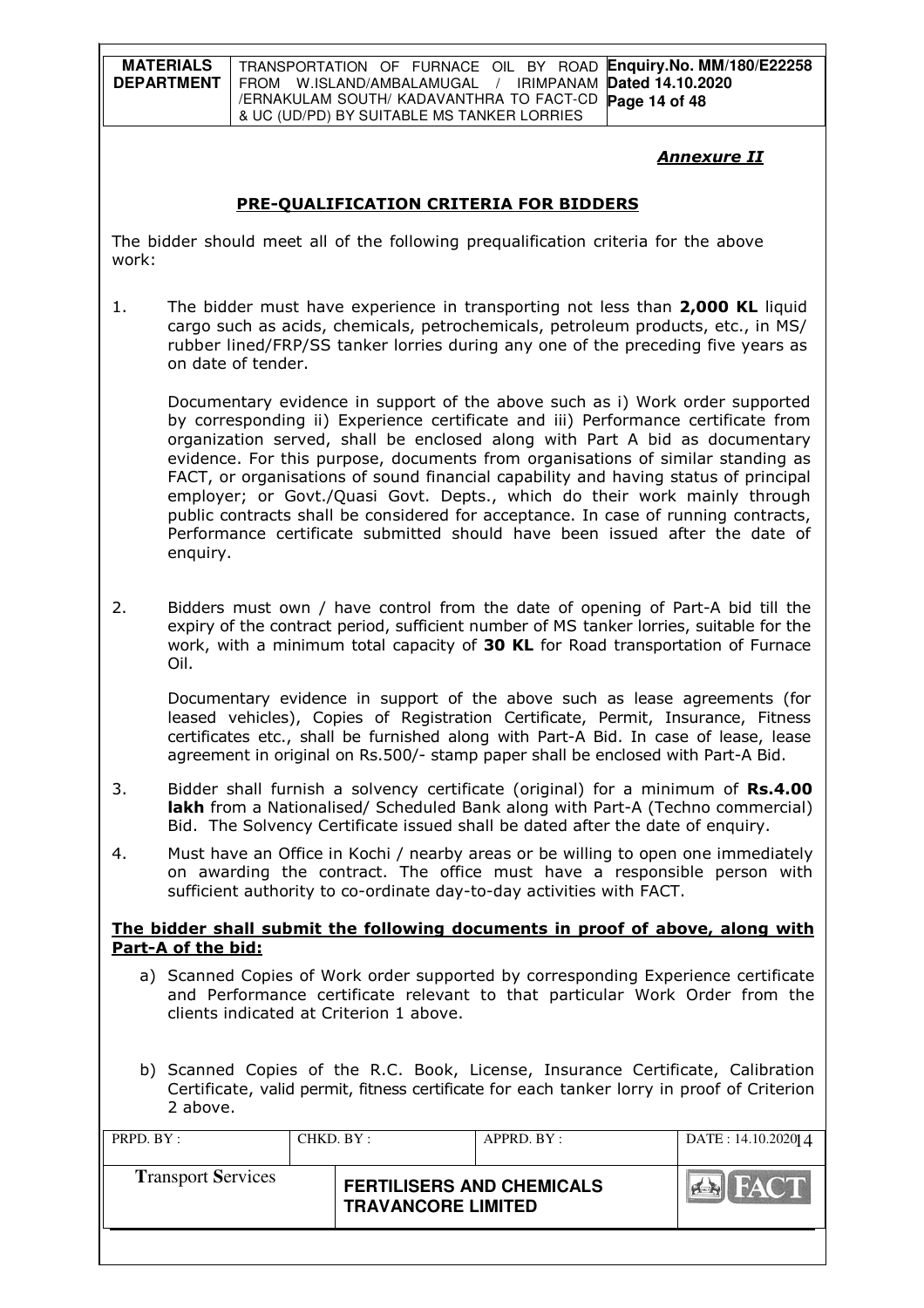***Annexure II***

## PRE-QUALIFICATION CRITERIA FOR BIDDERS

The bidder should meet all of the following prequalification criteria for the above work:

1. The bidder must have experience in transporting not less than **2,000 KL** liquid cargo such as acids, chemicals, petrochemicals, petroleum products, etc., in MS/ rubber lined/FRP/SS tanker lorries during any one of the preceding five years as on date of tender.

   Documentary evidence in support of the above such as i) Work order supported by corresponding ii) Experience certificate and iii) Performance certificate from organization served, shall be enclosed along with Part A bid as documentary evidence. For this purpose, documents from organisations of similar standing as FACT, or organisations of sound financial capability and having status of principal employer; or Govt./Quasi Govt. Depts., which do their work mainly through public contracts shall be considered for acceptance. In case of running contracts, Performance certificate submitted should have been issued after the date of enquiry.

2. Bidders must own / have control from the date of opening of Part-A bid till the expiry of the contract period, sufficient number of MS tanker lorries, suitable for the work, with a minimum total capacity of **30 KL** for Road transportation of Furnace Oil.

   Documentary evidence in support of the above such as lease agreements (for leased vehicles), Copies of Registration Certificate, Permit, Insurance, Fitness certificates etc., shall be furnished along with Part-A Bid. In case of lease, lease agreement in original on Rs.500/- stamp paper shall be enclosed with Part-A Bid.

3. Bidder shall furnish a solvency certificate (original) for a minimum of **Rs.4.00 lakh** from a Nationalised/ Scheduled Bank along with Part-A (Techno commercial) Bid. The Solvency Certificate issued shall be dated after the date of enquiry.

4. Must have an Office in Kochi / nearby areas or be willing to open one immediately on awarding the contract. The office must have a responsible person with sufficient authority to co-ordinate day-to-day activities with FACT.

**The bidder shall submit the following documents in proof of above, along with Part-A of the bid:**

a) Scanned Copies of Work order supported by corresponding Experience certificate and Performance certificate relevant to that particular Work Order from the clients indicated at Criterion 1 above.

b) Scanned Copies of the R.C. Book, License, Insurance Certificate, Calibration Certificate, valid permit, fitness certificate for each tanker lorry in proof of Criterion 2 above.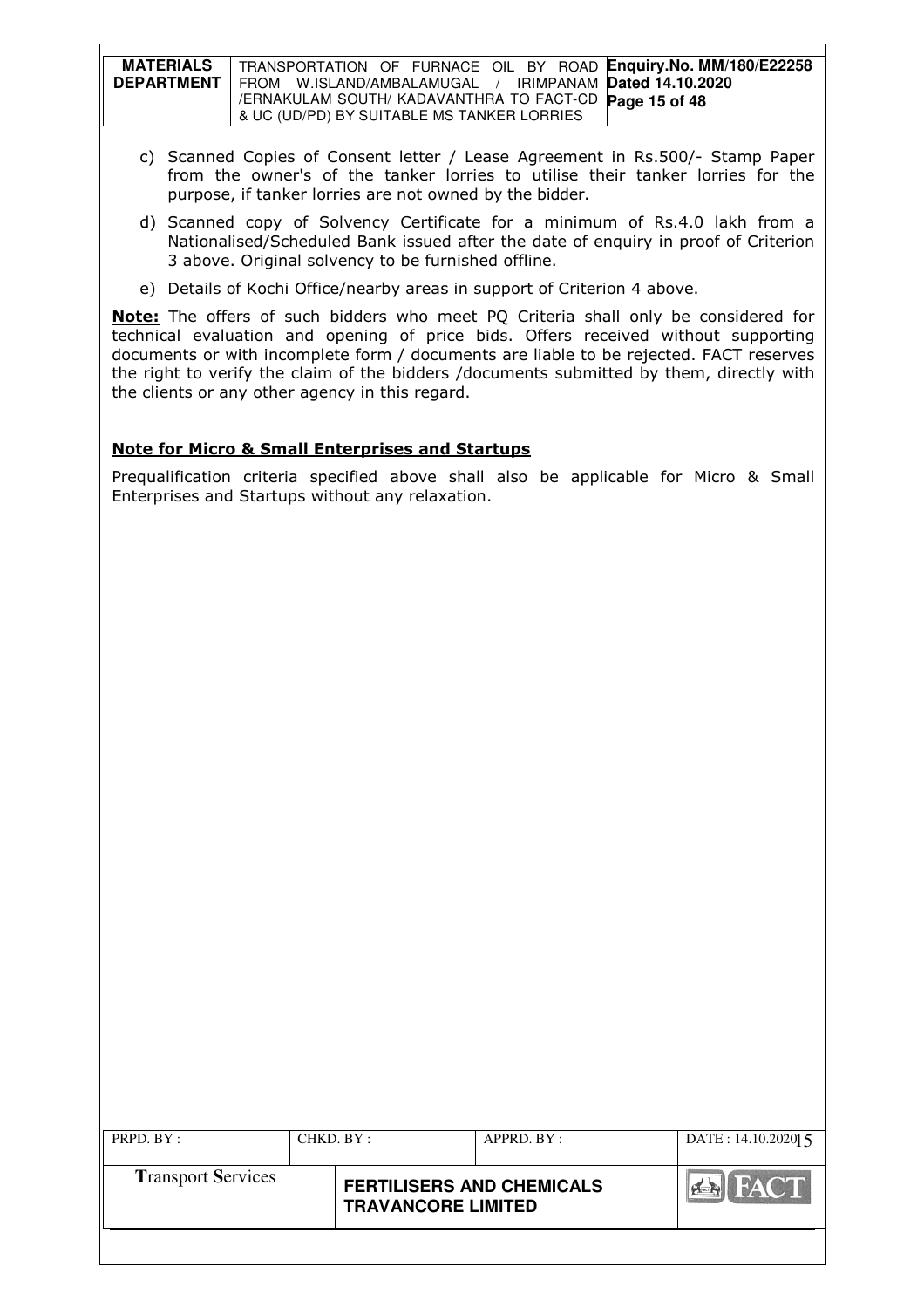c) Scanned Copies of Consent letter / Lease Agreement in Rs.500/- Stamp Paper from the owner's of the tanker lorries to utilise their tanker lorries for the purpose, if tanker lorries are not owned by the bidder.

d) Scanned copy of Solvency Certificate for a minimum of Rs.4.0 lakh from a Nationalised/Scheduled Bank issued after the date of enquiry in proof of Criterion 3 above. Original solvency to be furnished offline.

e) Details of Kochi Office/nearby areas in support of Criterion 4 above.

**Note:** The offers of such bidders who meet PQ Criteria shall only be considered for technical evaluation and opening of price bids. Offers received without supporting documents or with incomplete form / documents are liable to be rejected. FACT reserves the right to verify the claim of the bidders /documents submitted by them, directly with the clients or any other agency in this regard.

**Note for Micro & Small Enterprises and Startups**

Prequalification criteria specified above shall also be applicable for Micro & Small Enterprises and Startups without any relaxation.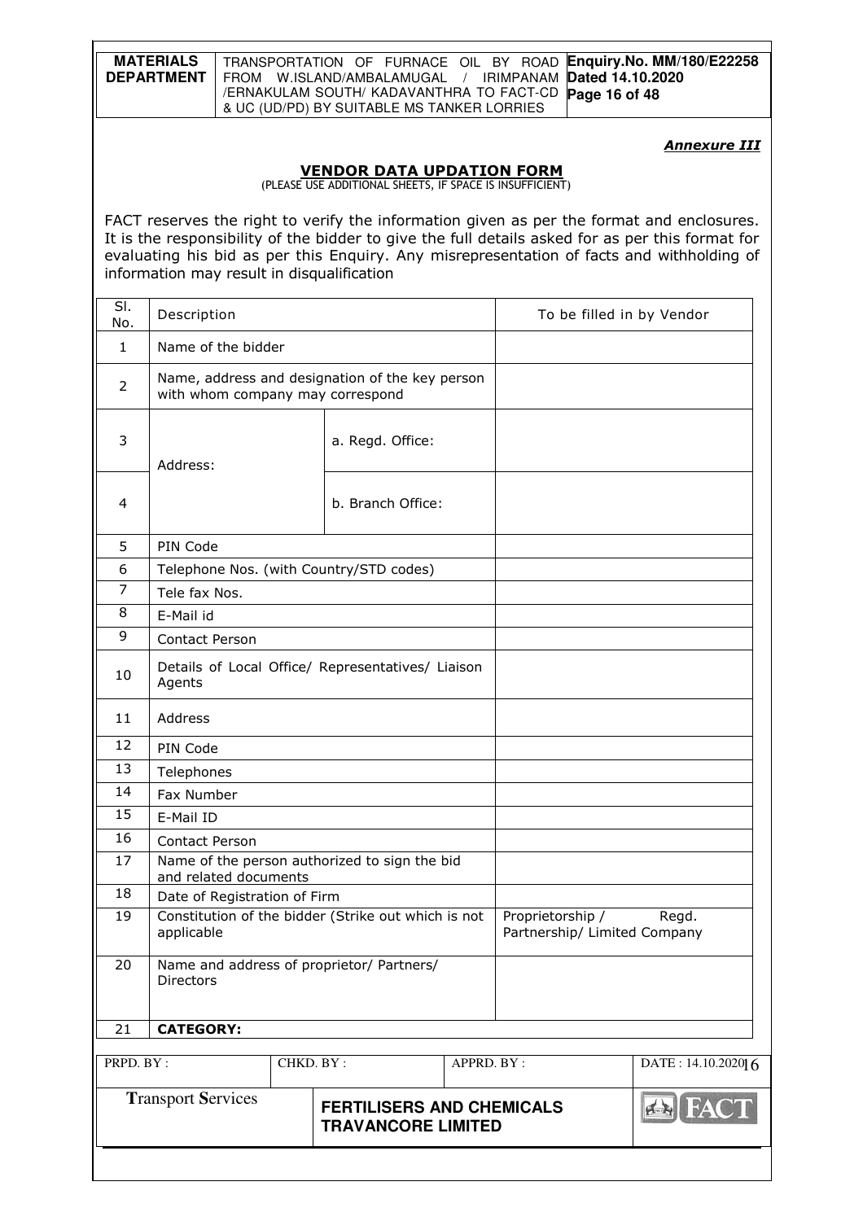***Annexure III***

## VENDOR DATA UPDATION FORM

(PLEASE USE ADDITIONAL SHEETS, IF SPACE IS INSUFFICIENT)

FACT reserves the right to verify the information given as per the format and enclosures. It is the responsibility of the bidder to give the full details asked for as per this format for evaluating his bid as per this Enquiry. Any misrepresentation of facts and withholding of information may result in disqualification

| Sl. No. | Description | | To be filled in by Vendor |
|---|---|---|---|
| 1 | Name of the bidder | | |
| 2 | Name, address and designation of the key person with whom company may correspond | | |
| 3 | Address: | a. Regd. Office: | |
| 4 | | b. Branch Office: | |
| 5 | PIN Code | | |
| 6 | Telephone Nos. (with Country/STD codes) | | |
| 7 | Tele fax Nos. | | |
| 8 | E-Mail id | | |
| 9 | Contact Person | | |
| 10 | Details of Local Office/ Representatives/ Liaison Agents | | |
| 11 | Address | | |
| 12 | PIN Code | | |
| 13 | Telephones | | |
| 14 | Fax Number | | |
| 15 | E-Mail ID | | |
| 16 | Contact Person | | |
| 17 | Name of the person authorized to sign the bid and related documents | | |
| 18 | Date of Registration of Firm | | |
| 19 | Constitution of the bidder (Strike out which is not applicable | | Proprietorship / Regd. Partnership/ Limited Company |
| 20 | Name and address of proprietor/ Partners/ Directors | | |
| 21 | **CATEGORY:** | | |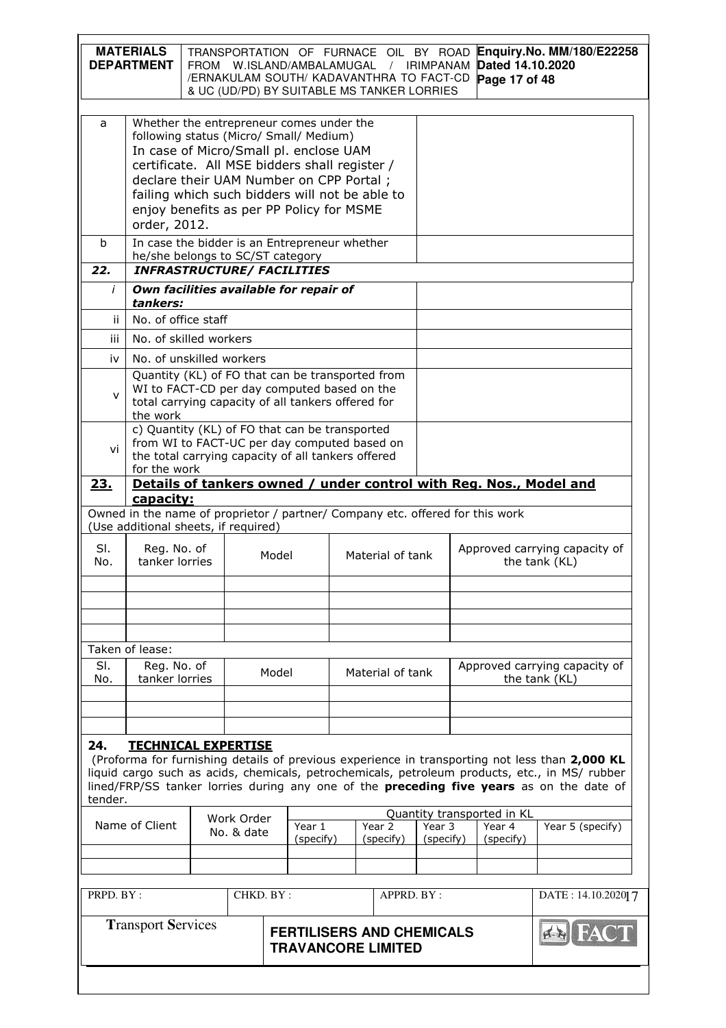| | | |
|---|---|---|
| a | Whether the entrepreneur comes under the following status (Micro/ Small/ Medium) In case of Micro/Small pl. enclose UAM certificate. All MSE bidders shall register / declare their UAM Number on CPP Portal ; failing which such bidders will not be able to enjoy benefits as per PP Policy for MSME order, 2012. | |
| b | In case the bidder is an Entrepreneur whether he/she belongs to SC/ST category | |
| **22.** | ***INFRASTRUCTURE/ FACILITIES*** | |
| *i* | ***Own facilities available for repair of tankers:*** | |
| ii | No. of office staff | |
| iii | No. of skilled workers | |
| iv | No. of unskilled workers | |
| v | Quantity (KL) of FO that can be transported from WI to FACT-CD per day computed based on the total carrying capacity of all tankers offered for the work | |
| vi | c) Quantity (KL) of FO that can be transported from WI to FACT-UC per day computed based on the total carrying capacity of all tankers offered for the work | |

## 23. Details of tankers owned / under control with Reg. Nos., Model and capacity:

Owned in the name of proprietor / partner/ Company etc. offered for this work (Use additional sheets, if required)

| Sl. No. | Reg. No. of tanker lorries | Model | Material of tank | Approved carrying capacity of the tank (KL) |
|---|---|---|---|---|
| | | | | |
| | | | | |
| | | | | |
| | | | | |

Taken of lease:

| Sl. No. | Reg. No. of tanker lorries | Model | Material of tank | Approved carrying capacity of the tank (KL) |
|---|---|---|---|---|
| | | | | |
| | | | | |
| | | | | |

## 24. TECHNICAL EXPERTISE

(Proforma for furnishing details of previous experience in transporting not less than **2,000 KL** liquid cargo such as acids, chemicals, petrochemicals, petroleum products, etc., in MS/ rubber lined/FRP/SS tanker lorries during any one of the **preceding five years** as on the date of tender.

| Name of Client | Work Order No. & date | Quantity transported in KL | | | | |
|---|---|---|---|---|---|---|
| | | Year 1 (specify) | Year 2 (specify) | Year 3 (specify) | Year 4 (specify) | Year 5 (specify) |
| | | | | | | |
| | | | | | | |

| PRPD. BY : | CHKD. BY : | APPRD. BY : | DATE : 14.10.2020 |
|---|---|---|---|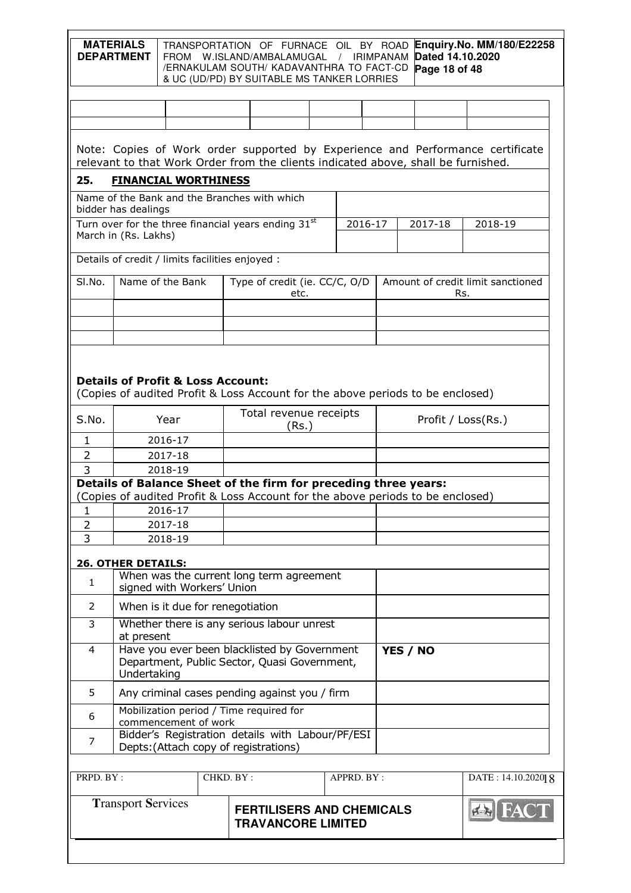| | | | | | | |
|---|---|---|---|---|---|---|
| | | | | | | |
| | | | | | | |

Note: Copies of Work order supported by Experience and Performance certificate relevant to that Work Order from the clients indicated above, shall be furnished.

## 25. FINANCIAL WORTHINESS

| | | | |
|---|---|---|---|
| Name of the Bank and the Branches with which bidder has dealings | | | |
| Turn over for the three financial years ending 31[st] March in (Rs. Lakhs) | 2016-17 | 2017-18 | 2018-19 |
| | | | |

Details of credit / limits facilities enjoyed :

| Sl.No. | Name of the Bank | Type of credit (ie. CC/C, O/D etc. | Amount of credit limit sanctioned Rs. |
|---|---|---|---|
| | | | |
| | | | |
| | | | |

**Details of Profit & Loss Account:**

(Copies of audited Profit & Loss Account for the above periods to be enclosed)

| S.No. | Year | Total revenue receipts (Rs.) | Profit / Loss(Rs.) |
|---|---|---|---|
| 1 | 2016-17 | | |
| 2 | 2017-18 | | |
| 3 | 2018-19 | | |

**Details of Balance Sheet of the firm for preceding three years:**

(Copies of audited Profit & Loss Account for the above periods to be enclosed)

| S.No. | Year | | |
|---|---|---|---|
| 1 | 2016-17 | | |
| 2 | 2017-18 | | |
| 3 | 2018-19 | | |

**26. OTHER DETAILS:**

| | | |
|---|---|---|
| 1 | When was the current long term agreement signed with Workers' Union | |
| 2 | When is it due for renegotiation | |
| 3 | Whether there is any serious labour unrest at present | |
| 4 | Have you ever been blacklisted by Government Department, Public Sector, Quasi Government, Undertaking | **YES / NO** |
| 5 | Any criminal cases pending against you / firm | |
| 6 | Mobilization period / Time required for commencement of work | |
| 7 | Bidder's Registration details with Labour/PF/ESI Depts:(Attach copy of registrations) | |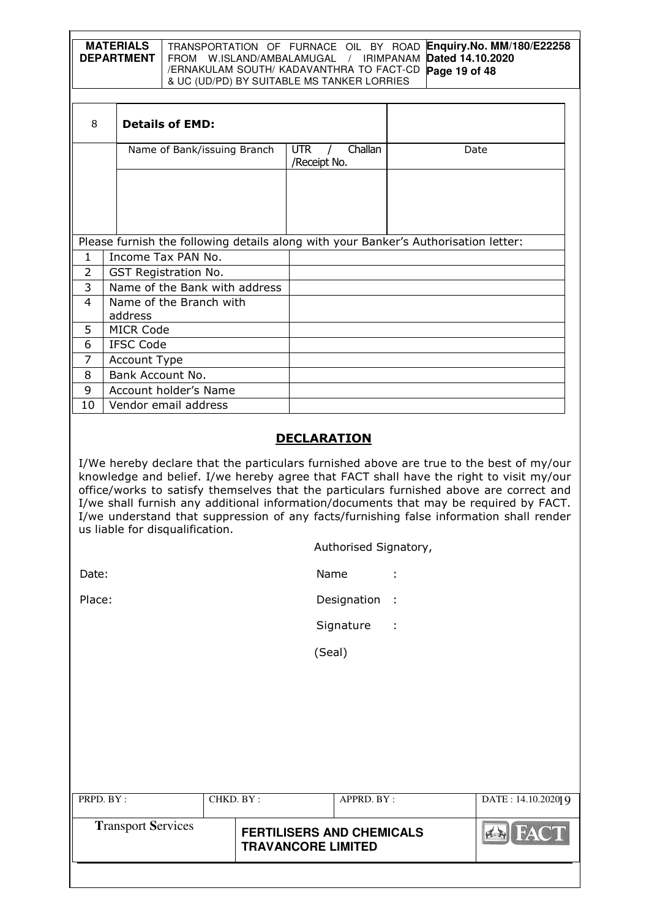| 8 | **Details of EMD:** | | |
|---|---|---|---|
| | Name of Bank/issuing Branch | UTR / Challan /Receipt No. | Date |
| | | | |

Please furnish the following details along with your Banker's Authorisation letter:

| | | |
|---|---|---|
| 1 | Income Tax PAN No. | |
| 2 | GST Registration No. | |
| 3 | Name of the Bank with address | |
| 4 | Name of the Branch with address | |
| 5 | MICR Code | |
| 6 | IFSC Code | |
| 7 | Account Type | |
| 8 | Bank Account No. | |
| 9 | Account holder's Name | |
| 10 | Vendor email address | |

## DECLARATION

I/We hereby declare that the particulars furnished above are true to the best of my/our knowledge and belief. I/we hereby agree that FACT shall have the right to visit my/our office/works to satisfy themselves that the particulars furnished above are correct and I/we shall furnish any additional information/documents that may be required by FACT. I/we understand that suppression of any facts/furnishing false information shall render us liable for disqualification.

Authorised Signatory,

Date: Name :

Place: Designation :

Signature :

(Seal)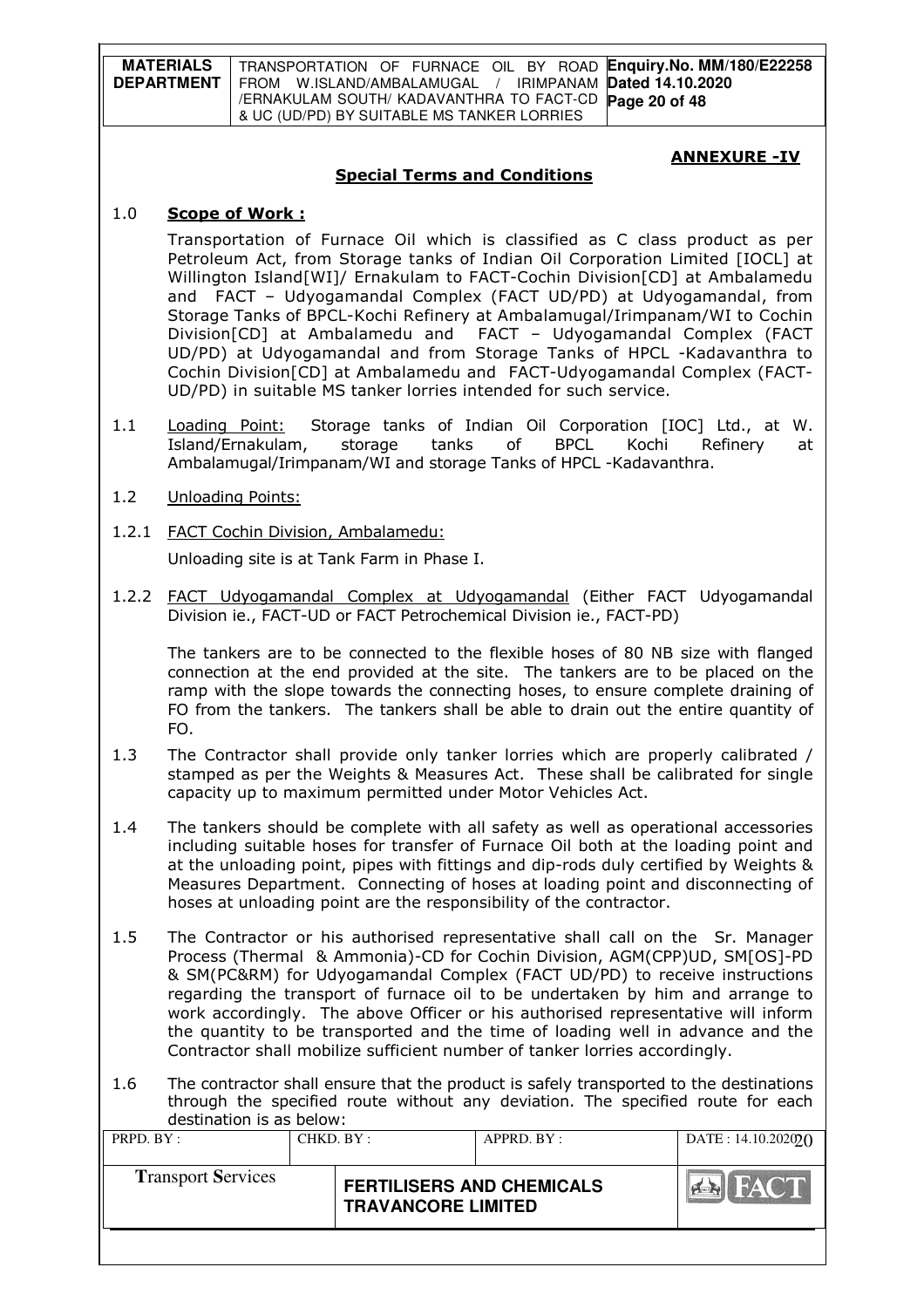## ANNEXURE -IV

## Special Terms and Conditions

**1.0 Scope of Work :**

Transportation of Furnace Oil which is classified as C class product as per Petroleum Act, from Storage tanks of Indian Oil Corporation Limited [IOCL] at Willington Island[WI]/ Ernakulam to FACT-Cochin Division[CD] at Ambalamedu and FACT – Udyogamandal Complex (FACT UD/PD) at Udyogamandal, from Storage Tanks of BPCL-Kochi Refinery at Ambalamugal/Irimpanam/WI to Cochin Division[CD] at Ambalamedu and FACT – Udyogamandal Complex (FACT UD/PD) at Udyogamandal and from Storage Tanks of HPCL -Kadavanthra to Cochin Division[CD] at Ambalamedu and FACT-Udyogamandal Complex (FACT-UD/PD) in suitable MS tanker lorries intended for such service.

1.1 Loading Point: Storage tanks of Indian Oil Corporation [IOC] Ltd., at W. Island/Ernakulam, storage tanks of BPCL Kochi Refinery at Ambalamugal/Irimpanam/WI and storage Tanks of HPCL -Kadavanthra.

1.2 Unloading Points:

1.2.1 FACT Cochin Division, Ambalamedu:

Unloading site is at Tank Farm in Phase I.

1.2.2 FACT Udyogamandal Complex at Udyogamandal (Either FACT Udyogamandal Division ie., FACT-UD or FACT Petrochemical Division ie., FACT-PD)

The tankers are to be connected to the flexible hoses of 80 NB size with flanged connection at the end provided at the site. The tankers are to be placed on the ramp with the slope towards the connecting hoses, to ensure complete draining of FO from the tankers. The tankers shall be able to drain out the entire quantity of FO.

1.3 The Contractor shall provide only tanker lorries which are properly calibrated / stamped as per the Weights & Measures Act. These shall be calibrated for single capacity up to maximum permitted under Motor Vehicles Act.

1.4 The tankers should be complete with all safety as well as operational accessories including suitable hoses for transfer of Furnace Oil both at the loading point and at the unloading point, pipes with fittings and dip-rods duly certified by Weights & Measures Department. Connecting of hoses at loading point and disconnecting of hoses at unloading point are the responsibility of the contractor.

1.5 The Contractor or his authorised representative shall call on the Sr. Manager Process (Thermal & Ammonia)-CD for Cochin Division, AGM(CPP)UD, SM[OS]-PD & SM(PC&RM) for Udyogamandal Complex (FACT UD/PD) to receive instructions regarding the transport of furnace oil to be undertaken by him and arrange to work accordingly. The above Officer or his authorised representative will inform the quantity to be transported and the time of loading well in advance and the Contractor shall mobilize sufficient number of tanker lorries accordingly.

1.6 The contractor shall ensure that the product is safely transported to the destinations through the specified route without any deviation. The specified route for each destination is as below: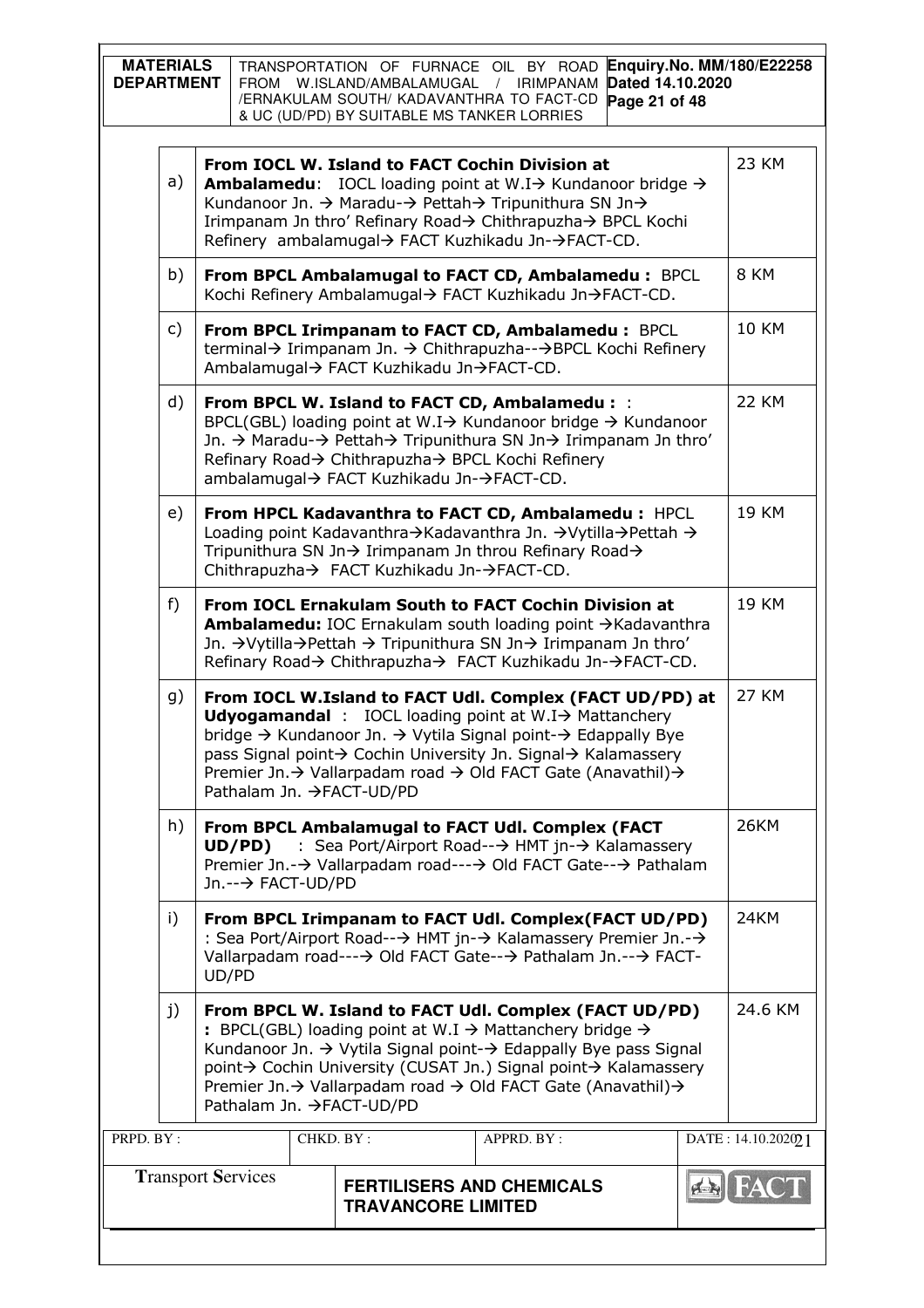| | | |
|---|---|---|
| a) | **From IOCL W. Island to FACT Cochin Division at Ambalamedu**: IOCL loading point at W.I→ Kundanoor bridge → Kundanoor Jn. → Maradu-→ Pettah→ Tripunithura SN Jn→ Irimpanam Jn thro' Refinary Road→ Chithrapuzha→ BPCL Kochi Refinery ambalamugal→ FACT Kuzhikadu Jn-→FACT-CD. | 23 KM |
| b) | **From BPCL Ambalamugal to FACT CD, Ambalamedu :** BPCL Kochi Refinery Ambalamugal→ FACT Kuzhikadu Jn→FACT-CD. | 8 KM |
| c) | **From BPCL Irimpanam to FACT CD, Ambalamedu :** BPCL terminal→ Irimpanam Jn. → Chithrapuzha--→BPCL Kochi Refinery Ambalamugal→ FACT Kuzhikadu Jn→FACT-CD. | 10 KM |
| d) | **From BPCL W. Island to FACT CD, Ambalamedu :** : BPCL(GBL) loading point at W.I→ Kundanoor bridge → Kundanoor Jn. → Maradu-→ Pettah→ Tripunithura SN Jn→ Irimpanam Jn thro' Refinary Road→ Chithrapuzha→ BPCL Kochi Refinery ambalamugal→ FACT Kuzhikadu Jn-→FACT-CD. | 22 KM |
| e) | **From HPCL Kadavanthra to FACT CD, Ambalamedu :** HPCL Loading point Kadavanthra→Kadavanthra Jn. →Vytilla→Pettah → Tripunithura SN Jn→ Irimpanam Jn throu Refinary Road→ Chithrapuzha→ FACT Kuzhikadu Jn-→FACT-CD. | 19 KM |
| f) | **From IOCL Ernakulam South to FACT Cochin Division at Ambalamedu:** IOC Ernakulam south loading point →Kadavanthra Jn. →Vytilla→Pettah → Tripunithura SN Jn→ Irimpanam Jn thro' Refinary Road→ Chithrapuzha→ FACT Kuzhikadu Jn-→FACT-CD. | 19 KM |
| g) | **From IOCL W.Island to FACT Udl. Complex (FACT UD/PD) at Udyogamandal** : IOCL loading point at W.I→ Mattanchery bridge → Kundanoor Jn. → Vytila Signal point-→ Edappally Bye pass Signal point→ Cochin University Jn. Signal→ Kalamassery Premier Jn.→ Vallarpadam road → Old FACT Gate (Anavathil)→ Pathalam Jn. →FACT-UD/PD | 27 KM |
| h) | **From BPCL Ambalamugal to FACT Udl. Complex (FACT UD/PD)** : Sea Port/Airport Road--→ HMT jn-→ Kalamassery Premier Jn.-→ Vallarpadam road---→ Old FACT Gate--→ Pathalam Jn.--→ FACT-UD/PD | 26KM |
| i) | **From BPCL Irimpanam to FACT Udl. Complex(FACT UD/PD)** : Sea Port/Airport Road--→ HMT jn-→ Kalamassery Premier Jn.-→ Vallarpadam road---→ Old FACT Gate--→ Pathalam Jn.--→ FACT-UD/PD | 24KM |
| j) | **From BPCL W. Island to FACT Udl. Complex (FACT UD/PD) :** BPCL(GBL) loading point at W.I → Mattanchery bridge → Kundanoor Jn. → Vytila Signal point-→ Edappally Bye pass Signal point→ Cochin University (CUSAT Jn.) Signal point→ Kalamassery Premier Jn.→ Vallarpadam road → Old FACT Gate (Anavathil)→ Pathalam Jn. →FACT-UD/PD | 24.6 KM |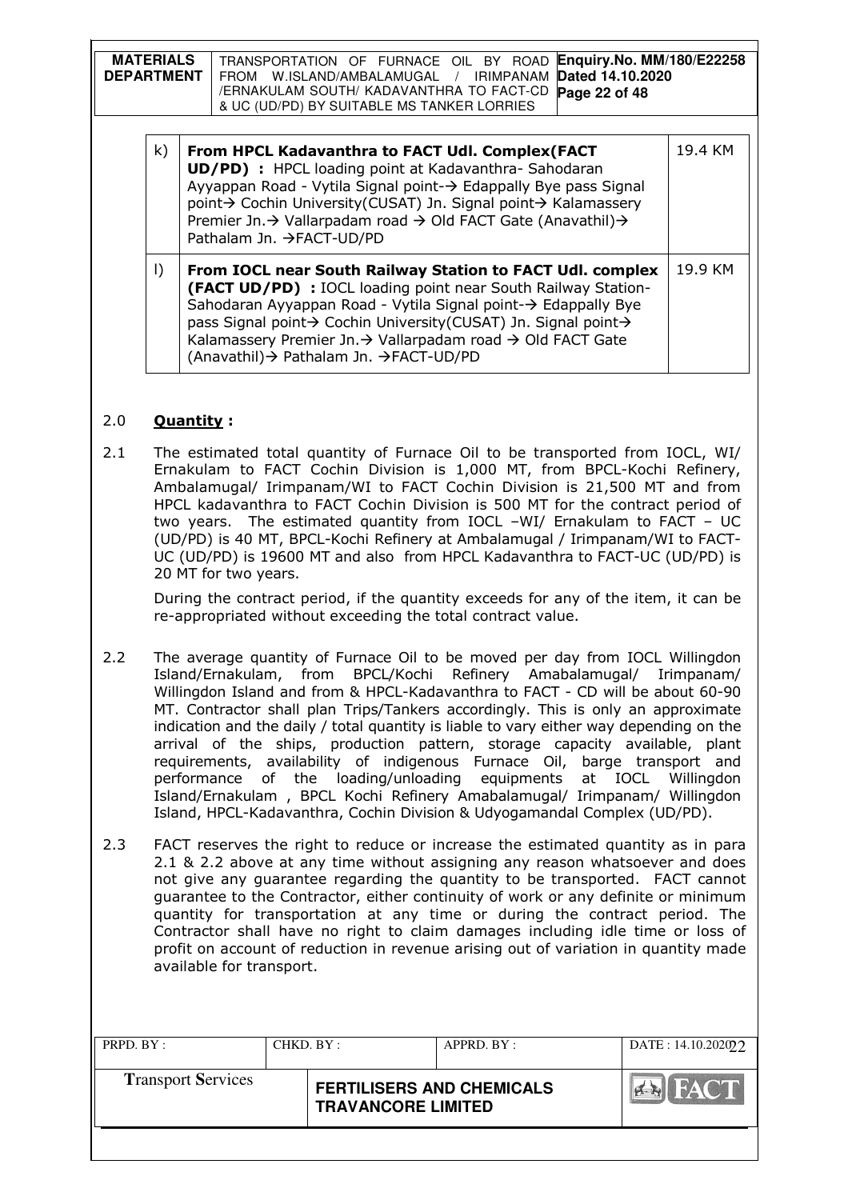| | | |
|---|---|---|
| k) | **From HPCL Kadavanthra to FACT Udl. Complex(FACT UD/PD) :** HPCL loading point at Kadavanthra- Sahodaran Ayyappan Road - Vytila Signal point-→ Edappally Bye pass Signal point→ Cochin University(CUSAT) Jn. Signal point→ Kalamassery Premier Jn.→ Vallarpadam road → Old FACT Gate (Anavathil)→ Pathalam Jn. →FACT-UD/PD | 19.4 KM |
| l) | **From IOCL near South Railway Station to FACT Udl. complex (FACT UD/PD) :** IOCL loading point near South Railway Station- Sahodaran Ayyappan Road - Vytila Signal point-→ Edappally Bye pass Signal point→ Cochin University(CUSAT) Jn. Signal point→ Kalamassery Premier Jn.→ Vallarpadam road → Old FACT Gate (Anavathil)→ Pathalam Jn. →FACT-UD/PD | 19.9 KM |

2.0 **Quantity :**

2.1 The estimated total quantity of Furnace Oil to be transported from IOCL, WI/ Ernakulam to FACT Cochin Division is 1,000 MT, from BPCL-Kochi Refinery, Ambalamugal/ Irimpanam/WI to FACT Cochin Division is 21,500 MT and from HPCL kadavanthra to FACT Cochin Division is 500 MT for the contract period of two years. The estimated quantity from IOCL –WI/ Ernakulam to FACT – UC (UD/PD) is 40 MT, BPCL-Kochi Refinery at Ambalamugal / Irimpanam/WI to FACT-UC (UD/PD) is 19600 MT and also from HPCL Kadavanthra to FACT-UC (UD/PD) is 20 MT for two years.

During the contract period, if the quantity exceeds for any of the item, it can be re-appropriated without exceeding the total contract value.

2.2 The average quantity of Furnace Oil to be moved per day from IOCL Willingdon Island/Ernakulam, from BPCL/Kochi Refinery Amabalamugal/ Irimpanam/ Willingdon Island and from & HPCL-Kadavanthra to FACT - CD will be about 60-90 MT. Contractor shall plan Trips/Tankers accordingly. This is only an approximate indication and the daily / total quantity is liable to vary either way depending on the arrival of the ships, production pattern, storage capacity available, plant requirements, availability of indigenous Furnace Oil, barge transport and performance of the loading/unloading equipments at IOCL Willingdon Island/Ernakulam , BPCL Kochi Refinery Amabalamugal/ Irimpanam/ Willingdon Island, HPCL-Kadavanthra, Cochin Division & Udyogamandal Complex (UD/PD).

2.3 FACT reserves the right to reduce or increase the estimated quantity as in para 2.1 & 2.2 above at any time without assigning any reason whatsoever and does not give any guarantee regarding the quantity to be transported. FACT cannot guarantee to the Contractor, either continuity of work or any definite or minimum quantity for transportation at any time or during the contract period. The Contractor shall have no right to claim damages including idle time or loss of profit on account of reduction in revenue arising out of variation in quantity made available for transport.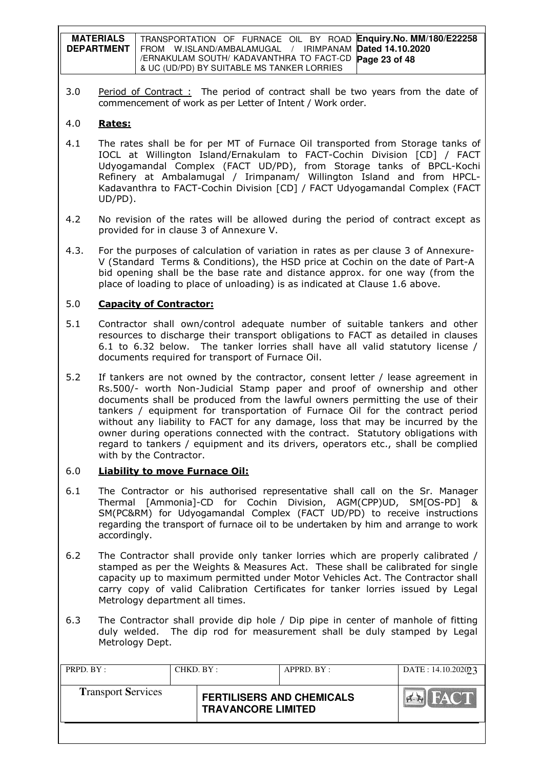3.0 Period of Contract : The period of contract shall be two years from the date of commencement of work as per Letter of Intent / Work order.

4.0 **Rates:**

4.1 The rates shall be for per MT of Furnace Oil transported from Storage tanks of IOCL at Willington Island/Ernakulam to FACT-Cochin Division [CD] / FACT Udyogamandal Complex (FACT UD/PD), from Storage tanks of BPCL-Kochi Refinery at Ambalamugal / Irimpanam/ Willington Island and from HPCL-Kadavanthra to FACT-Cochin Division [CD] / FACT Udyogamandal Complex (FACT UD/PD).

4.2 No revision of the rates will be allowed during the period of contract except as provided for in clause 3 of Annexure V.

4.3. For the purposes of calculation of variation in rates as per clause 3 of Annexure-V (Standard Terms & Conditions), the HSD price at Cochin on the date of Part-A bid opening shall be the base rate and distance approx. for one way (from the place of loading to place of unloading) is as indicated at Clause 1.6 above.

5.0 **Capacity of Contractor:**

5.1 Contractor shall own/control adequate number of suitable tankers and other resources to discharge their transport obligations to FACT as detailed in clauses 6.1 to 6.32 below. The tanker lorries shall have all valid statutory license / documents required for transport of Furnace Oil.

5.2 If tankers are not owned by the contractor, consent letter / lease agreement in Rs.500/- worth Non-Judicial Stamp paper and proof of ownership and other documents shall be produced from the lawful owners permitting the use of their tankers / equipment for transportation of Furnace Oil for the contract period without any liability to FACT for any damage, loss that may be incurred by the owner during operations connected with the contract. Statutory obligations with regard to tankers / equipment and its drivers, operators etc., shall be complied with by the Contractor.

6.0 **Liability to move Furnace Oil:**

6.1 The Contractor or his authorised representative shall call on the Sr. Manager Thermal [Ammonia]-CD for Cochin Division, AGM(CPP)UD, SM[OS-PD] & SM(PC&RM) for Udyogamandal Complex (FACT UD/PD) to receive instructions regarding the transport of furnace oil to be undertaken by him and arrange to work accordingly.

6.2 The Contractor shall provide only tanker lorries which are properly calibrated / stamped as per the Weights & Measures Act. These shall be calibrated for single capacity up to maximum permitted under Motor Vehicles Act. The Contractor shall carry copy of valid Calibration Certificates for tanker lorries issued by Legal Metrology department all times.

6.3 The Contractor shall provide dip hole / Dip pipe in center of manhole of fitting duly welded. The dip rod for measurement shall be duly stamped by Legal Metrology Dept.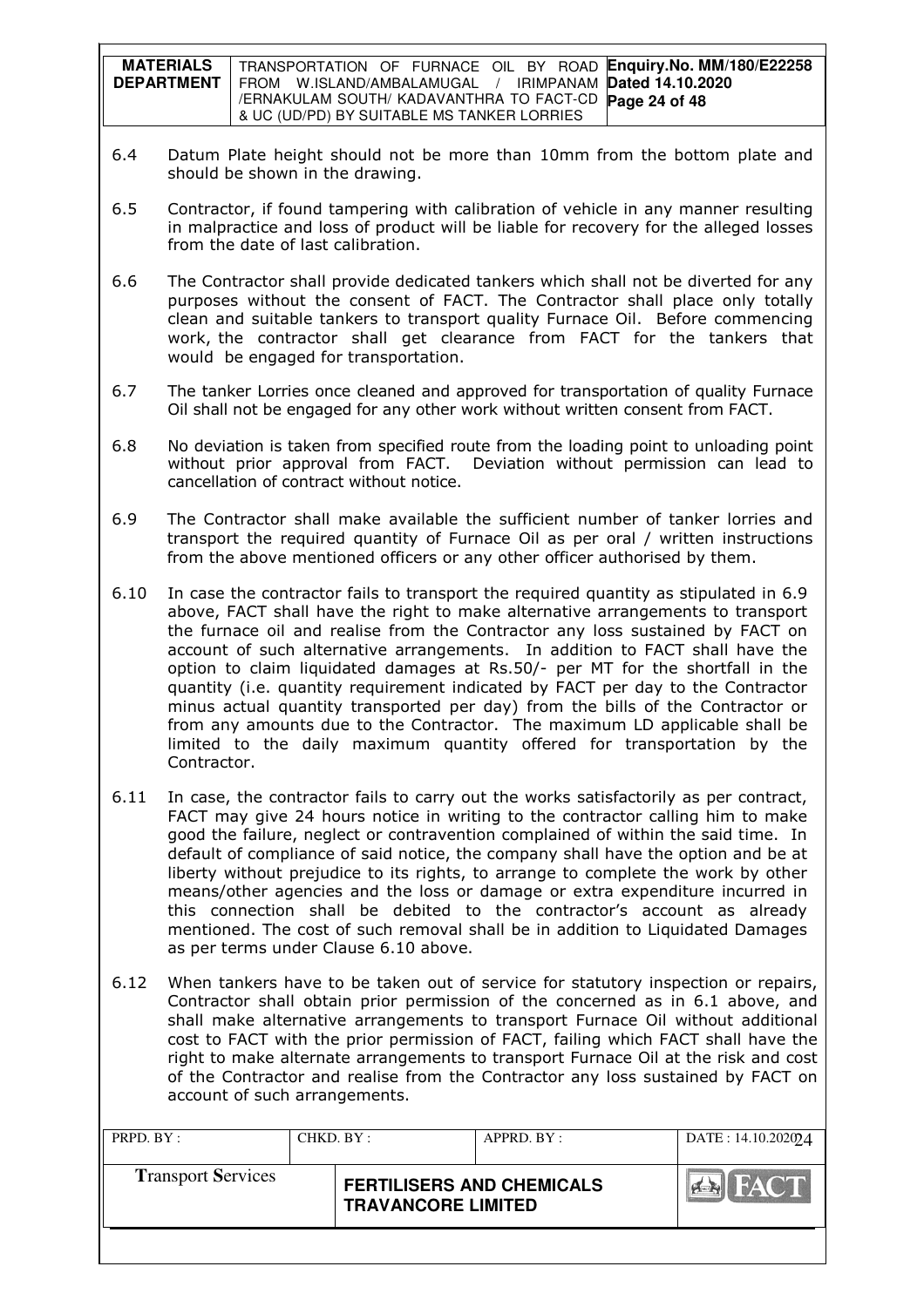6.4 Datum Plate height should not be more than 10mm from the bottom plate and should be shown in the drawing.

6.5 Contractor, if found tampering with calibration of vehicle in any manner resulting in malpractice and loss of product will be liable for recovery for the alleged losses from the date of last calibration.

6.6 The Contractor shall provide dedicated tankers which shall not be diverted for any purposes without the consent of FACT. The Contractor shall place only totally clean and suitable tankers to transport quality Furnace Oil. Before commencing work, the contractor shall get clearance from FACT for the tankers that would be engaged for transportation.

6.7 The tanker Lorries once cleaned and approved for transportation of quality Furnace Oil shall not be engaged for any other work without written consent from FACT.

6.8 No deviation is taken from specified route from the loading point to unloading point without prior approval from FACT. Deviation without permission can lead to cancellation of contract without notice.

6.9 The Contractor shall make available the sufficient number of tanker lorries and transport the required quantity of Furnace Oil as per oral / written instructions from the above mentioned officers or any other officer authorised by them.

6.10 In case the contractor fails to transport the required quantity as stipulated in 6.9 above, FACT shall have the right to make alternative arrangements to transport the furnace oil and realise from the Contractor any loss sustained by FACT on account of such alternative arrangements. In addition to FACT shall have the option to claim liquidated damages at Rs.50/- per MT for the shortfall in the quantity (i.e. quantity requirement indicated by FACT per day to the Contractor minus actual quantity transported per day) from the bills of the Contractor or from any amounts due to the Contractor. The maximum LD applicable shall be limited to the daily maximum quantity offered for transportation by the Contractor.

6.11 In case, the contractor fails to carry out the works satisfactorily as per contract, FACT may give 24 hours notice in writing to the contractor calling him to make good the failure, neglect or contravention complained of within the said time. In default of compliance of said notice, the company shall have the option and be at liberty without prejudice to its rights, to arrange to complete the work by other means/other agencies and the loss or damage or extra expenditure incurred in this connection shall be debited to the contractor's account as already mentioned. The cost of such removal shall be in addition to Liquidated Damages as per terms under Clause 6.10 above.

6.12 When tankers have to be taken out of service for statutory inspection or repairs, Contractor shall obtain prior permission of the concerned as in 6.1 above, and shall make alternative arrangements to transport Furnace Oil without additional cost to FACT with the prior permission of FACT, failing which FACT shall have the right to make alternate arrangements to transport Furnace Oil at the risk and cost of the Contractor and realise from the Contractor any loss sustained by FACT on account of such arrangements.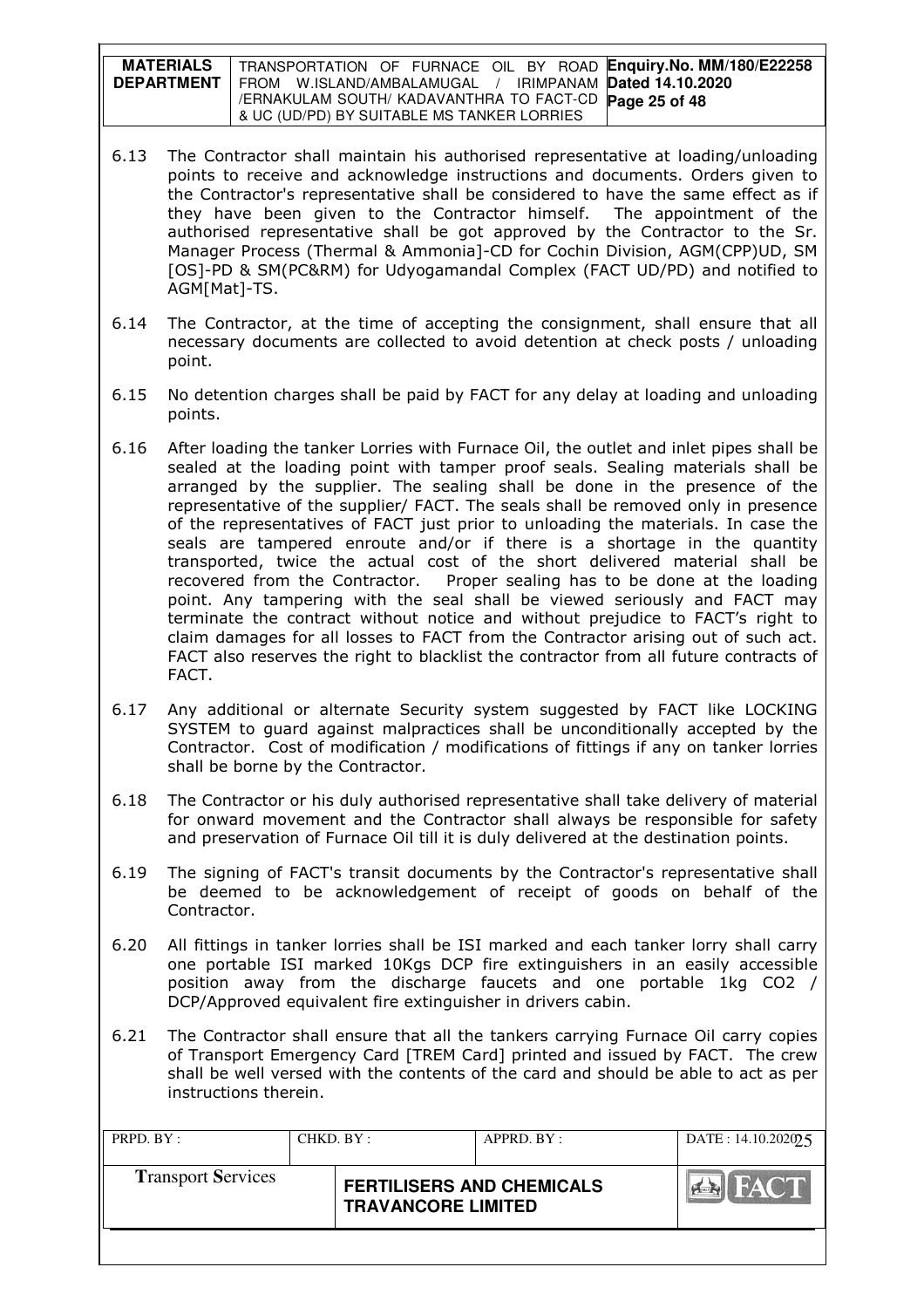6.13 The Contractor shall maintain his authorised representative at loading/unloading points to receive and acknowledge instructions and documents. Orders given to the Contractor's representative shall be considered to have the same effect as if they have been given to the Contractor himself. The appointment of the authorised representative shall be got approved by the Contractor to the Sr. Manager Process (Thermal & Ammonia]-CD for Cochin Division, AGM(CPP)UD, SM [OS]-PD & SM(PC&RM) for Udyogamandal Complex (FACT UD/PD) and notified to AGM[Mat]-TS.

6.14 The Contractor, at the time of accepting the consignment, shall ensure that all necessary documents are collected to avoid detention at check posts / unloading point.

6.15 No detention charges shall be paid by FACT for any delay at loading and unloading points.

6.16 After loading the tanker Lorries with Furnace Oil, the outlet and inlet pipes shall be sealed at the loading point with tamper proof seals. Sealing materials shall be arranged by the supplier. The sealing shall be done in the presence of the representative of the supplier/ FACT. The seals shall be removed only in presence of the representatives of FACT just prior to unloading the materials. In case the seals are tampered enroute and/or if there is a shortage in the quantity transported, twice the actual cost of the short delivered material shall be recovered from the Contractor. Proper sealing has to be done at the loading point. Any tampering with the seal shall be viewed seriously and FACT may terminate the contract without notice and without prejudice to FACT's right to claim damages for all losses to FACT from the Contractor arising out of such act. FACT also reserves the right to blacklist the contractor from all future contracts of FACT.

6.17 Any additional or alternate Security system suggested by FACT like LOCKING SYSTEM to guard against malpractices shall be unconditionally accepted by the Contractor. Cost of modification / modifications of fittings if any on tanker lorries shall be borne by the Contractor.

6.18 The Contractor or his duly authorised representative shall take delivery of material for onward movement and the Contractor shall always be responsible for safety and preservation of Furnace Oil till it is duly delivered at the destination points.

6.19 The signing of FACT's transit documents by the Contractor's representative shall be deemed to be acknowledgement of receipt of goods on behalf of the Contractor.

6.20 All fittings in tanker lorries shall be ISI marked and each tanker lorry shall carry one portable ISI marked 10Kgs DCP fire extinguishers in an easily accessible position away from the discharge faucets and one portable 1kg $CO_2$ / DCP/Approved equivalent fire extinguisher in drivers cabin.

6.21 The Contractor shall ensure that all the tankers carrying Furnace Oil carry copies of Transport Emergency Card [TREM Card] printed and issued by FACT. The crew shall be well versed with the contents of the card and should be able to act as per instructions therein.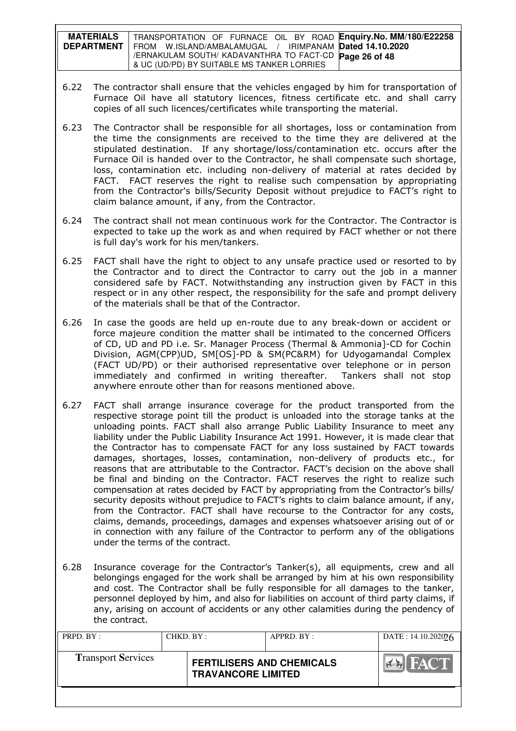6.22 The contractor shall ensure that the vehicles engaged by him for transportation of Furnace Oil have all statutory licences, fitness certificate etc. and shall carry copies of all such licences/certificates while transporting the material.

6.23 The Contractor shall be responsible for all shortages, loss or contamination from the time the consignments are received to the time they are delivered at the stipulated destination. If any shortage/loss/contamination etc. occurs after the Furnace Oil is handed over to the Contractor, he shall compensate such shortage, loss, contamination etc. including non-delivery of material at rates decided by FACT. FACT reserves the right to realise such compensation by appropriating from the Contractor's bills/Security Deposit without prejudice to FACT's right to claim balance amount, if any, from the Contractor.

6.24 The contract shall not mean continuous work for the Contractor. The Contractor is expected to take up the work as and when required by FACT whether or not there is full day's work for his men/tankers.

6.25 FACT shall have the right to object to any unsafe practice used or resorted to by the Contractor and to direct the Contractor to carry out the job in a manner considered safe by FACT. Notwithstanding any instruction given by FACT in this respect or in any other respect, the responsibility for the safe and prompt delivery of the materials shall be that of the Contractor.

6.26 In case the goods are held up en-route due to any break-down or accident or force majeure condition the matter shall be intimated to the concerned Officers of CD, UD and PD i.e. Sr. Manager Process (Thermal & Ammonia]-CD for Cochin Division, AGM(CPP)UD, SM[OS]-PD & SM(PC&RM) for Udyogamandal Complex (FACT UD/PD) or their authorised representative over telephone or in person immediately and confirmed in writing thereafter. Tankers shall not stop anywhere enroute other than for reasons mentioned above.

6.27 FACT shall arrange insurance coverage for the product transported from the respective storage point till the product is unloaded into the storage tanks at the unloading points. FACT shall also arrange Public Liability Insurance to meet any liability under the Public Liability Insurance Act 1991. However, it is made clear that the Contractor has to compensate FACT for any loss sustained by FACT towards damages, shortages, losses, contamination, non-delivery of products etc., for reasons that are attributable to the Contractor. FACT's decision on the above shall be final and binding on the Contractor. FACT reserves the right to realize such compensation at rates decided by FACT by appropriating from the Contractor's bills/ security deposits without prejudice to FACT's rights to claim balance amount, if any, from the Contractor. FACT shall have recourse to the Contractor for any costs, claims, demands, proceedings, damages and expenses whatsoever arising out of or in connection with any failure of the Contractor to perform any of the obligations under the terms of the contract.

6.28 Insurance coverage for the Contractor's Tanker(s), all equipments, crew and all belongings engaged for the work shall be arranged by him at his own responsibility and cost. The Contractor shall be fully responsible for all damages to the tanker, personnel deployed by him, and also for liabilities on account of third party claims, if any, arising on account of accidents or any other calamities during the pendency of the contract.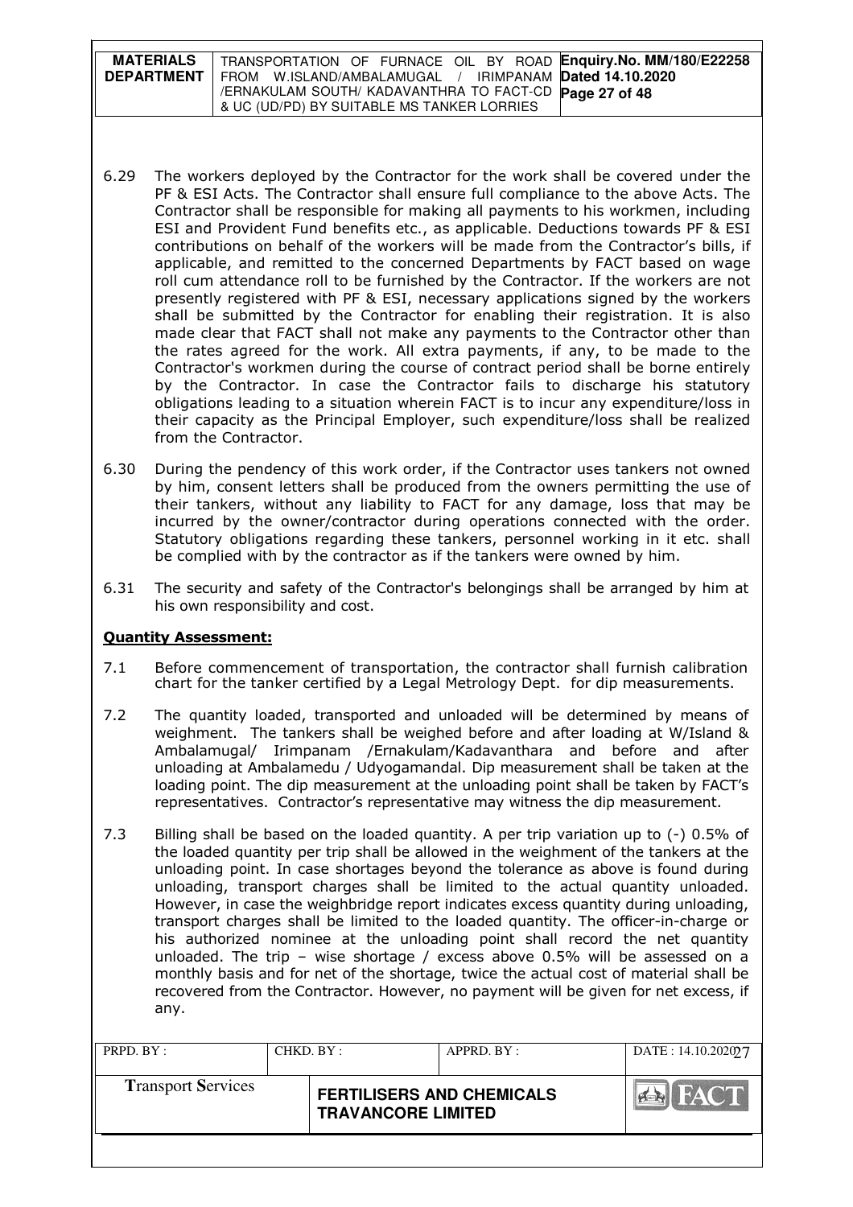6.29 The workers deployed by the Contractor for the work shall be covered under the PF & ESI Acts. The Contractor shall ensure full compliance to the above Acts. The Contractor shall be responsible for making all payments to his workmen, including ESI and Provident Fund benefits etc., as applicable. Deductions towards PF & ESI contributions on behalf of the workers will be made from the Contractor's bills, if applicable, and remitted to the concerned Departments by FACT based on wage roll cum attendance roll to be furnished by the Contractor. If the workers are not presently registered with PF & ESI, necessary applications signed by the workers shall be submitted by the Contractor for enabling their registration. It is also made clear that FACT shall not make any payments to the Contractor other than the rates agreed for the work. All extra payments, if any, to be made to the Contractor's workmen during the course of contract period shall be borne entirely by the Contractor. In case the Contractor fails to discharge his statutory obligations leading to a situation wherein FACT is to incur any expenditure/loss in their capacity as the Principal Employer, such expenditure/loss shall be realized from the Contractor.

6.30 During the pendency of this work order, if the Contractor uses tankers not owned by him, consent letters shall be produced from the owners permitting the use of their tankers, without any liability to FACT for any damage, loss that may be incurred by the owner/contractor during operations connected with the order. Statutory obligations regarding these tankers, personnel working in it etc. shall be complied with by the contractor as if the tankers were owned by him.

6.31 The security and safety of the Contractor's belongings shall be arranged by him at his own responsibility and cost.

## Quantity Assessment:

7.1 Before commencement of transportation, the contractor shall furnish calibration chart for the tanker certified by a Legal Metrology Dept. for dip measurements.

7.2 The quantity loaded, transported and unloaded will be determined by means of weighment. The tankers shall be weighed before and after loading at W/Island & Ambalamugal/ Irimpanam /Ernakulam/Kadavanthara and before and after unloading at Ambalamedu / Udyogamandal. Dip measurement shall be taken at the loading point. The dip measurement at the unloading point shall be taken by FACT's representatives. Contractor's representative may witness the dip measurement.

7.3 Billing shall be based on the loaded quantity. A per trip variation up to (-) 0.5% of the loaded quantity per trip shall be allowed in the weighment of the tankers at the unloading point. In case shortages beyond the tolerance as above is found during unloading, transport charges shall be limited to the actual quantity unloaded. However, in case the weighbridge report indicates excess quantity during unloading, transport charges shall be limited to the loaded quantity. The officer-in-charge or his authorized nominee at the unloading point shall record the net quantity unloaded. The trip – wise shortage / excess above 0.5% will be assessed on a monthly basis and for net of the shortage, twice the actual cost of material shall be recovered from the Contractor. However, no payment will be given for net excess, if any.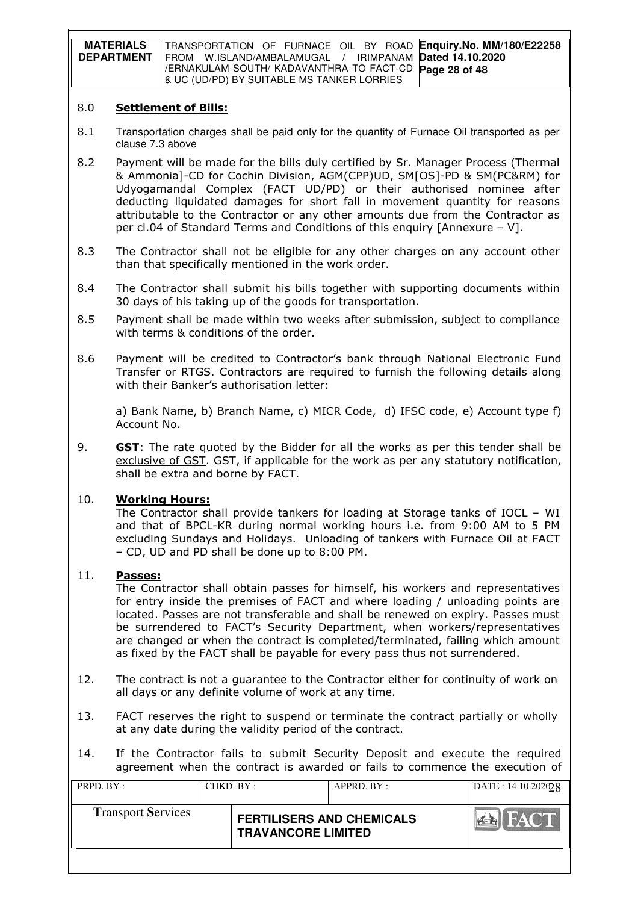## 8.0 **Settlement of Bills:**

8.1 Transportation charges shall be paid only for the quantity of Furnace Oil transported as per clause 7.3 above

8.2 Payment will be made for the bills duly certified by Sr. Manager Process (Thermal & Ammonia]-CD for Cochin Division, AGM(CPP)UD, SM[OS]-PD & SM(PC&RM) for Udyogamandal Complex (FACT UD/PD) or their authorised nominee after deducting liquidated damages for short fall in movement quantity for reasons attributable to the Contractor or any other amounts due from the Contractor as per cl.04 of Standard Terms and Conditions of this enquiry [Annexure – V].

8.3 The Contractor shall not be eligible for any other charges on any account other than that specifically mentioned in the work order.

8.4 The Contractor shall submit his bills together with supporting documents within 30 days of his taking up of the goods for transportation.

8.5 Payment shall be made within two weeks after submission, subject to compliance with terms & conditions of the order.

8.6 Payment will be credited to Contractor's bank through National Electronic Fund Transfer or RTGS. Contractors are required to furnish the following details along with their Banker's authorisation letter:

a) Bank Name, b) Branch Name, c) MICR Code, d) IFSC code, e) Account type f) Account No.

9. **GST**: The rate quoted by the Bidder for all the works as per this tender shall be exclusive of GST. GST, if applicable for the work as per any statutory notification, shall be extra and borne by FACT.

10. **Working Hours:**
The Contractor shall provide tankers for loading at Storage tanks of IOCL – WI and that of BPCL-KR during normal working hours i.e. from 9:00 AM to 5 PM excluding Sundays and Holidays. Unloading of tankers with Furnace Oil at FACT – CD, UD and PD shall be done up to 8:00 PM.

11. **Passes:**
The Contractor shall obtain passes for himself, his workers and representatives for entry inside the premises of FACT and where loading / unloading points are located. Passes are not transferable and shall be renewed on expiry. Passes must be surrendered to FACT's Security Department, when workers/representatives are changed or when the contract is completed/terminated, failing which amount as fixed by the FACT shall be payable for every pass thus not surrendered.

12. The contract is not a guarantee to the Contractor either for continuity of work on all days or any definite volume of work at any time.

13. FACT reserves the right to suspend or terminate the contract partially or wholly at any date during the validity period of the contract.

14. If the Contractor fails to submit Security Deposit and execute the required agreement when the contract is awarded or fails to commence the execution of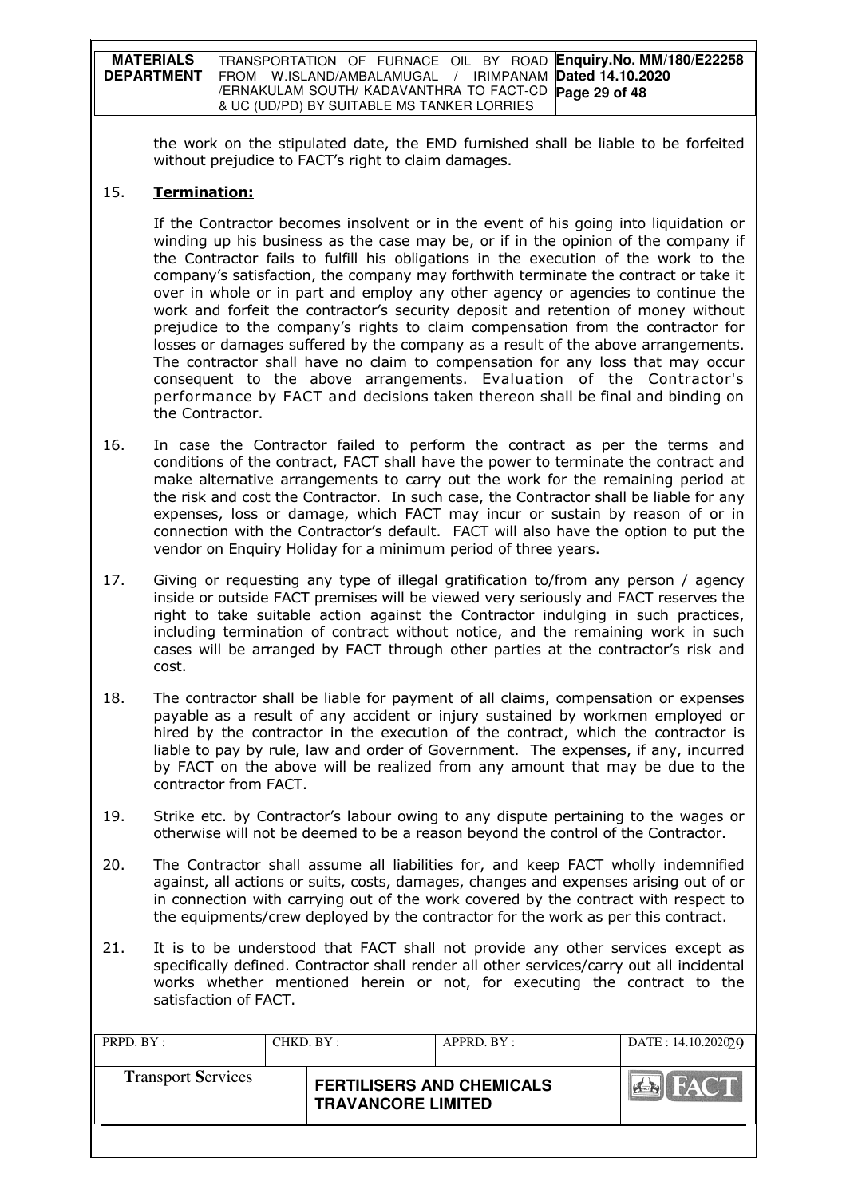the work on the stipulated date, the EMD furnished shall be liable to be forfeited without prejudice to FACT's right to claim damages.

15. **Termination:**

If the Contractor becomes insolvent or in the event of his going into liquidation or winding up his business as the case may be, or if in the opinion of the company if the Contractor fails to fulfill his obligations in the execution of the work to the company's satisfaction, the company may forthwith terminate the contract or take it over in whole or in part and employ any other agency or agencies to continue the work and forfeit the contractor's security deposit and retention of money without prejudice to the company's rights to claim compensation from the contractor for losses or damages suffered by the company as a result of the above arrangements. The contractor shall have no claim to compensation for any loss that may occur consequent to the above arrangements. Evaluation of the Contractor's performance by FACT and decisions taken thereon shall be final and binding on the Contractor.

16. In case the Contractor failed to perform the contract as per the terms and conditions of the contract, FACT shall have the power to terminate the contract and make alternative arrangements to carry out the work for the remaining period at the risk and cost the Contractor. In such case, the Contractor shall be liable for any expenses, loss or damage, which FACT may incur or sustain by reason of or in connection with the Contractor's default. FACT will also have the option to put the vendor on Enquiry Holiday for a minimum period of three years.

17. Giving or requesting any type of illegal gratification to/from any person / agency inside or outside FACT premises will be viewed very seriously and FACT reserves the right to take suitable action against the Contractor indulging in such practices, including termination of contract without notice, and the remaining work in such cases will be arranged by FACT through other parties at the contractor's risk and cost.

18. The contractor shall be liable for payment of all claims, compensation or expenses payable as a result of any accident or injury sustained by workmen employed or hired by the contractor in the execution of the contract, which the contractor is liable to pay by rule, law and order of Government. The expenses, if any, incurred by FACT on the above will be realized from any amount that may be due to the contractor from FACT.

19. Strike etc. by Contractor's labour owing to any dispute pertaining to the wages or otherwise will not be deemed to be a reason beyond the control of the Contractor.

20. The Contractor shall assume all liabilities for, and keep FACT wholly indemnified against, all actions or suits, costs, damages, changes and expenses arising out of or in connection with carrying out of the work covered by the contract with respect to the equipments/crew deployed by the contractor for the work as per this contract.

21. It is to be understood that FACT shall not provide any other services except as specifically defined. Contractor shall render all other services/carry out all incidental works whether mentioned herein or not, for executing the contract to the satisfaction of FACT.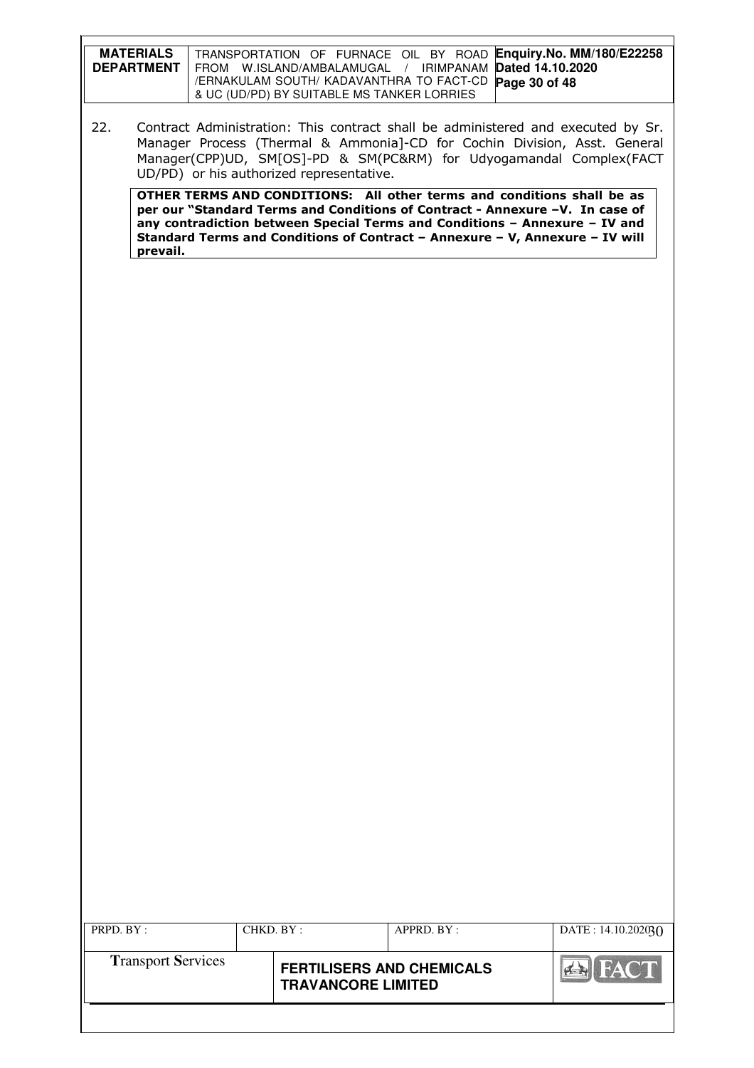22. Contract Administration: This contract shall be administered and executed by Sr. Manager Process (Thermal & Ammonia]-CD for Cochin Division, Asst. General Manager(CPP)UD, SM[OS]-PD & SM(PC&RM) for Udyogamandal Complex(FACT UD/PD) or his authorized representative.

**OTHER TERMS AND CONDITIONS: All other terms and conditions shall be as per our "Standard Terms and Conditions of Contract - Annexure –V. In case of any contradiction between Special Terms and Conditions – Annexure – IV and Standard Terms and Conditions of Contract – Annexure – V, Annexure – IV will prevail.**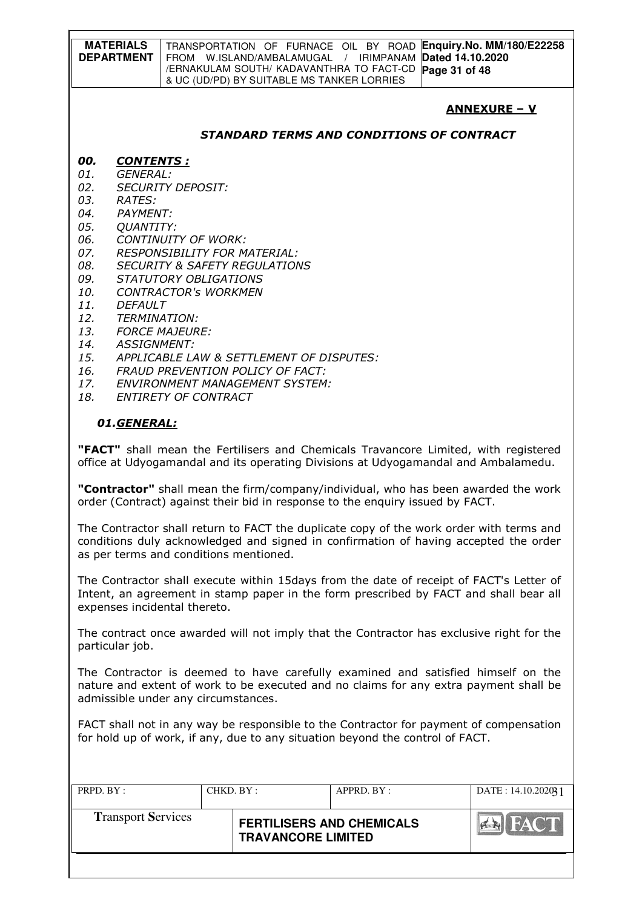## ANNEXURE – V

### *STANDARD TERMS AND CONDITIONS OF CONTRACT*

***00. CONTENTS :***

*01. GENERAL:*
*02. SECURITY DEPOSIT:*
*03. RATES:*
*04. PAYMENT:*
*05. QUANTITY:*
*06. CONTINUITY OF WORK:*
*07. RESPONSIBILITY FOR MATERIAL:*
*08. SECURITY & SAFETY REGULATIONS*
*09. STATUTORY OBLIGATIONS*
*10. CONTRACTOR's WORKMEN*
*11. DEFAULT*
*12. TERMINATION:*
*13. FORCE MAJEURE:*
*14. ASSIGNMENT:*
*15. APPLICABLE LAW & SETTLEMENT OF DISPUTES:*
*16. FRAUD PREVENTION POLICY OF FACT:*
*17. ENVIRONMENT MANAGEMENT SYSTEM:*
*18. ENTIRETY OF CONTRACT*

***01.GENERAL:***

**"FACT"** shall mean the Fertilisers and Chemicals Travancore Limited, with registered office at Udyogamandal and its operating Divisions at Udyogamandal and Ambalamedu.

**"Contractor"** shall mean the firm/company/individual, who has been awarded the work order (Contract) against their bid in response to the enquiry issued by FACT.

The Contractor shall return to FACT the duplicate copy of the work order with terms and conditions duly acknowledged and signed in confirmation of having accepted the order as per terms and conditions mentioned.

The Contractor shall execute within 15days from the date of receipt of FACT's Letter of Intent, an agreement in stamp paper in the form prescribed by FACT and shall bear all expenses incidental thereto.

The contract once awarded will not imply that the Contractor has exclusive right for the particular job.

The Contractor is deemed to have carefully examined and satisfied himself on the nature and extent of work to be executed and no claims for any extra payment shall be admissible under any circumstances.

FACT shall not in any way be responsible to the Contractor for payment of compensation for hold up of work, if any, due to any situation beyond the control of FACT.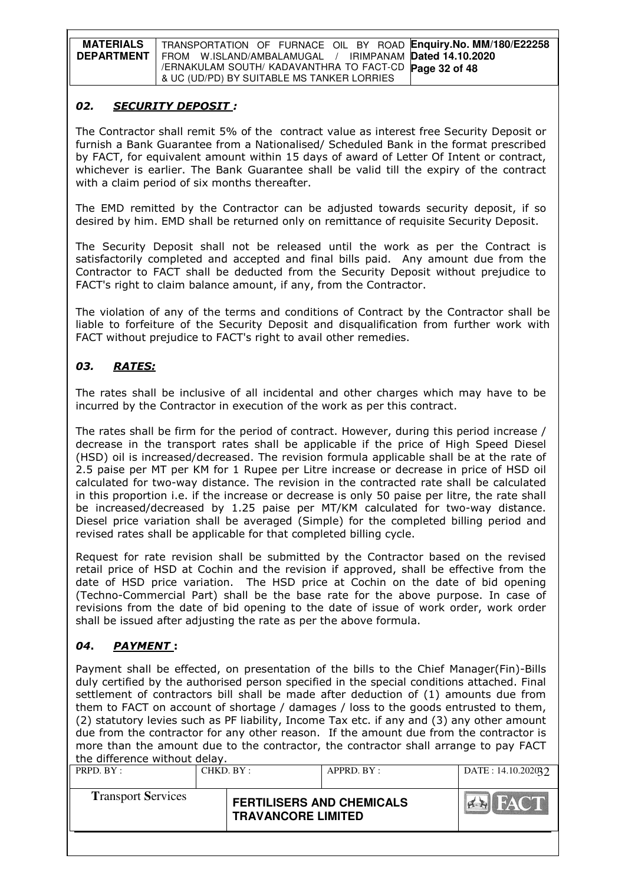## *02. SECURITY DEPOSIT :*

The Contractor shall remit 5% of the contract value as interest free Security Deposit or furnish a Bank Guarantee from a Nationalised/ Scheduled Bank in the format prescribed by FACT, for equivalent amount within 15 days of award of Letter Of Intent or contract, whichever is earlier. The Bank Guarantee shall be valid till the expiry of the contract with a claim period of six months thereafter.

The EMD remitted by the Contractor can be adjusted towards security deposit, if so desired by him. EMD shall be returned only on remittance of requisite Security Deposit.

The Security Deposit shall not be released until the work as per the Contract is satisfactorily completed and accepted and final bills paid. Any amount due from the Contractor to FACT shall be deducted from the Security Deposit without prejudice to FACT's right to claim balance amount, if any, from the Contractor.

The violation of any of the terms and conditions of Contract by the Contractor shall be liable to forfeiture of the Security Deposit and disqualification from further work with FACT without prejudice to FACT's right to avail other remedies.

## *03. RATES:*

The rates shall be inclusive of all incidental and other charges which may have to be incurred by the Contractor in execution of the work as per this contract.

The rates shall be firm for the period of contract. However, during this period increase / decrease in the transport rates shall be applicable if the price of High Speed Diesel (HSD) oil is increased/decreased. The revision formula applicable shall be at the rate of 2.5 paise per MT per KM for 1 Rupee per Litre increase or decrease in price of HSD oil calculated for two-way distance. The revision in the contracted rate shall be calculated in this proportion i.e. if the increase or decrease is only 50 paise per litre, the rate shall be increased/decreased by 1.25 paise per MT/KM calculated for two-way distance. Diesel price variation shall be averaged (Simple) for the completed billing period and revised rates shall be applicable for that completed billing cycle.

Request for rate revision shall be submitted by the Contractor based on the revised retail price of HSD at Cochin and the revision if approved, shall be effective from the date of HSD price variation. The HSD price at Cochin on the date of bid opening (Techno-Commercial Part) shall be the base rate for the above purpose. In case of revisions from the date of bid opening to the date of issue of work order, work order shall be issued after adjusting the rate as per the above formula.

## *04. PAYMENT :*

Payment shall be effected, on presentation of the bills to the Chief Manager(Fin)-Bills duly certified by the authorised person specified in the special conditions attached. Final settlement of contractors bill shall be made after deduction of (1) amounts due from them to FACT on account of shortage / damages / loss to the goods entrusted to them, (2) statutory levies such as PF liability, Income Tax etc. if any and (3) any other amount due from the contractor for any other reason. If the amount due from the contractor is more than the amount due to the contractor, the contractor shall arrange to pay FACT the difference without delay.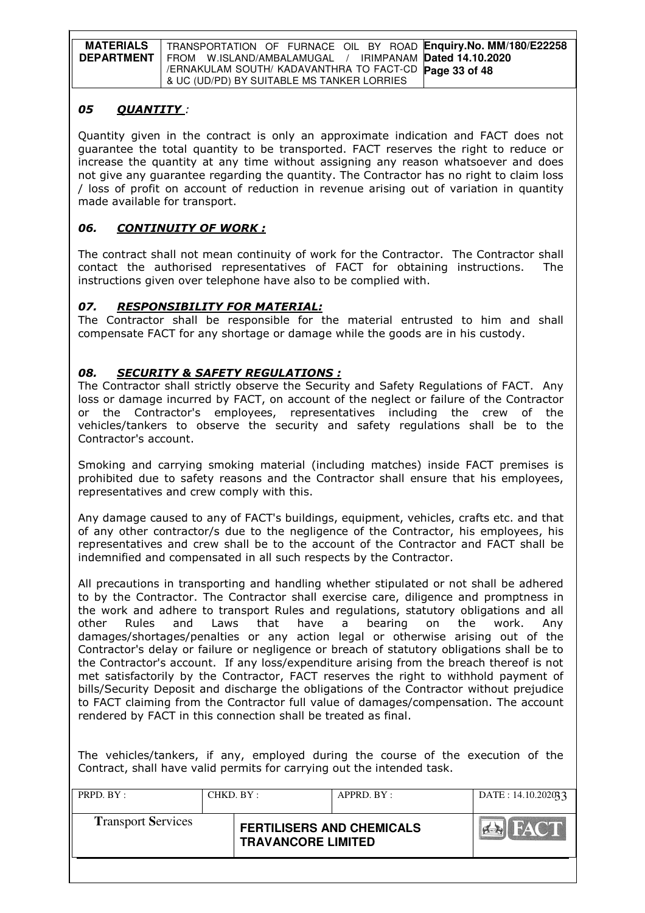### *05 QUANTITY :*

Quantity given in the contract is only an approximate indication and FACT does not guarantee the total quantity to be transported. FACT reserves the right to reduce or increase the quantity at any time without assigning any reason whatsoever and does not give any guarantee regarding the quantity. The Contractor has no right to claim loss / loss of profit on account of reduction in revenue arising out of variation in quantity made available for transport.

### *06. CONTINUITY OF WORK :*

The contract shall not mean continuity of work for the Contractor. The Contractor shall contact the authorised representatives of FACT for obtaining instructions. The instructions given over telephone have also to be complied with.

### *07. RESPONSIBILITY FOR MATERIAL:*

The Contractor shall be responsible for the material entrusted to him and shall compensate FACT for any shortage or damage while the goods are in his custody.

### *08. SECURITY & SAFETY REGULATIONS :*

The Contractor shall strictly observe the Security and Safety Regulations of FACT. Any loss or damage incurred by FACT, on account of the neglect or failure of the Contractor or the Contractor's employees, representatives including the crew of the vehicles/tankers to observe the security and safety regulations shall be to the Contractor's account.

Smoking and carrying smoking material (including matches) inside FACT premises is prohibited due to safety reasons and the Contractor shall ensure that his employees, representatives and crew comply with this.

Any damage caused to any of FACT's buildings, equipment, vehicles, crafts etc. and that of any other contractor/s due to the negligence of the Contractor, his employees, his representatives and crew shall be to the account of the Contractor and FACT shall be indemnified and compensated in all such respects by the Contractor.

All precautions in transporting and handling whether stipulated or not shall be adhered to by the Contractor. The Contractor shall exercise care, diligence and promptness in the work and adhere to transport Rules and regulations, statutory obligations and all other Rules and Laws that have a bearing on the work. Any damages/shortages/penalties or any action legal or otherwise arising out of the Contractor's delay or failure or negligence or breach of statutory obligations shall be to the Contractor's account. If any loss/expenditure arising from the breach thereof is not met satisfactorily by the Contractor, FACT reserves the right to withhold payment of bills/Security Deposit and discharge the obligations of the Contractor without prejudice to FACT claiming from the Contractor full value of damages/compensation. The account rendered by FACT in this connection shall be treated as final.

The vehicles/tankers, if any, employed during the course of the execution of the Contract, shall have valid permits for carrying out the intended task.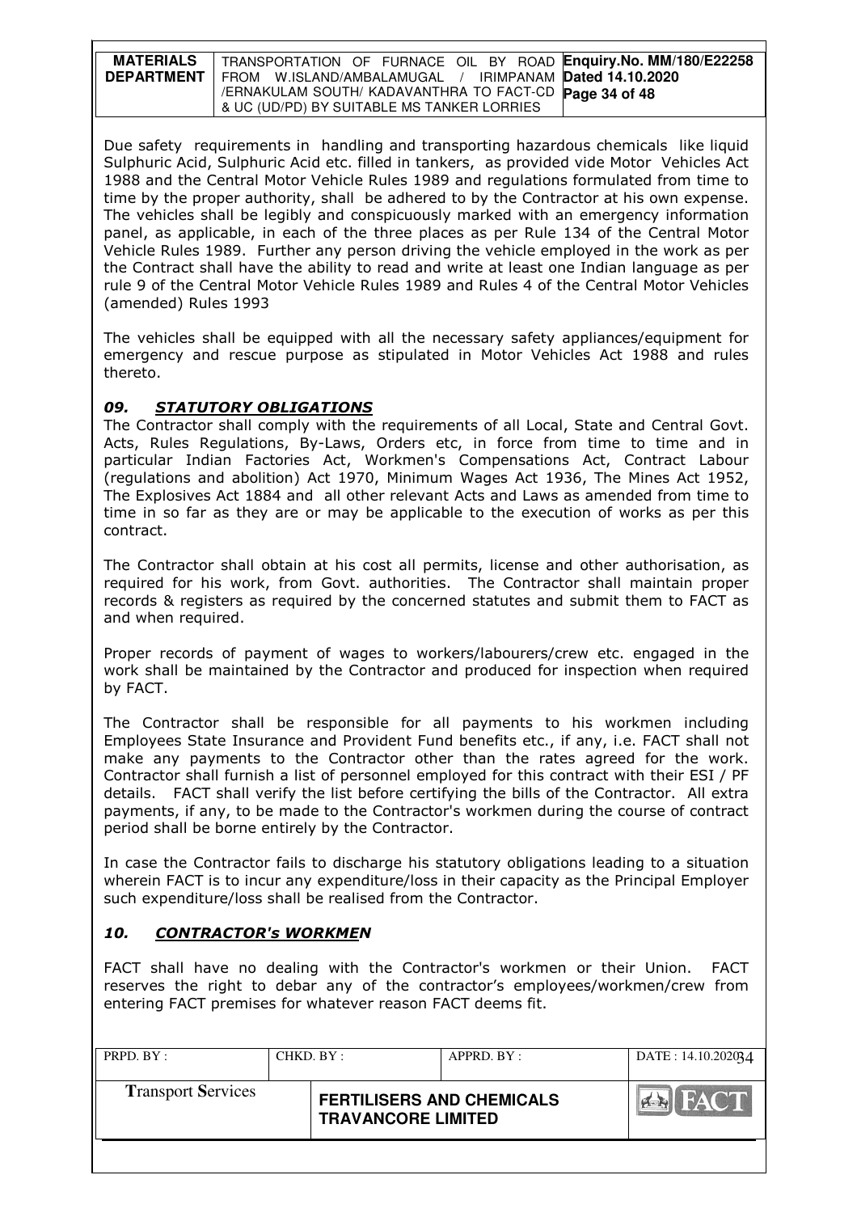Due safety requirements in handling and transporting hazardous chemicals like liquid Sulphuric Acid, Sulphuric Acid etc. filled in tankers, as provided vide Motor Vehicles Act 1988 and the Central Motor Vehicle Rules 1989 and regulations formulated from time to time by the proper authority, shall be adhered to by the Contractor at his own expense. The vehicles shall be legibly and conspicuously marked with an emergency information panel, as applicable, in each of the three places as per Rule 134 of the Central Motor Vehicle Rules 1989. Further any person driving the vehicle employed in the work as per the Contract shall have the ability to read and write at least one Indian language as per rule 9 of the Central Motor Vehicle Rules 1989 and Rules 4 of the Central Motor Vehicles (amended) Rules 1993

The vehicles shall be equipped with all the necessary safety appliances/equipment for emergency and rescue purpose as stipulated in Motor Vehicles Act 1988 and rules thereto.

## *09. STATUTORY OBLIGATIONS*

The Contractor shall comply with the requirements of all Local, State and Central Govt. Acts, Rules Regulations, By-Laws, Orders etc, in force from time to time and in particular Indian Factories Act, Workmen's Compensations Act, Contract Labour (regulations and abolition) Act 1970, Minimum Wages Act 1936, The Mines Act 1952, The Explosives Act 1884 and all other relevant Acts and Laws as amended from time to time in so far as they are or may be applicable to the execution of works as per this contract.

The Contractor shall obtain at his cost all permits, license and other authorisation, as required for his work, from Govt. authorities. The Contractor shall maintain proper records & registers as required by the concerned statutes and submit them to FACT as and when required.

Proper records of payment of wages to workers/labourers/crew etc. engaged in the work shall be maintained by the Contractor and produced for inspection when required by FACT.

The Contractor shall be responsible for all payments to his workmen including Employees State Insurance and Provident Fund benefits etc., if any, i.e. FACT shall not make any payments to the Contractor other than the rates agreed for the work. Contractor shall furnish a list of personnel employed for this contract with their ESI / PF details. FACT shall verify the list before certifying the bills of the Contractor. All extra payments, if any, to be made to the Contractor's workmen during the course of contract period shall be borne entirely by the Contractor.

In case the Contractor fails to discharge his statutory obligations leading to a situation wherein FACT is to incur any expenditure/loss in their capacity as the Principal Employer such expenditure/loss shall be realised from the Contractor.

## *10. CONTRACTOR's WORKMEN*

FACT shall have no dealing with the Contractor's workmen or their Union. FACT reserves the right to debar any of the contractor's employees/workmen/crew from entering FACT premises for whatever reason FACT deems fit.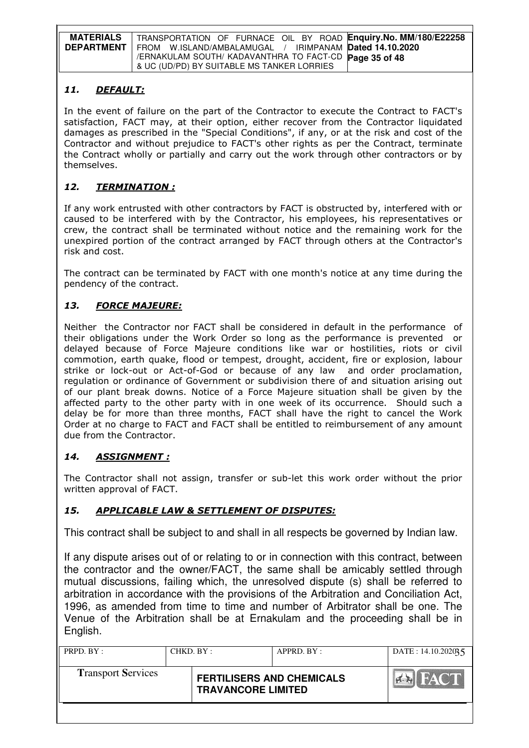### *11. DEFAULT:*

In the event of failure on the part of the Contractor to execute the Contract to FACT's satisfaction, FACT may, at their option, either recover from the Contractor liquidated damages as prescribed in the "Special Conditions", if any, or at the risk and cost of the Contractor and without prejudice to FACT's other rights as per the Contract, terminate the Contract wholly or partially and carry out the work through other contractors or by themselves.

### *12. TERMINATION :*

If any work entrusted with other contractors by FACT is obstructed by, interfered with or caused to be interfered with by the Contractor, his employees, his representatives or crew, the contract shall be terminated without notice and the remaining work for the unexpired portion of the contract arranged by FACT through others at the Contractor's risk and cost.

The contract can be terminated by FACT with one month's notice at any time during the pendency of the contract.

### *13. FORCE MAJEURE:*

Neither the Contractor nor FACT shall be considered in default in the performance of their obligations under the Work Order so long as the performance is prevented or delayed because of Force Majeure conditions like war or hostilities, riots or civil commotion, earth quake, flood or tempest, drought, accident, fire or explosion, labour strike or lock-out or Act-of-God or because of any law and order proclamation, regulation or ordinance of Government or subdivision there of and situation arising out of our plant break downs. Notice of a Force Majeure situation shall be given by the affected party to the other party with in one week of its occurrence. Should such a delay be for more than three months, FACT shall have the right to cancel the Work Order at no charge to FACT and FACT shall be entitled to reimbursement of any amount due from the Contractor.

### *14. ASSIGNMENT :*

The Contractor shall not assign, transfer or sub-let this work order without the prior written approval of FACT.

### *15. APPLICABLE LAW & SETTLEMENT OF DISPUTES:*

This contract shall be subject to and shall in all respects be governed by Indian law.

If any dispute arises out of or relating to or in connection with this contract, between the contractor and the owner/FACT, the same shall be amicably settled through mutual discussions, failing which, the unresolved dispute (s) shall be referred to arbitration in accordance with the provisions of the Arbitration and Conciliation Act, 1996, as amended from time to time and number of Arbitrator shall be one. The Venue of the Arbitration shall be at Ernakulam and the proceeding shall be in English.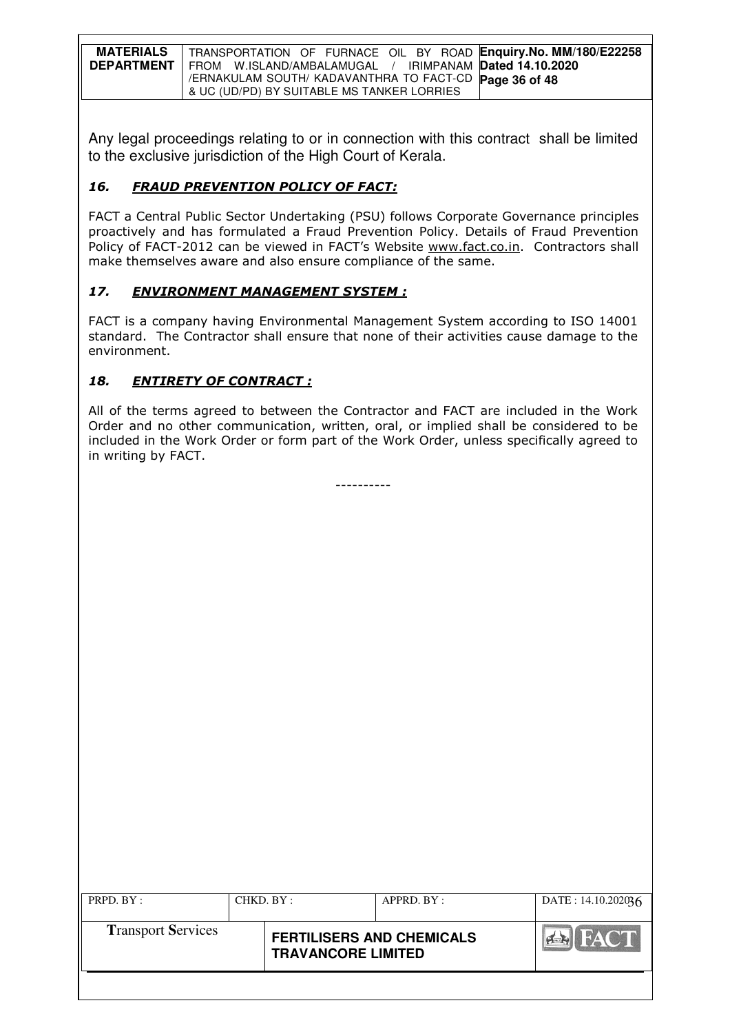Any legal proceedings relating to or in connection with this contract shall be limited to the exclusive jurisdiction of the High Court of Kerala.

### *16. FRAUD PREVENTION POLICY OF FACT:*

FACT a Central Public Sector Undertaking (PSU) follows Corporate Governance principles proactively and has formulated a Fraud Prevention Policy. Details of Fraud Prevention Policy of FACT-2012 can be viewed in FACT's Website www.fact.co.in. Contractors shall make themselves aware and also ensure compliance of the same.

### *17. ENVIRONMENT MANAGEMENT SYSTEM :*

FACT is a company having Environmental Management System according to ISO 14001 standard. The Contractor shall ensure that none of their activities cause damage to the environment.

### *18. ENTIRETY OF CONTRACT :*

All of the terms agreed to between the Contractor and FACT are included in the Work Order and no other communication, written, oral, or implied shall be considered to be included in the Work Order or form part of the Work Order, unless specifically agreed to in writing by FACT.

----------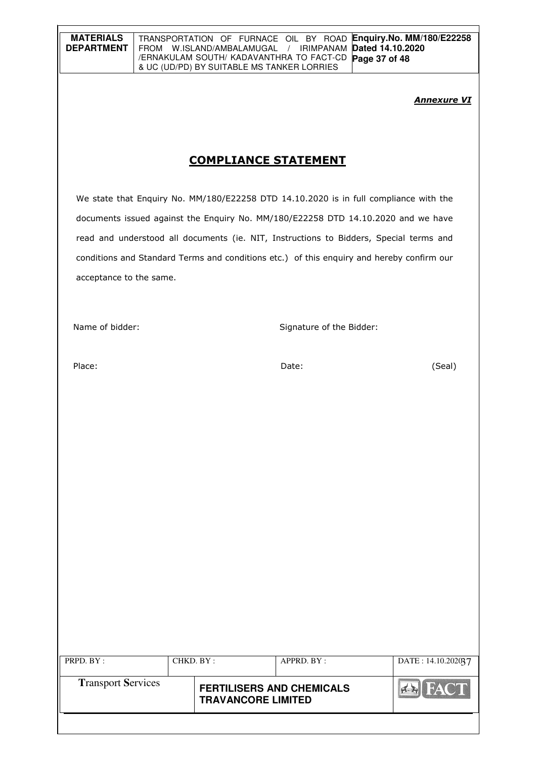*Annexure VI*

## COMPLIANCE STATEMENT

We state that Enquiry No. MM/180/E22258 DTD 14.10.2020 is in full compliance with the documents issued against the Enquiry No. MM/180/E22258 DTD 14.10.2020 and we have read and understood all documents (ie. NIT, Instructions to Bidders, Special terms and conditions and Standard Terms and conditions etc.) of this enquiry and hereby confirm our acceptance to the same.

Name of bidder: Signature of the Bidder:

Place: Date: (Seal)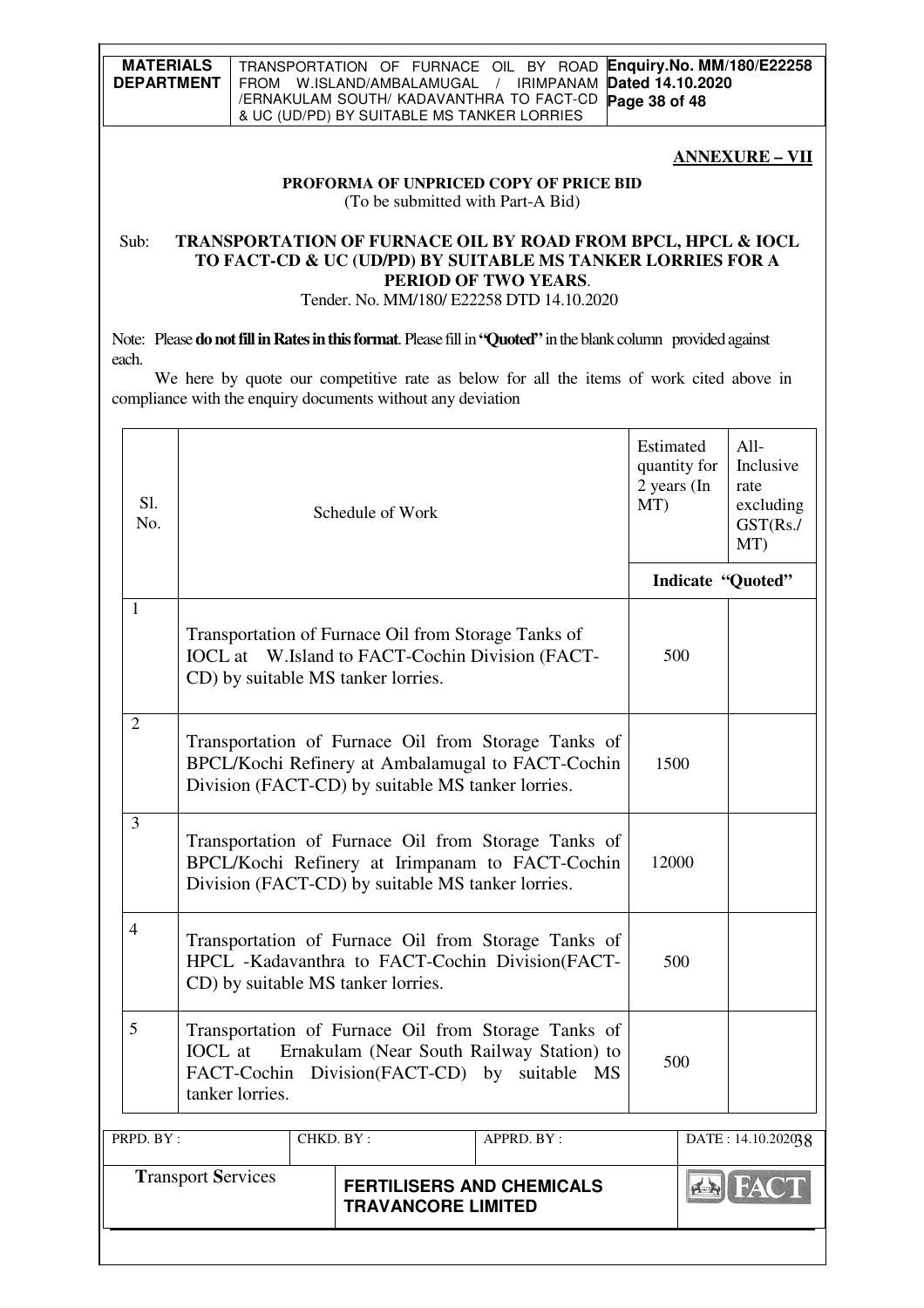## ANNEXURE – VII

**PROFORMA OF UNPRICED COPY OF PRICE BID**
(To be submitted with Part-A Bid)

Sub: **TRANSPORTATION OF FURNACE OIL BY ROAD FROM BPCL, HPCL & IOCL TO FACT-CD & UC (UD/PD) BY SUITABLE MS TANKER LORRIES FOR A PERIOD OF TWO YEARS**.

Tender. No. MM/180/ E22258 DTD 14.10.2020

Note: Please **do not fill in Rates in this format**. Please fill in **"Quoted"** in the blank column provided against each.

We here by quote our competitive rate as below for all the items of work cited above in compliance with the enquiry documents without any deviation

| Sl. No. | Schedule of Work | Estimated quantity for 2 years (In MT) | All-Inclusive rate excluding GST(Rs./ MT) |
|---|---|---|---|
| | | **Indicate "Quoted"** | |
| 1 | Transportation of Furnace Oil from Storage Tanks of IOCL at W.Island to FACT-Cochin Division (FACT-CD) by suitable MS tanker lorries. | 500 | |
| 2 | Transportation of Furnace Oil from Storage Tanks of BPCL/Kochi Refinery at Ambalamugal to FACT-Cochin Division (FACT-CD) by suitable MS tanker lorries. | 1500 | |
| 3 | Transportation of Furnace Oil from Storage Tanks of BPCL/Kochi Refinery at Irimpanam to FACT-Cochin Division (FACT-CD) by suitable MS tanker lorries. | 12000 | |
| 4 | Transportation of Furnace Oil from Storage Tanks of HPCL -Kadavanthra to FACT-Cochin Division(FACT-CD) by suitable MS tanker lorries. | 500 | |
| 5 | Transportation of Furnace Oil from Storage Tanks of IOCL at Ernakulam (Near South Railway Station) to FACT-Cochin Division(FACT-CD) by suitable MS tanker lorries. | 500 | |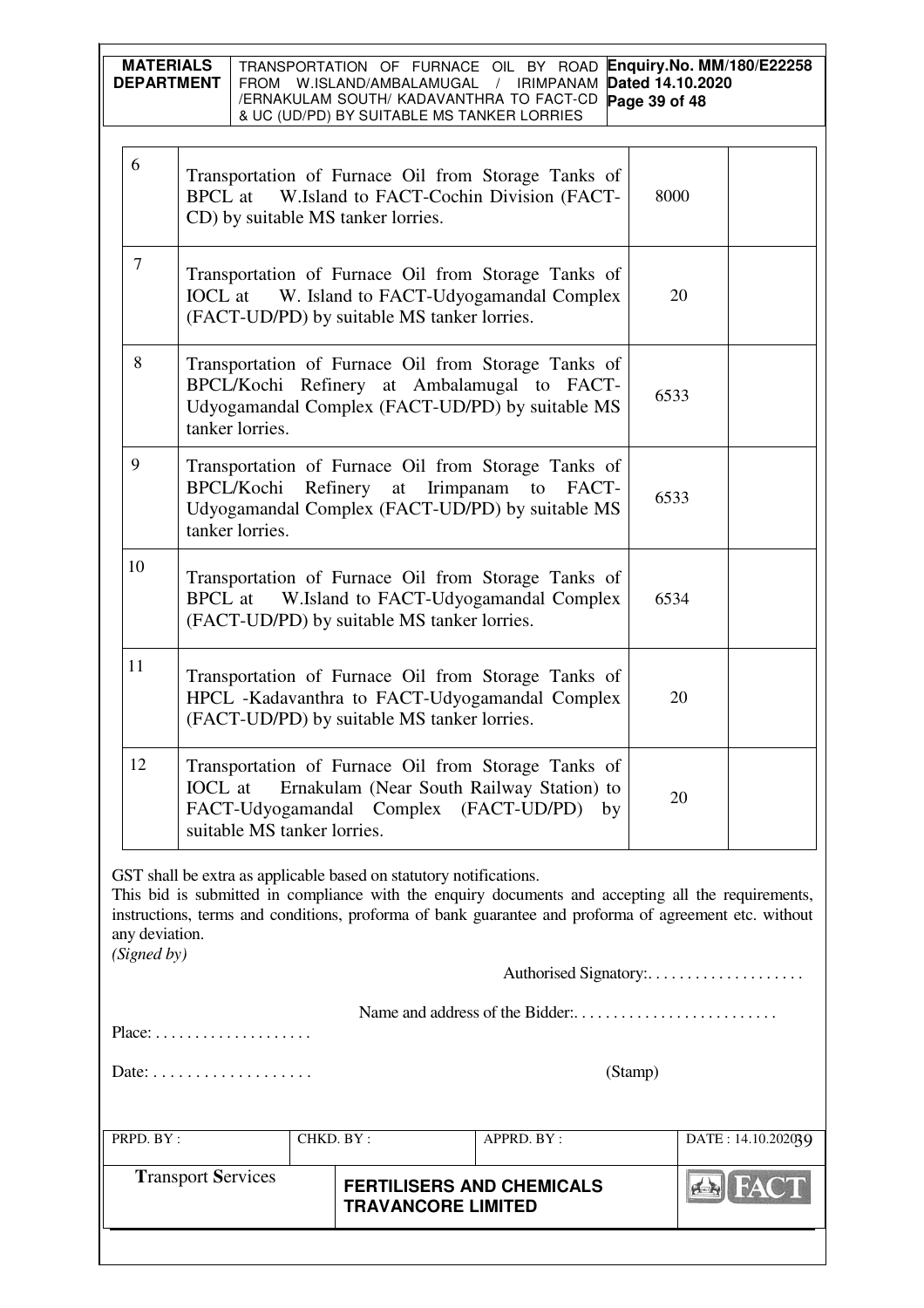| | | | |
|---|---|---|---|
| 6 | Transportation of Furnace Oil from Storage Tanks of BPCL at W.Island to FACT-Cochin Division (FACT-CD) by suitable MS tanker lorries. | 8000 | |
| 7 | Transportation of Furnace Oil from Storage Tanks of IOCL at W. Island to FACT-Udyogamandal Complex (FACT-UD/PD) by suitable MS tanker lorries. | 20 | |
| 8 | Transportation of Furnace Oil from Storage Tanks of BPCL/Kochi Refinery at Ambalamugal to FACT-Udyogamandal Complex (FACT-UD/PD) by suitable MS tanker lorries. | 6533 | |
| 9 | Transportation of Furnace Oil from Storage Tanks of BPCL/Kochi Refinery at Irimpanam to FACT-Udyogamandal Complex (FACT-UD/PD) by suitable MS tanker lorries. | 6533 | |
| 10 | Transportation of Furnace Oil from Storage Tanks of BPCL at W.Island to FACT-Udyogamandal Complex (FACT-UD/PD) by suitable MS tanker lorries. | 6534 | |
| 11 | Transportation of Furnace Oil from Storage Tanks of HPCL -Kadavanthra to FACT-Udyogamandal Complex (FACT-UD/PD) by suitable MS tanker lorries. | 20 | |
| 12 | Transportation of Furnace Oil from Storage Tanks of IOCL at Ernakulam (Near South Railway Station) to FACT-Udyogamandal Complex (FACT-UD/PD) by suitable MS tanker lorries. | 20 | |

GST shall be extra as applicable based on statutory notifications.

This bid is submitted in compliance with the enquiry documents and accepting all the requirements, instructions, terms and conditions, proforma of bank guarantee and proforma of agreement etc. without any deviation.

*(Signed by)*

Authorised Signatory:. . . . . . . . . . . . . . . . . . .

Name and address of the Bidder:. . . . . . . . . . . . . . . . . . . . . . . . .

Place: . . . . . . . . . . . . . . . . . . .

Date: . . . . . . . . . . . . . . . . . . . (Stamp)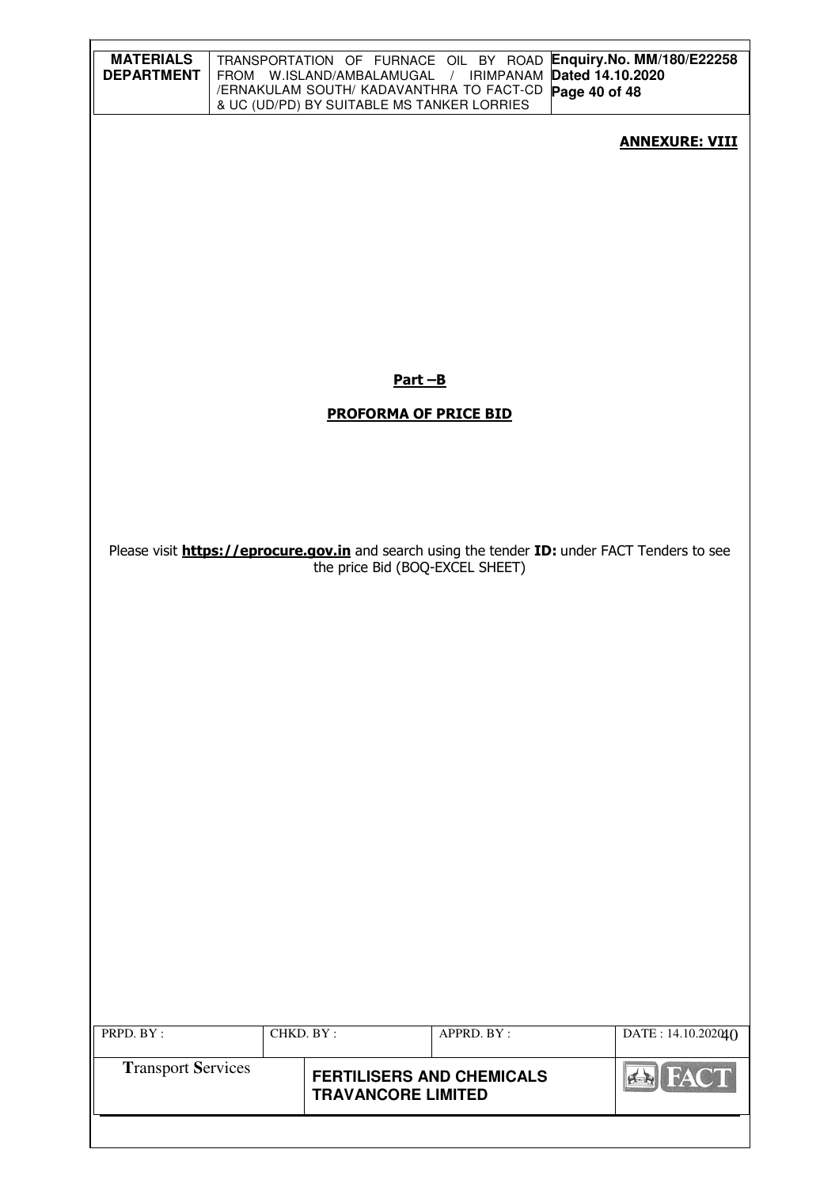**ANNEXURE: VIII**

**Part –B**

**PROFORMA OF PRICE BID**

Please visit **https://eprocure.gov.in** and search using the tender **ID:** under FACT Tenders to see the price Bid (BOQ-EXCEL SHEET)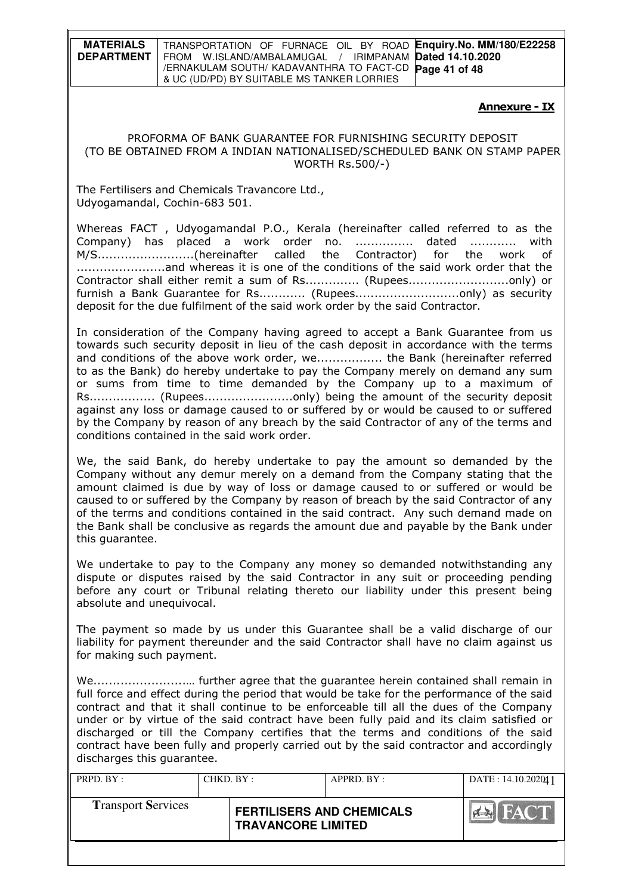**Annexure - IX**

PROFORMA OF BANK GUARANTEE FOR FURNISHING SECURITY DEPOSIT
(TO BE OBTAINED FROM A INDIAN NATIONALISED/SCHEDULED BANK ON STAMP PAPER WORTH Rs.500/-)

The Fertilisers and Chemicals Travancore Ltd.,
Udyogamandal, Cochin-683 501.

Whereas FACT , Udyogamandal P.O., Kerala (hereinafter called referred to as the Company) has placed a work order no. ............... dated ............ with M/S.........................(hereinafter called the Contractor) for the work of ......................and whereas it is one of the conditions of the said work order that the Contractor shall either remit a sum of Rs............. (Rupees..........................only) or furnish a Bank Guarantee for Rs........... (Rupees..........................only) as security deposit for the due fulfilment of the said work order by the said Contractor.

In consideration of the Company having agreed to accept a Bank Guarantee from us towards such security deposit in lieu of the cash deposit in accordance with the terms and conditions of the above work order, we................. the Bank (hereinafter referred to as the Bank) do hereby undertake to pay the Company merely on demand any sum or sums from time to time demanded by the Company up to a maximum of Rs................. (Rupees.......................only) being the amount of the security deposit against any loss or damage caused to or suffered by or would be caused to or suffered by the Company by reason of any breach by the said Contractor of any of the terms and conditions contained in the said work order.

We, the said Bank, do hereby undertake to pay the amount so demanded by the Company without any demur merely on a demand from the Company stating that the amount claimed is due by way of loss or damage caused to or suffered or would be caused to or suffered by the Company by reason of breach by the said Contractor of any of the terms and conditions contained in the said contract. Any such demand made on the Bank shall be conclusive as regards the amount due and payable by the Bank under this guarantee.

We undertake to pay to the Company any money so demanded notwithstanding any dispute or disputes raised by the said Contractor in any suit or proceeding pending before any court or Tribunal relating thereto our liability under this present being absolute and unequivocal.

The payment so made by us under this Guarantee shall be a valid discharge of our liability for payment thereunder and the said Contractor shall have no claim against us for making such payment.

We.........................… further agree that the guarantee herein contained shall remain in full force and effect during the period that would be take for the performance of the said contract and that it shall continue to be enforceable till all the dues of the Company under or by virtue of the said contract have been fully paid and its claim satisfied or discharged or till the Company certifies that the terms and conditions of the said contract have been fully and properly carried out by the said contractor and accordingly discharges this guarantee.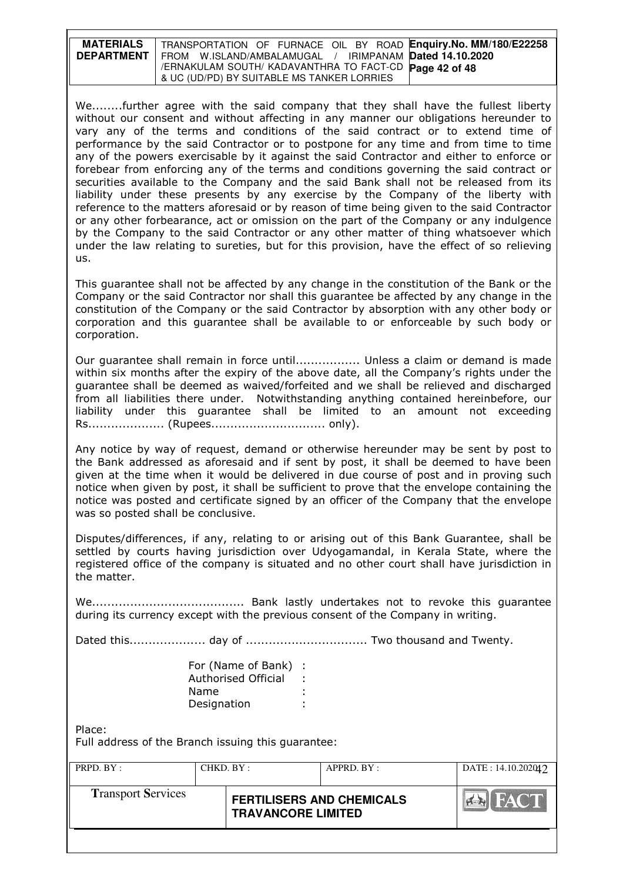We........further agree with the said company that they shall have the fullest liberty without our consent and without affecting in any manner our obligations hereunder to vary any of the terms and conditions of the said contract or to extend time of performance by the said Contractor or to postpone for any time and from time to time any of the powers exercisable by it against the said Contractor and either to enforce or forebear from enforcing any of the terms and conditions governing the said contract or securities available to the Company and the said Bank shall not be released from its liability under these presents by any exercise by the Company of the liberty with reference to the matters aforesaid or by reason of time being given to the said Contractor or any other forbearance, act or omission on the part of the Company or any indulgence by the Company to the said Contractor or any other matter of thing whatsoever which under the law relating to sureties, but for this provision, have the effect of so relieving us.

This guarantee shall not be affected by any change in the constitution of the Bank or the Company or the said Contractor nor shall this guarantee be affected by any change in the constitution of the Company or the said Contractor by absorption with any other body or corporation and this guarantee shall be available to or enforceable by such body or corporation.

Our guarantee shall remain in force until................. Unless a claim or demand is made within six months after the expiry of the above date, all the Company's rights under the guarantee shall be deemed as waived/forfeited and we shall be relieved and discharged from all liabilities there under. Notwithstanding anything contained hereinbefore, our liability under this guarantee shall be limited to an amount not exceeding Rs.................... (Rupees.............................. only).

Any notice by way of request, demand or otherwise hereunder may be sent by post to the Bank addressed as aforesaid and if sent by post, it shall be deemed to have been given at the time when it would be delivered in due course of post and in proving such notice when given by post, it shall be sufficient to prove that the envelope containing the notice was posted and certificate signed by an officer of the Company that the envelope was so posted shall be conclusive.

Disputes/differences, if any, relating to or arising out of this Bank Guarantee, shall be settled by courts having jurisdiction over Udyogamandal, in Kerala State, where the registered office of the company is situated and no other court shall have jurisdiction in the matter.

We........................................ Bank lastly undertakes not to revoke this guarantee during its currency except with the previous consent of the Company in writing.

Dated this.................... day of ................................ Two thousand and Twenty.

For (Name of Bank) :
Authorised Official :
Name :
Designation :

Place:
Full address of the Branch issuing this guarantee: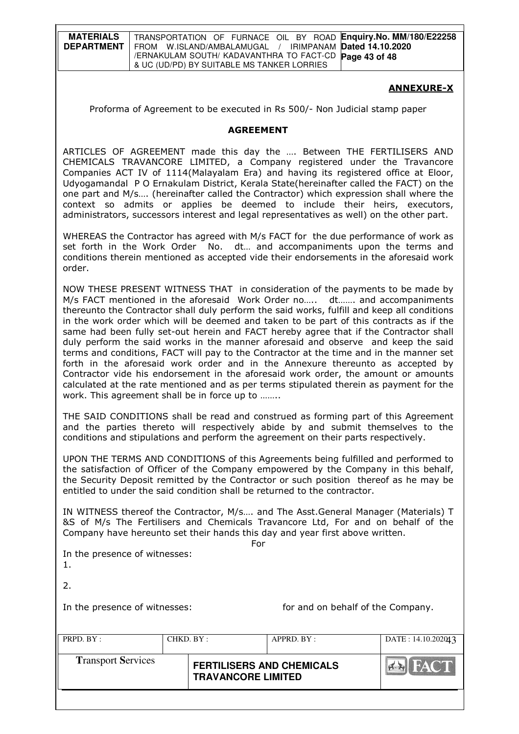## ANNEXURE-X

Proforma of Agreement to be executed in Rs 500/- Non Judicial stamp paper

### AGREEMENT

ARTICLES OF AGREEMENT made this day the …. Between THE FERTILISERS AND CHEMICALS TRAVANCORE LIMITED, a Company registered under the Travancore Companies ACT IV of 1114(Malayalam Era) and having its registered office at Eloor, Udyogamandal P O Ernakulam District, Kerala State(hereinafter called the FACT) on the one part and M/s…. (hereinafter called the Contractor) which expression shall where the context so admits or applies be deemed to include their heirs, executors, administrators, successors interest and legal representatives as well) on the other part.

WHEREAS the Contractor has agreed with M/s FACT for the due performance of work as set forth in the Work Order No. dt… and accompaniments upon the terms and conditions therein mentioned as accepted vide their endorsements in the aforesaid work order.

NOW THESE PRESENT WITNESS THAT in consideration of the payments to be made by M/s FACT mentioned in the aforesaid Work Order no….. dt……. and accompaniments thereunto the Contractor shall duly perform the said works, fulfill and keep all conditions in the work order which will be deemed and taken to be part of this contracts as if the same had been fully set-out herein and FACT hereby agree that if the Contractor shall duly perform the said works in the manner aforesaid and observe and keep the said terms and conditions, FACT will pay to the Contractor at the time and in the manner set forth in the aforesaid work order and in the Annexure thereunto as accepted by Contractor vide his endorsement in the aforesaid work order, the amount or amounts calculated at the rate mentioned and as per terms stipulated therein as payment for the work. This agreement shall be in force up to ……..

THE SAID CONDITIONS shall be read and construed as forming part of this Agreement and the parties thereto will respectively abide by and submit themselves to the conditions and stipulations and perform the agreement on their parts respectively.

UPON THE TERMS AND CONDITIONS of this Agreements being fulfilled and performed to the satisfaction of Officer of the Company empowered by the Company in this behalf, the Security Deposit remitted by the Contractor or such position thereof as he may be entitled to under the said condition shall be returned to the contractor.

IN WITNESS thereof the Contractor, M/s…. and The Asst.General Manager (Materials) T &S of M/s The Fertilisers and Chemicals Travancore Ltd, For and on behalf of the Company have hereunto set their hands this day and year first above written.

For

In the presence of witnesses:

1.

2.

In the presence of witnesses: for and on behalf of the Company.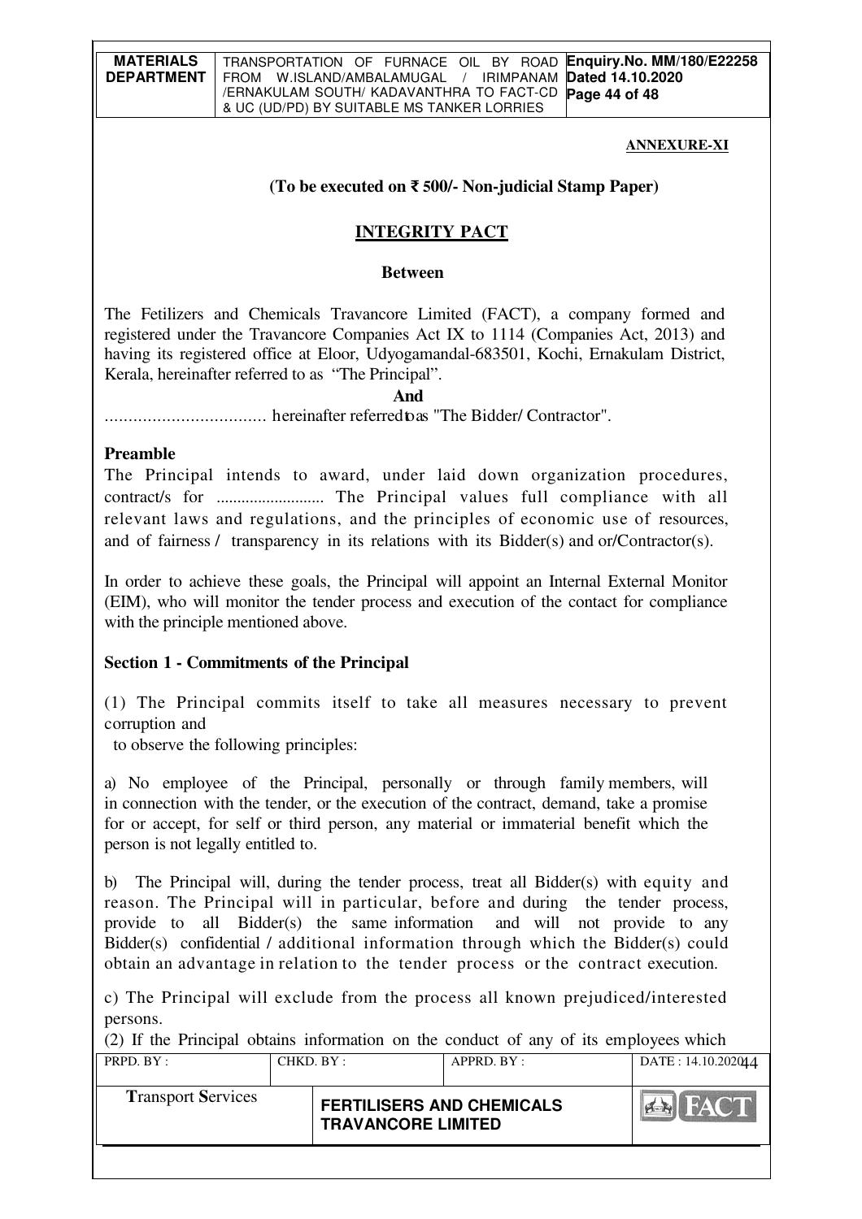**ANNEXURE-XI**

**(To be executed on ₹ 500/- Non-judicial Stamp Paper)**

## INTEGRITY PACT

**Between**

The Fetilizers and Chemicals Travancore Limited (FACT), a company formed and registered under the Travancore Companies Act IX to 1114 (Companies Act, 2013) and having its registered office at Eloor, Udyogamandal-683501, Kochi, Ernakulam District, Kerala, hereinafter referred to as "The Principal".

**And**

.................................. hereinafter referred to as "The Bidder/ Contractor".

### Preamble

The Principal intends to award, under laid down organization procedures, contract/s for .......................... The Principal values full compliance with all relevant laws and regulations, and the principles of economic use of resources, and of fairness / transparency in its relations with its Bidder(s) and or/Contractor(s).

In order to achieve these goals, the Principal will appoint an Internal External Monitor (EIM), who will monitor the tender process and execution of the contact for compliance with the principle mentioned above.

### Section 1 - Commitments of the Principal

(1) The Principal commits itself to take all measures necessary to prevent corruption and
to observe the following principles:

a) No employee of the Principal, personally or through family members, will in connection with the tender, or the execution of the contract, demand, take a promise for or accept, for self or third person, any material or immaterial benefit which the person is not legally entitled to.

b) The Principal will, during the tender process, treat all Bidder(s) with equity and reason. The Principal will in particular, before and during the tender process, provide to all Bidder(s) the same information and will not provide to any Bidder(s) confidential / additional information through which the Bidder(s) could obtain an advantage in relation to the tender process or the contract execution.

c) The Principal will exclude from the process all known prejudiced/interested persons.

(2) If the Principal obtains information on the conduct of any of its employees which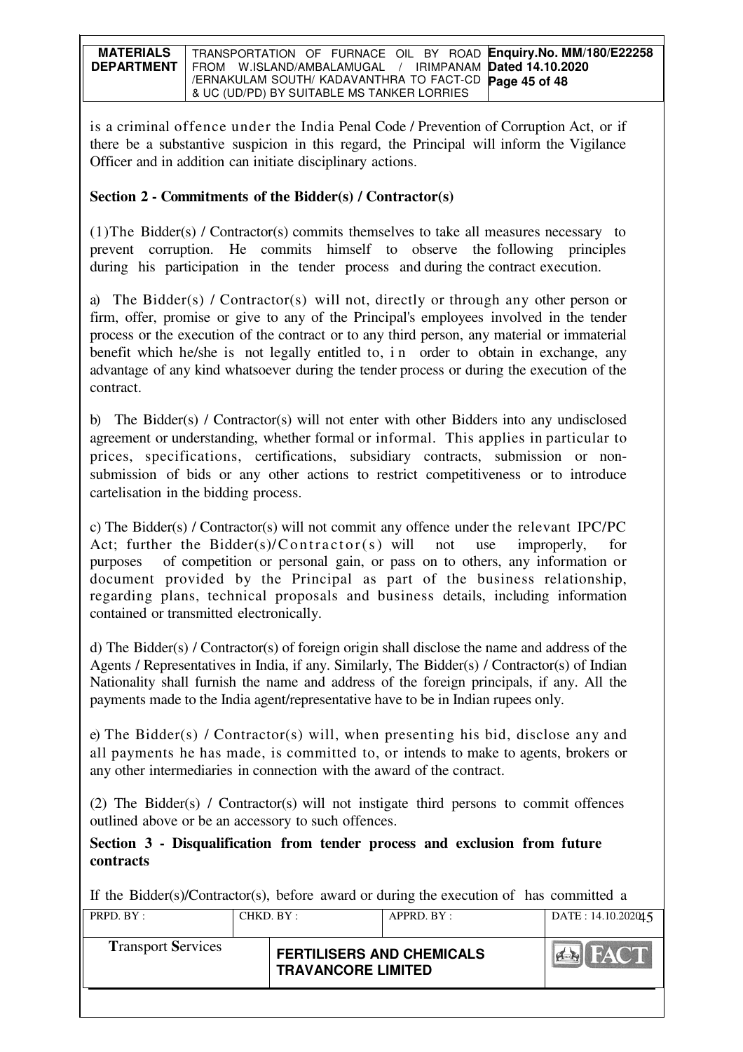is a criminal offence under the India Penal Code / Prevention of Corruption Act, or if there be a substantive suspicion in this regard, the Principal will inform the Vigilance Officer and in addition can initiate disciplinary actions.

**Section 2 - Commitments of the Bidder(s) / Contractor(s)**

(1)The Bidder(s) / Contractor(s) commits themselves to take all measures necessary to prevent corruption. He commits himself to observe the following principles during his participation in the tender process and during the contract execution.

a) The Bidder(s) / Contractor(s) will not, directly or through any other person or firm, offer, promise or give to any of the Principal's employees involved in the tender process or the execution of the contract or to any third person, any material or immaterial benefit which he/she is not legally entitled to, in order to obtain in exchange, any advantage of any kind whatsoever during the tender process or during the execution of the contract.

b) The Bidder(s) / Contractor(s) will not enter with other Bidders into any undisclosed agreement or understanding, whether formal or informal. This applies in particular to prices, specifications, certifications, subsidiary contracts, submission or non-submission of bids or any other actions to restrict competitiveness or to introduce cartelisation in the bidding process.

c) The Bidder(s) / Contractor(s) will not commit any offence under the relevant IPC/PC Act; further the Bidder(s)/Contractor(s) will not use improperly, for purposes of competition or personal gain, or pass on to others, any information or document provided by the Principal as part of the business relationship, regarding plans, technical proposals and business details, including information contained or transmitted electronically.

d) The Bidder(s) / Contractor(s) of foreign origin shall disclose the name and address of the Agents / Representatives in India, if any. Similarly, The Bidder(s) / Contractor(s) of Indian Nationality shall furnish the name and address of the foreign principals, if any. All the payments made to the India agent/representative have to be in Indian rupees only.

e) The Bidder(s) / Contractor(s) will, when presenting his bid, disclose any and all payments he has made, is committed to, or intends to make to agents, brokers or any other intermediaries in connection with the award of the contract.

(2) The Bidder(s) / Contractor(s) will not instigate third persons to commit offences outlined above or be an accessory to such offences.

**Section 3 - Disqualification from tender process and exclusion from future contracts**

If the Bidder(s)/Contractor(s), before award or during the execution of has committed a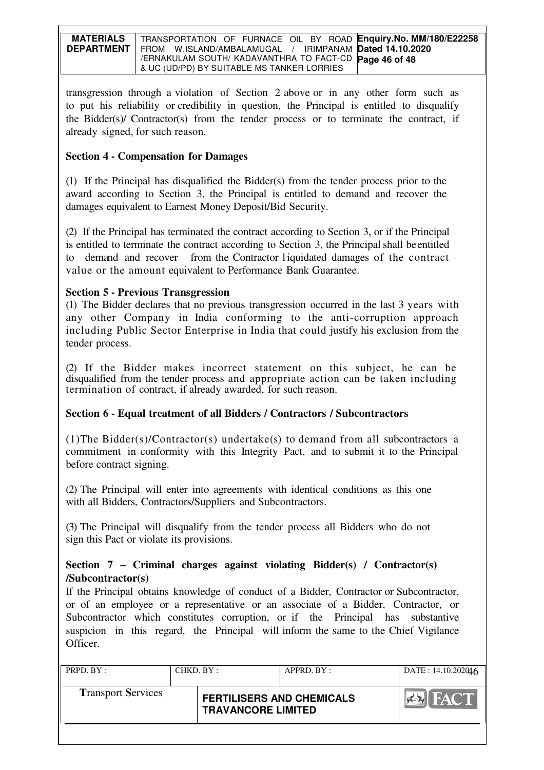transgression through a violation of Section 2 above or in any other form such as to put his reliability or credibility in question, the Principal is entitled to disqualify the Bidder(s)/ Contractor(s) from the tender process or to terminate the contract, if already signed, for such reason.

**Section 4 - Compensation for Damages**

(1) If the Principal has disqualified the Bidder(s) from the tender process prior to the award according to Section 3, the Principal is entitled to demand and recover the damages equivalent to Earnest Money Deposit/Bid Security.

(2) If the Principal has terminated the contract according to Section 3, or if the Principal is entitled to terminate the contract according to Section 3, the Principal shall be entitled to demand and recover from the Contractor liquidated damages of the contract value or the amount equivalent to Performance Bank Guarantee.

**Section 5 - Previous Transgression**

(1) The Bidder declares that no previous transgression occurred in the last 3 years with any other Company in India conforming to the anti-corruption approach including Public Sector Enterprise in India that could justify his exclusion from the tender process.

(2) If the Bidder makes incorrect statement on this subject, he can be disqualified from the tender process and appropriate action can be taken including termination of contract, if already awarded, for such reason.

**Section 6 - Equal treatment of all Bidders / Contractors / Subcontractors**

(1)The Bidder(s)/Contractor(s) undertake(s) to demand from all subcontractors a commitment in conformity with this Integrity Pact, and to submit it to the Principal before contract signing.

(2) The Principal will enter into agreements with identical conditions as this one with all Bidders, Contractors/Suppliers and Subcontractors.

(3) The Principal will disqualify from the tender process all Bidders who do not sign this Pact or violate its provisions.

**Section 7 – Criminal charges against violating Bidder(s) / Contractor(s) /Subcontractor(s)**

If the Principal obtains knowledge of conduct of a Bidder, Contractor or Subcontractor, or of an employee or a representative or an associate of a Bidder, Contractor, or Subcontractor which constitutes corruption, or if the Principal has substantive suspicion in this regard, the Principal will inform the same to the Chief Vigilance Officer.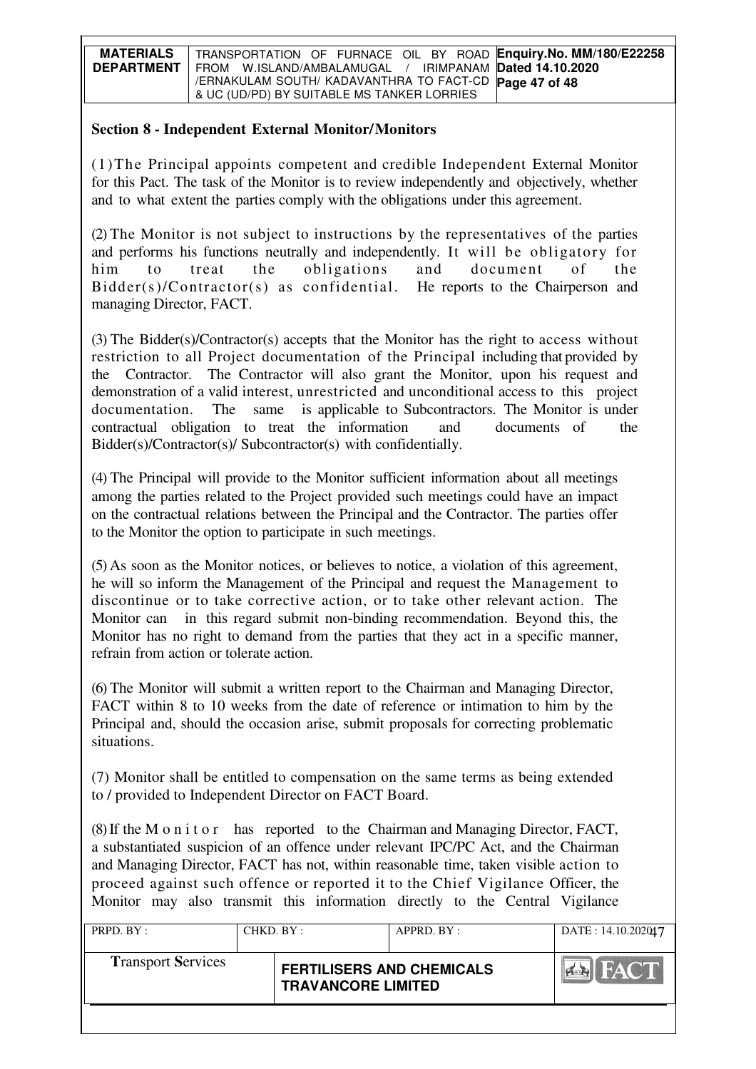## Section 8 - Independent External Monitor/Monitors

(1) The Principal appoints competent and credible Independent External Monitor for this Pact. The task of the Monitor is to review independently and objectively, whether and to what extent the parties comply with the obligations under this agreement.

(2) The Monitor is not subject to instructions by the representatives of the parties and performs his functions neutrally and independently. It will be obligatory for him to treat the obligations and document of the Bidder(s)/Contractor(s) as confidential. He reports to the Chairperson and managing Director, FACT.

(3) The Bidder(s)/Contractor(s) accepts that the Monitor has the right to access without restriction to all Project documentation of the Principal including that provided by the Contractor. The Contractor will also grant the Monitor, upon his request and demonstration of a valid interest, unrestricted and unconditional access to this project documentation. The same is applicable to Subcontractors. The Monitor is under contractual obligation to treat the information and documents of the Bidder(s)/Contractor(s)/ Subcontractor(s) with confidentially.

(4) The Principal will provide to the Monitor sufficient information about all meetings among the parties related to the Project provided such meetings could have an impact on the contractual relations between the Principal and the Contractor. The parties offer to the Monitor the option to participate in such meetings.

(5) As soon as the Monitor notices, or believes to notice, a violation of this agreement, he will so inform the Management of the Principal and request the Management to discontinue or to take corrective action, or to take other relevant action. The Monitor can in this regard submit non-binding recommendation. Beyond this, the Monitor has no right to demand from the parties that they act in a specific manner, refrain from action or tolerate action.

(6) The Monitor will submit a written report to the Chairman and Managing Director, FACT within 8 to 10 weeks from the date of reference or intimation to him by the Principal and, should the occasion arise, submit proposals for correcting problematic situations.

(7) Monitor shall be entitled to compensation on the same terms as being extended to / provided to Independent Director on FACT Board.

(8) If the Monitor has reported to the Chairman and Managing Director, FACT, a substantiated suspicion of an offence under relevant IPC/PC Act, and the Chairman and Managing Director, FACT has not, within reasonable time, taken visible action to proceed against such offence or reported it to the Chief Vigilance Officer, the Monitor may also transmit this information directly to the Central Vigilance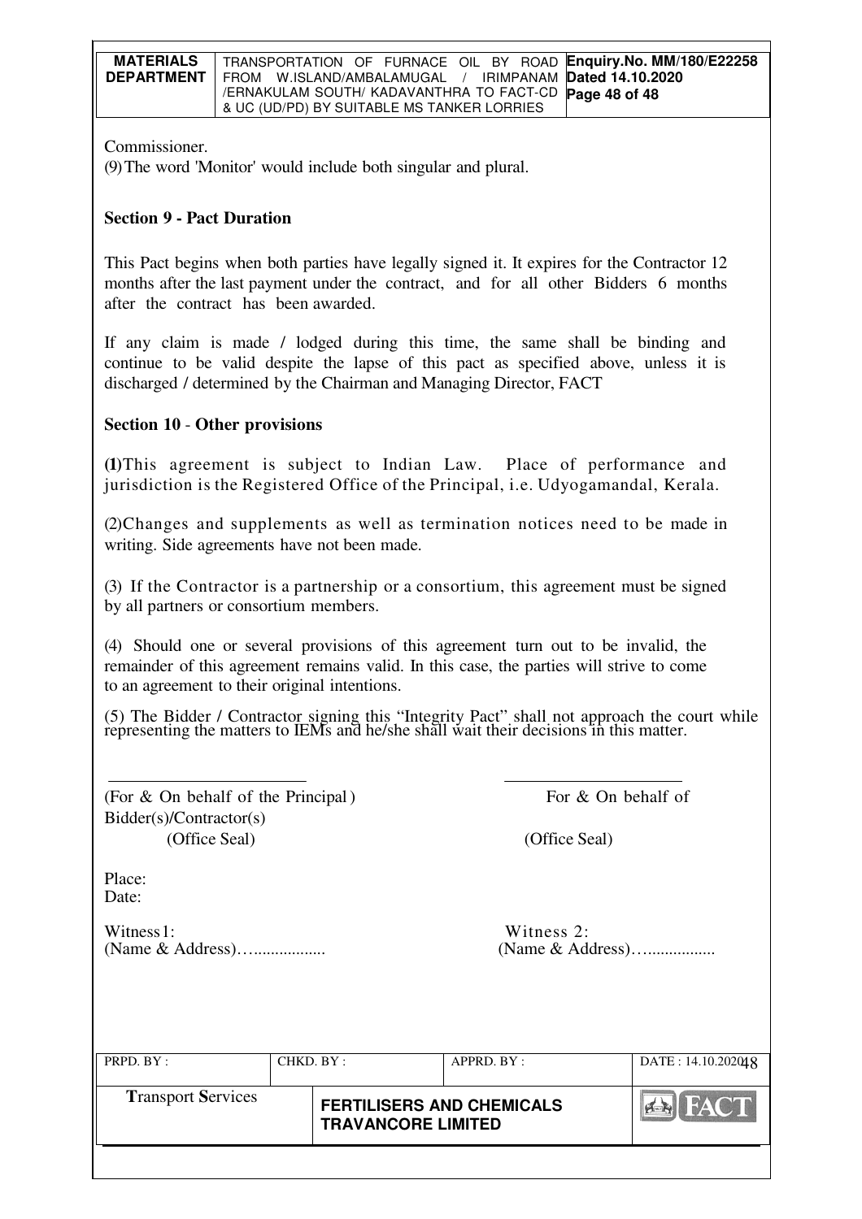Commissioner.

(9) The word 'Monitor' would include both singular and plural.

**Section 9 - Pact Duration**

This Pact begins when both parties have legally signed it. It expires for the Contractor 12 months after the last payment under the contract, and for all other Bidders 6 months after the contract has been awarded.

If any claim is made / lodged during this time, the same shall be binding and continue to be valid despite the lapse of this pact as specified above, unless it is discharged / determined by the Chairman and Managing Director, FACT

**Section 10** - **Other provisions**

**(1)**This agreement is subject to Indian Law. Place of performance and jurisdiction is the Registered Office of the Principal, i.e. Udyogamandal, Kerala.

(2)Changes and supplements as well as termination notices need to be made in writing. Side agreements have not been made.

(3) If the Contractor is a partnership or a consortium, this agreement must be signed by all partners or consortium members.

(4) Should one or several provisions of this agreement turn out to be invalid, the remainder of this agreement remains valid. In this case, the parties will strive to come to an agreement to their original intentions.

(5) The Bidder / Contractor signing this "Integrity Pact" shall not approach the court while representing the matters to IEMs and he/she shall wait their decisions in this matter.

(For & On behalf of the Principal) For & On behalf of Bidder(s)/Contractor(s)

(Office Seal) (Office Seal)

Place:

Date:

Witness1: Witness 2:

(Name & Address)….................. (Name & Address)….................